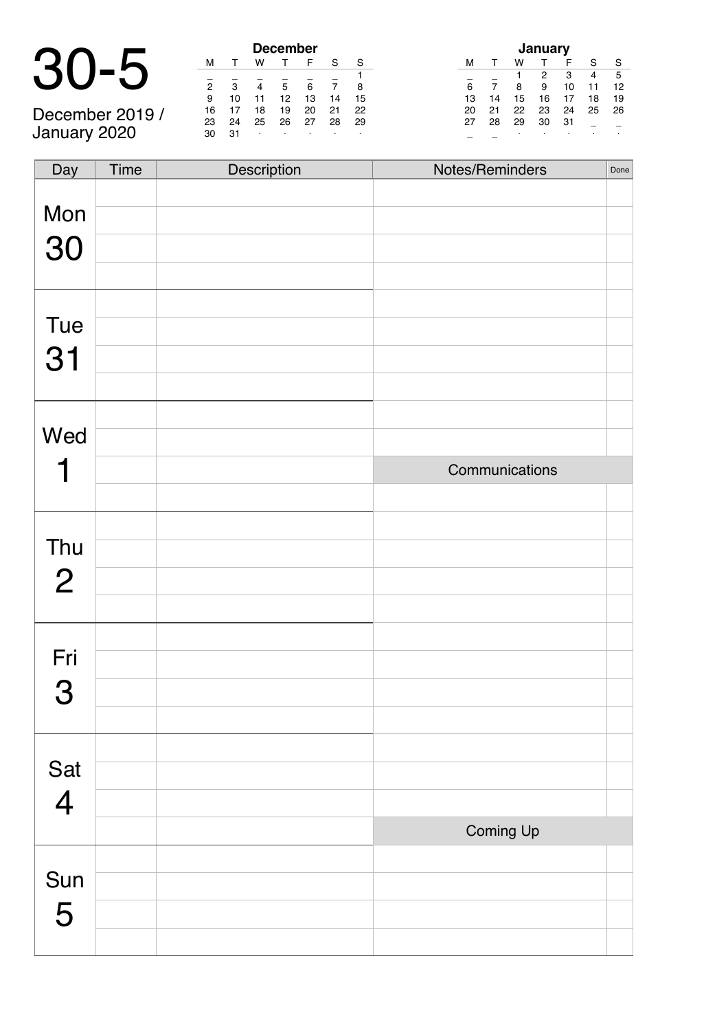# 30-5

December 2019 / January 2020

**December**

| M | T | W | T | F | S | S |
|---|---|---|---|---|---|---|
| _ | _ | _ | _ | _ | _ | 1 |
| 2 | 3 | 4 | 5 | 6 | 7 | 8 |
| 9 | 10 | 11 | 12 | 13 | 14 | 15 |
| 16 | 17 | 18 | 19 | 20 | 21 | 22 |
| 23 | 24 | 25 | 26 | 27 | 28 | 29 |
| 30 | 31 | · | · | · | · | · |

**January**

| M | T | W | T | F | S | S |
|---|---|---|---|---|---|---|
| _ | _ | 1 | 2 | 3 | 4 | 5 |
| 6 | 7 | 8 | 9 | 10 | 11 | 12 |
| 13 | 14 | 15 | 16 | 17 | 18 | 19 |
| 20 | 21 | 22 | 23 | 24 | 25 | 26 |
| 27 | 28 | 29 | 30 | 31 | _ | _ |
| _ | _ | · | · | · | · | · |

| Day | Time | Description | Notes/Reminders | Done |
|---|---|---|---|---|
| Mon 30 | | | | |
| | | | | |
| | | | | |
| | | | | |
| Tue 31 | | | | |
| | | | | |
| | | | | |
| | | | | |
| Wed 1 | | | | |
| | | | | |
| | | | Communications | |
| | | | | |
| Thu 2 | | | | |
| | | | | |
| | | | | |
| | | | | |
| Fri 3 | | | | |
| | | | | |
| | | | | |
| | | | | |
| Sat 4 | | | | |
| | | | | |
| | | | | |
| | | | Coming Up | |
| Sun 5 | | | | |
| | | | | |
| | | | | |
| | | | | |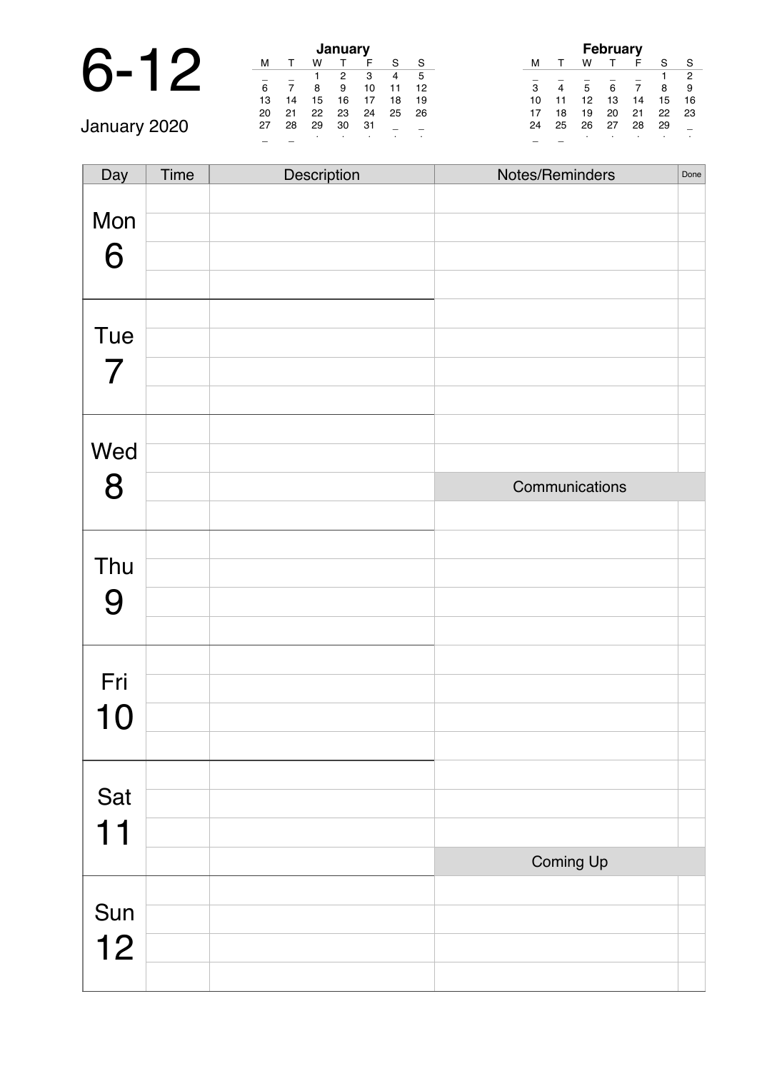# 6-12

January 2020

**January**

| M | T | W | T | F | S | S |
|---|---|---|---|---|---|---|
| _ | _ | 1 | 2 | 3 | 4 | 5 |
| 6 | 7 | 8 | 9 | 10 | 11 | 12 |
| 13 | 14 | 15 | 16 | 17 | 18 | 19 |
| 20 | 21 | 22 | 23 | 24 | 25 | 26 |
| 27 | 28 | 29 | 30 | 31 | _ | _ |

**February**

| M | T | W | T | F | S | S |
|---|---|---|---|---|---|---|
| _ | _ | _ | _ | _ | 1 | 2 |
| 3 | 4 | 5 | 6 | 7 | 8 | 9 |
| 10 | 11 | 12 | 13 | 14 | 15 | 16 |
| 17 | 18 | 19 | 20 | 21 | 22 | 23 |
| 24 | 25 | 26 | 27 | 28 | 29 | _ |

| Day | Time | Description |
|---|---|---|
| Mon 6 | | |
| Tue 7 | | |
| Wed 8 | | |
| Thu 9 | | |
| Fri 10 | | |
| Sat 11 | | |
| Sun 12 | | |

| Notes/Reminders | Done |
|---|---|
| | |
| | |
| **Communications** | |
| | |
| **Coming Up** | |
| | |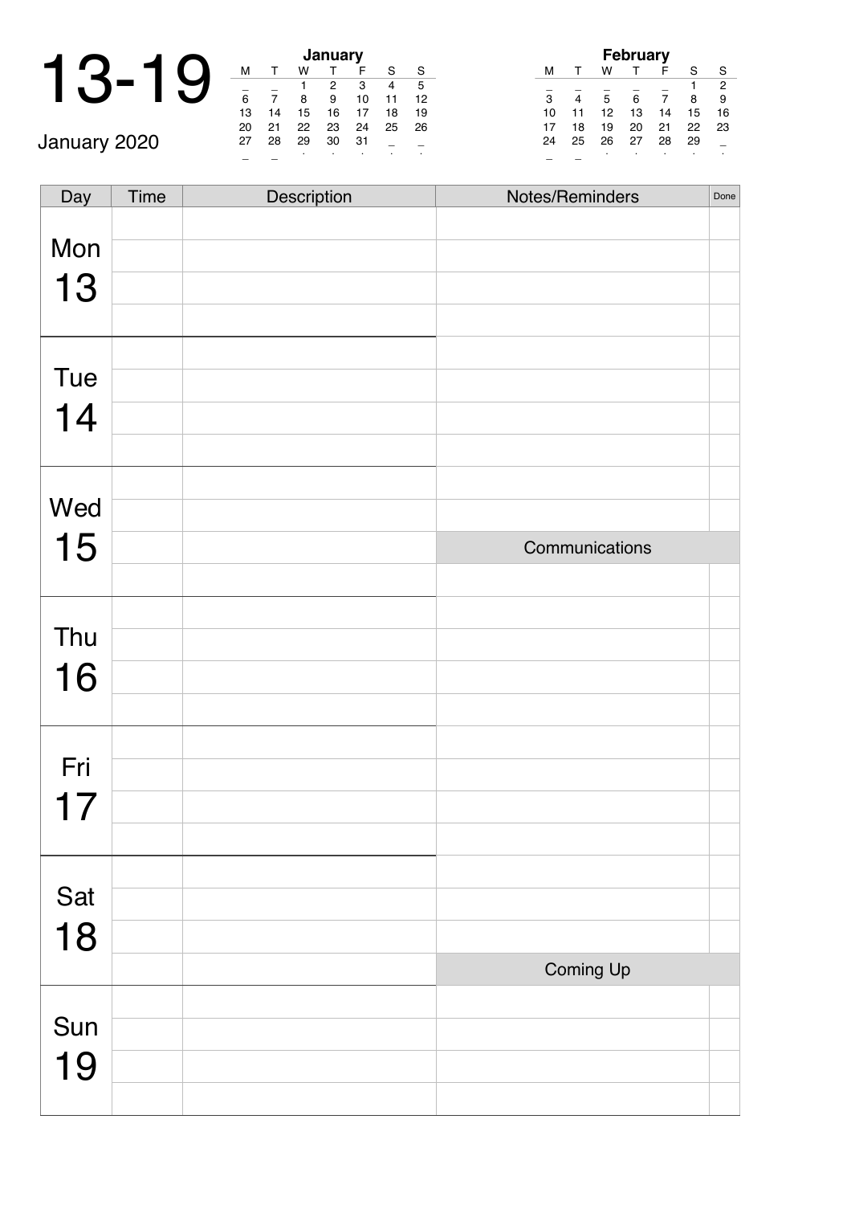# 13-19

January 2020

**January**

| M | T | W | T | F | S | S |
|---|---|---|---|---|---|---|
| _ | _ | 1 | 2 | 3 | 4 | 5 |
| 6 | 7 | 8 | 9 | 10 | 11 | 12 |
| 13 | 14 | 15 | 16 | 17 | 18 | 19 |
| 20 | 21 | 22 | 23 | 24 | 25 | 26 |
| 27 | 28 | 29 | 30 | 31 | _ | _ |

**February**

| M | T | W | T | F | S | S |
|---|---|---|---|---|---|---|
| _ | _ | _ | _ | _ | 1 | 2 |
| 3 | 4 | 5 | 6 | 7 | 8 | 9 |
| 10 | 11 | 12 | 13 | 14 | 15 | 16 |
| 17 | 18 | 19 | 20 | 21 | 22 | 23 |
| 24 | 25 | 26 | 27 | 28 | 29 | _ |

| Day | Time | Description | Notes/Reminders | Done |
|---|---|---|---|---|
| Mon 13 | | | | |
| | | | | |
| | | | | |
| | | | | |
| Tue 14 | | | | |
| | | | | |
| | | | | |
| | | | | |
| Wed 15 | | | | |
| | | | | |
| | | | Communications | |
| | | | | |
| Thu 16 | | | | |
| | | | | |
| | | | | |
| | | | | |
| Fri 17 | | | | |
| | | | | |
| | | | | |
| | | | | |
| Sat 18 | | | | |
| | | | | |
| | | | | |
| | | | Coming Up | |
| Sun 19 | | | | |
| | | | | |
| | | | | |
| | | | | |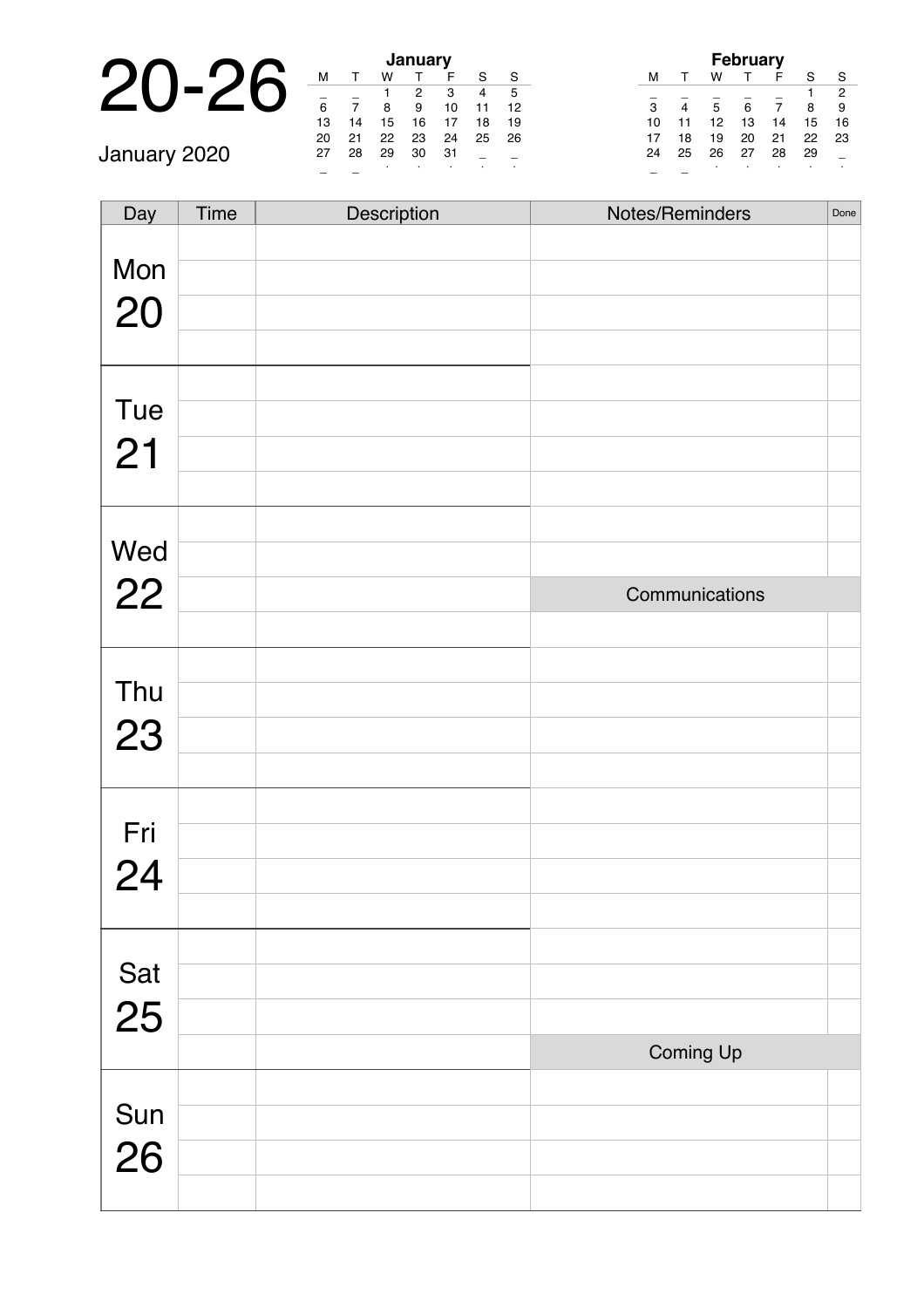# 20-26

January 2020

**January**

| M | T | W | T | F | S | S |
|---|---|---|---|---|---|---|
| _ | _ | 1 | 2 | 3 | 4 | 5 |
| 6 | 7 | 8 | 9 | 10 | 11 | 12 |
| 13 | 14 | 15 | 16 | 17 | 18 | 19 |
| 20 | 21 | 22 | 23 | 24 | 25 | 26 |
| 27 | 28 | 29 | 30 | 31 | _ | _ |

**February**

| M | T | W | T | F | S | S |
|---|---|---|---|---|---|---|
| _ | _ | _ | _ | _ | 1 | 2 |
| 3 | 4 | 5 | 6 | 7 | 8 | 9 |
| 10 | 11 | 12 | 13 | 14 | 15 | 16 |
| 17 | 18 | 19 | 20 | 21 | 22 | 23 |
| 24 | 25 | 26 | 27 | 28 | 29 | _ |

| Day | Time | Description | Notes/Reminders | Done |
|---|---|---|---|---|
| Mon 20 | | | | |
| | | | | |
| | | | | |
| | | | | |
| Tue 21 | | | | |
| | | | | |
| | | | | |
| | | | | |
| Wed 22 | | | | |
| | | | | |
| | | | Communications | |
| | | | | |
| Thu 23 | | | | |
| | | | | |
| | | | | |
| | | | | |
| Fri 24 | | | | |
| | | | | |
| | | | | |
| | | | | |
| Sat 25 | | | | |
| | | | | |
| | | | | |
| | | | Coming Up | |
| Sun 26 | | | | |
| | | | | |
| | | | | |
| | | | | |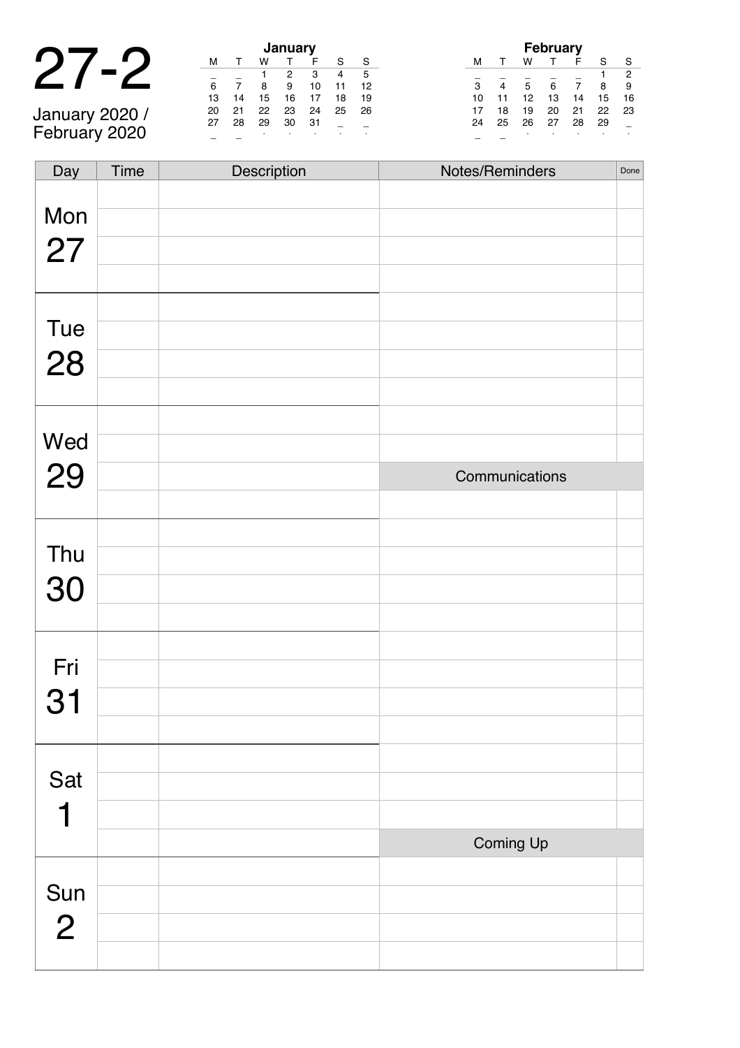# 27-2

January 2020 / February 2020

**January**

| M | T | W | T | F | S | S |
|---|---|---|---|---|---|---|
| _ | _ | 1 | 2 | 3 | 4 | 5 |
| 6 | 7 | 8 | 9 | 10 | 11 | 12 |
| 13 | 14 | 15 | 16 | 17 | 18 | 19 |
| 20 | 21 | 22 | 23 | 24 | 25 | 26 |
| 27 | 28 | 29 | 30 | 31 | _ | _ |
| _ | _ | . | . | . | . | . |

**February**

| M | T | W | T | F | S | S |
|---|---|---|---|---|---|---|
| _ | _ | _ | _ | _ | 1 | 2 |
| 3 | 4 | 5 | 6 | 7 | 8 | 9 |
| 10 | 11 | 12 | 13 | 14 | 15 | 16 |
| 17 | 18 | 19 | 20 | 21 | 22 | 23 |
| 24 | 25 | 26 | 27 | 28 | 29 | _ |
| _ | _ | . | . | . | . | . |

| Day | Time | Description | Notes/Reminders | Done |
|---|---|---|---|---|
| Mon 27 | | | | |
| | | | | |
| | | | | |
| | | | | |
| Tue 28 | | | | |
| | | | | |
| | | | | |
| | | | | |
| Wed 29 | | | | |
| | | | | |
| | | | Communications | |
| | | | | |
| Thu 30 | | | | |
| | | | | |
| | | | | |
| | | | | |
| Fri 31 | | | | |
| | | | | |
| | | | | |
| | | | | |
| Sat 1 | | | | |
| | | | | |
| | | | | |
| | | | Coming Up | |
| Sun 2 | | | | |
| | | | | |
| | | | | |
| | | | | |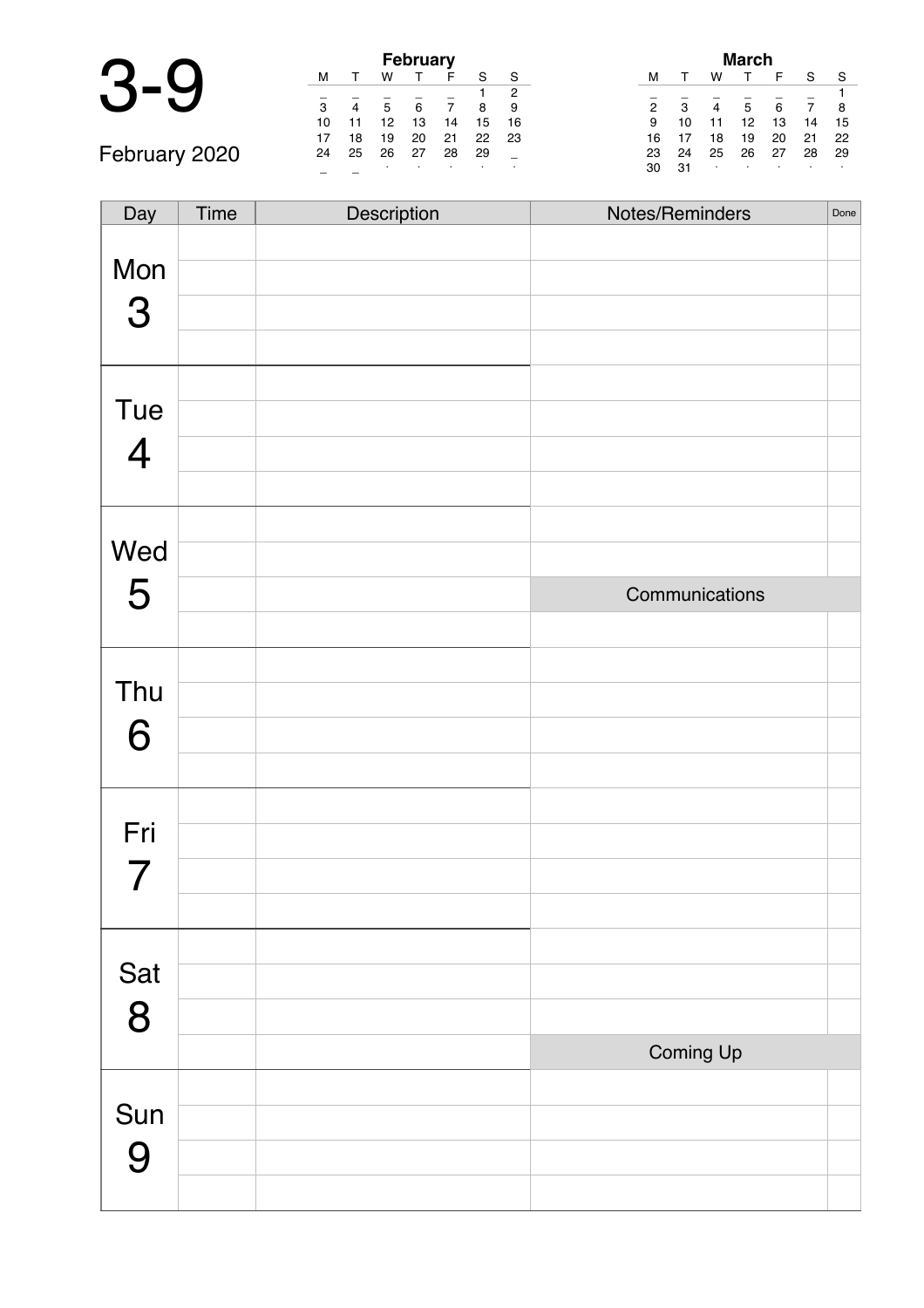# 3-9

February 2020

**February**

| M | T | W | T | F | S | S |
|---|---|---|---|---|---|---|
| _ | _ | _ | _ | _ | 1 | 2 |
| 3 | 4 | 5 | 6 | 7 | 8 | 9 |
| 10 | 11 | 12 | 13 | 14 | 15 | 16 |
| 17 | 18 | 19 | 20 | 21 | 22 | 23 |
| 24 | 25 | 26 | 27 | 28 | 29 | _ |
| _ | _ | · | · | · | · | · |

**March**

| M | T | W | T | F | S | S |
|---|---|---|---|---|---|---|
| _ | _ | _ | _ | _ | _ | 1 |
| 2 | 3 | 4 | 5 | 6 | 7 | 8 |
| 9 | 10 | 11 | 12 | 13 | 14 | 15 |
| 16 | 17 | 18 | 19 | 20 | 21 | 22 |
| 23 | 24 | 25 | 26 | 27 | 28 | 29 |
| 30 | 31 | · | · | · | · | · |

| Day | Time | Description | Notes/Reminders | Done |
|---|---|---|---|---|
| Mon 3 | | | | |
| | | | | |
| | | | | |
| | | | | |
| Tue 4 | | | | |
| | | | | |
| | | | | |
| | | | | |
| Wed 5 | | | | |
| | | | | |
| | | | **Communications** | |
| | | | | |
| Thu 6 | | | | |
| | | | | |
| | | | | |
| | | | | |
| Fri 7 | | | | |
| | | | | |
| | | | | |
| | | | | |
| Sat 8 | | | | |
| | | | | |
| | | | | |
| | | | **Coming Up** | |
| Sun 9 | | | | |
| | | | | |
| | | | | |
| | | | | |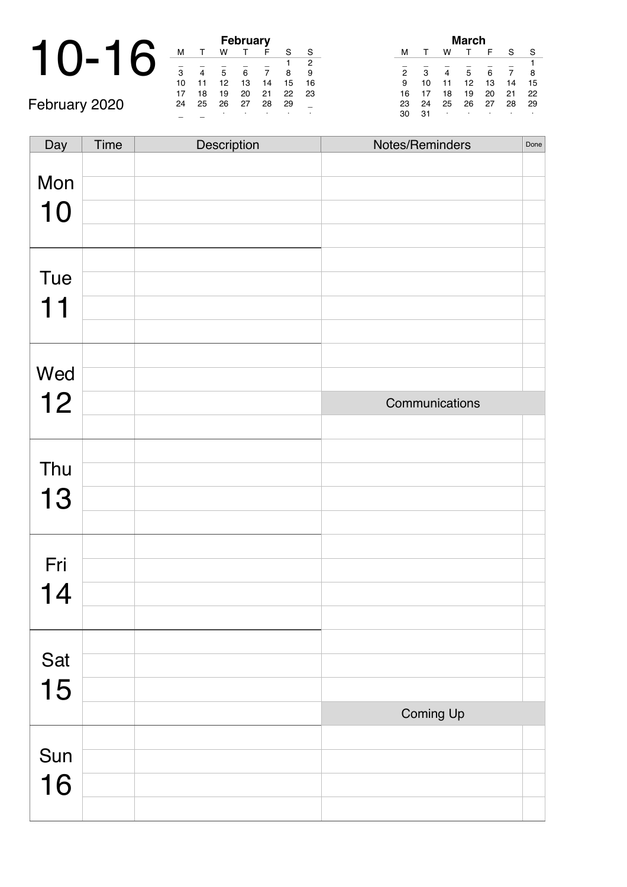# 10-16

February 2020

| February | | | | | | |
|---|---|---|---|---|---|---|
| M | T | W | T | F | S | S |
| _ | _ | _ | _ | _ | 1 | 2 |
| 3 | 4 | 5 | 6 | 7 | 8 | 9 |
| 10 | 11 | 12 | 13 | 14 | 15 | 16 |
| 17 | 18 | 19 | 20 | 21 | 22 | 23 |
| 24 | 25 | 26 | 27 | 28 | 29 | _ |
| _ | _ | · | · | · | · | · |

| March | | | | | | |
|---|---|---|---|---|---|---|
| M | T | W | T | F | S | S |
| _ | _ | _ | _ | _ | _ | 1 |
| 2 | 3 | 4 | 5 | 6 | 7 | 8 |
| 9 | 10 | 11 | 12 | 13 | 14 | 15 |
| 16 | 17 | 18 | 19 | 20 | 21 | 22 |
| 23 | 24 | 25 | 26 | 27 | 28 | 29 |
| 30 | 31 | · | · | · | · | · |

| Day | Time | Description | Notes/Reminders | Done |
|---|---|---|---|---|
| Mon 10 | | | | |
| | | | | |
| | | | | |
| | | | | |
| Tue 11 | | | | |
| | | | | |
| | | | | |
| | | | | |
| Wed 12 | | | | |
| | | | | |
| | | | Communications | |
| | | | | |
| Thu 13 | | | | |
| | | | | |
| | | | | |
| | | | | |
| Fri 14 | | | | |
| | | | | |
| | | | | |
| | | | | |
| Sat 15 | | | | |
| | | | | |
| | | | | |
| | | | Coming Up | |
| Sun 16 | | | | |
| | | | | |
| | | | | |
| | | | | |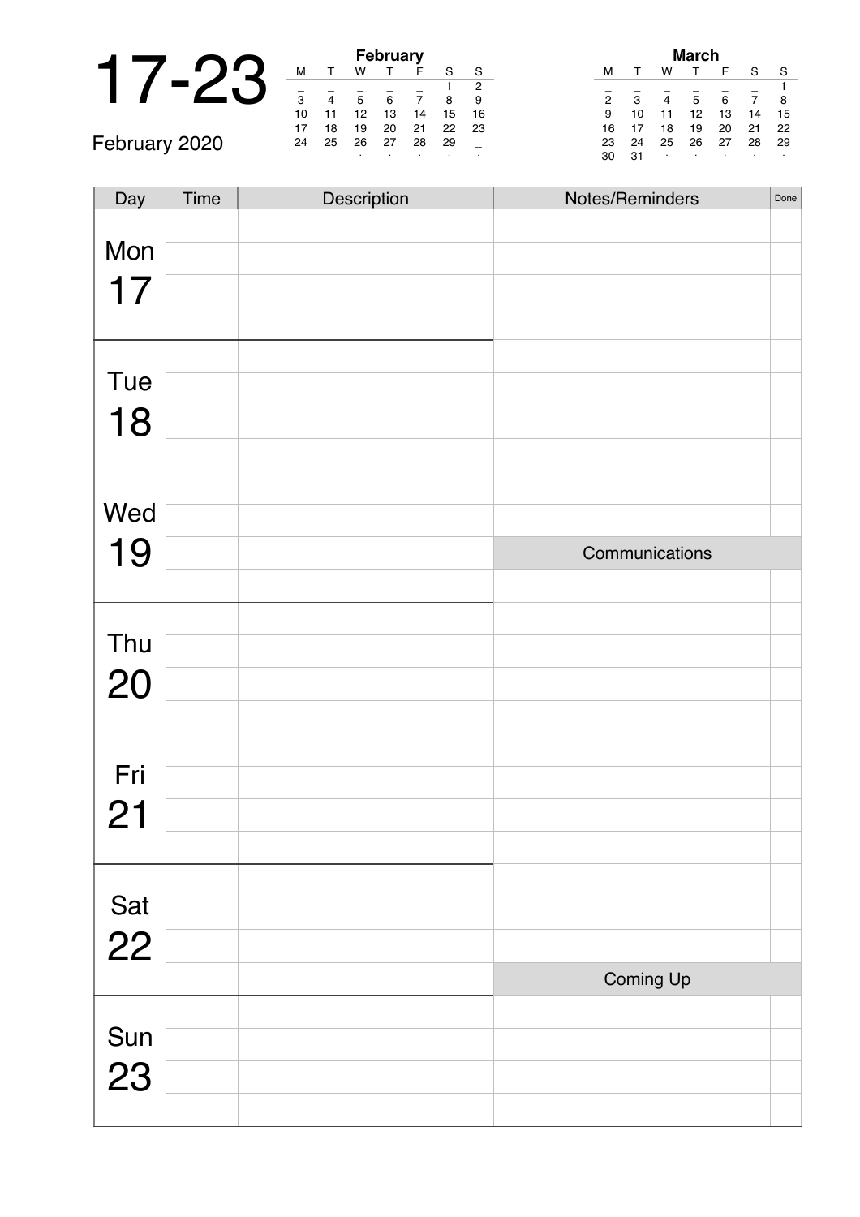# 17-23

February 2020

**February**

| M | T | W | T | F | S | S |
|---|---|---|---|---|---|---|
| _ | _ | _ | _ | _ | 1 | 2 |
| 3 | 4 | 5 | 6 | 7 | 8 | 9 |
| 10 | 11 | 12 | 13 | 14 | 15 | 16 |
| 17 | 18 | 19 | 20 | 21 | 22 | 23 |
| 24 | 25 | 26 | 27 | 28 | 29 | _ |
| _ | _ | · | · | · | · | · |

**March**

| M | T | W | T | F | S | S |
|---|---|---|---|---|---|---|
| _ | _ | _ | _ | _ | _ | 1 |
| 2 | 3 | 4 | 5 | 6 | 7 | 8 |
| 9 | 10 | 11 | 12 | 13 | 14 | 15 |
| 16 | 17 | 18 | 19 | 20 | 21 | 22 |
| 23 | 24 | 25 | 26 | 27 | 28 | 29 |
| 30 | 31 | · | · | · | · | · |

| Day | Time | Description | Notes/Reminders | Done |
|---|---|---|---|---|
| Mon 17 | | | | |
| | | | | |
| | | | | |
| | | | | |
| Tue 18 | | | | |
| | | | | |
| | | | | |
| | | | | |
| Wed 19 | | | | |
| | | | | |
| | | | **Communications** | |
| | | | | |
| Thu 20 | | | | |
| | | | | |
| | | | | |
| | | | | |
| Fri 21 | | | | |
| | | | | |
| | | | | |
| | | | | |
| Sat 22 | | | | |
| | | | | |
| | | | | |
| | | | **Coming Up** | |
| Sun 23 | | | | |
| | | | | |
| | | | | |
| | | | | |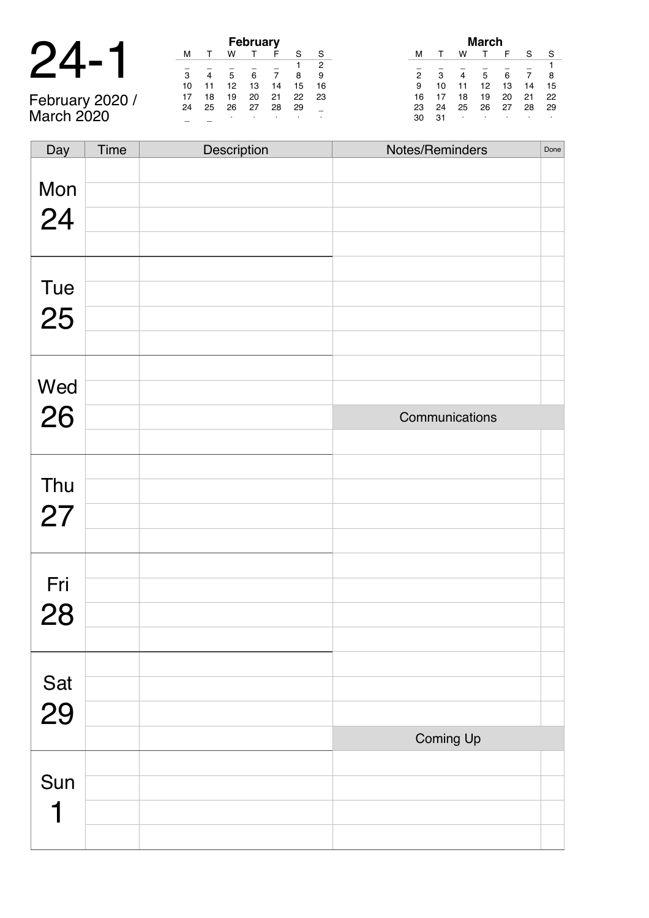# 24-1

February 2020 / March 2020

**February**

| M | T | W | T | F | S | S |
|---|---|---|---|---|---|---|
| _ | _ | _ | _ | _ | 1 | 2 |
| 3 | 4 | 5 | 6 | 7 | 8 | 9 |
| 10 | 11 | 12 | 13 | 14 | 15 | 16 |
| 17 | 18 | 19 | 20 | 21 | 22 | 23 |
| 24 | 25 | 26 | 27 | 28 | 29 | _ |
| _ | _ | · | · | · | · | · |

**March**

| M | T | W | T | F | S | S |
|---|---|---|---|---|---|---|
| _ | _ | _ | _ | _ | _ | 1 |
| 2 | 3 | 4 | 5 | 6 | 7 | 8 |
| 9 | 10 | 11 | 12 | 13 | 14 | 15 |
| 16 | 17 | 18 | 19 | 20 | 21 | 22 |
| 23 | 24 | 25 | 26 | 27 | 28 | 29 |
| 30 | 31 | · | · | · | · | · |

| Day | Time | Description | Notes/Reminders | Done |
|---|---|---|---|---|
| Mon 24 | | | | |
| | | | | |
| | | | | |
| | | | | |
| Tue 25 | | | | |
| | | | | |
| | | | | |
| | | | | |
| Wed 26 | | | | |
| | | | | |
| | | | Communications | |
| | | | | |
| Thu 27 | | | | |
| | | | | |
| | | | | |
| | | | | |
| Fri 28 | | | | |
| | | | | |
| | | | | |
| | | | | |
| Sat 29 | | | | |
| | | | | |
| | | | | |
| | | | Coming Up | |
| Sun 1 | | | | |
| | | | | |
| | | | | |
| | | | | |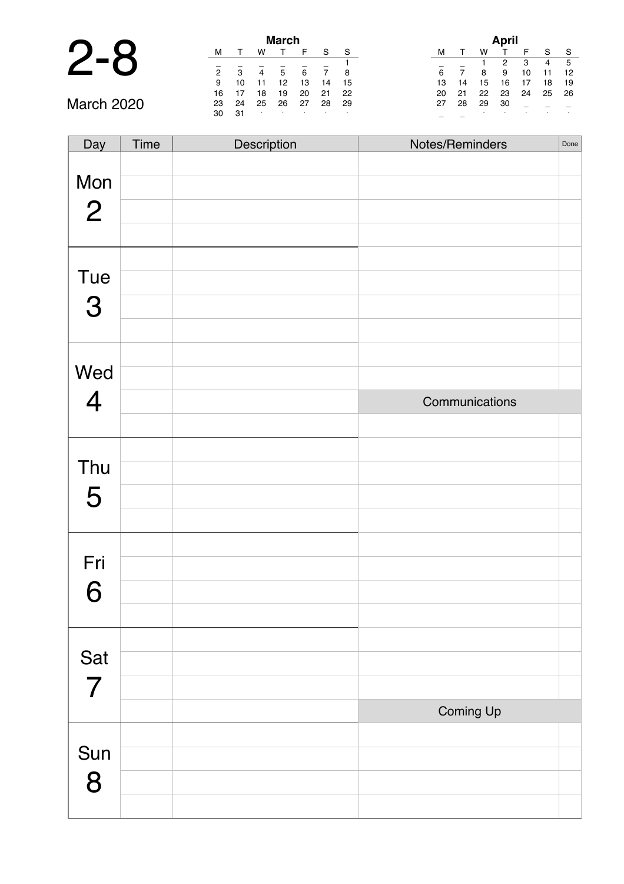# 2-8

March 2020

**March**

| M | T | W | T | F | S | S |
|---|---|---|---|---|---|---|
| _ | _ | _ | _ | _ | _ | 1 |
| 2 | 3 | 4 | 5 | 6 | 7 | 8 |
| 9 | 10 | 11 | 12 | 13 | 14 | 15 |
| 16 | 17 | 18 | 19 | 20 | 21 | 22 |
| 23 | 24 | 25 | 26 | 27 | 28 | 29 |
| 30 | 31 | · | · | · | · | · |

**April**

| M | T | W | T | F | S | S |
|---|---|---|---|---|---|---|
| _ | _ | 1 | 2 | 3 | 4 | 5 |
| 6 | 7 | 8 | 9 | 10 | 11 | 12 |
| 13 | 14 | 15 | 16 | 17 | 18 | 19 |
| 20 | 21 | 22 | 23 | 24 | 25 | 26 |
| 27 | 28 | 29 | 30 | _ | _ | _ |
| _ | _ | · | · | · | · | · |

| Day | Time | Description | Notes/Reminders | Done |
|---|---|---|---|---|
| Mon 2 | | | | |
| | | | | |
| | | | | |
| | | | | |
| Tue 3 | | | | |
| | | | | |
| | | | | |
| | | | | |
| Wed 4 | | | | |
| | | | | |
| | | | **Communications** | |
| | | | | |
| Thu 5 | | | | |
| | | | | |
| | | | | |
| | | | | |
| Fri 6 | | | | |
| | | | | |
| | | | | |
| | | | | |
| Sat 7 | | | | |
| | | | | |
| | | | | |
| | | | **Coming Up** | |
| Sun 8 | | | | |
| | | | | |
| | | | | |
| | | | | |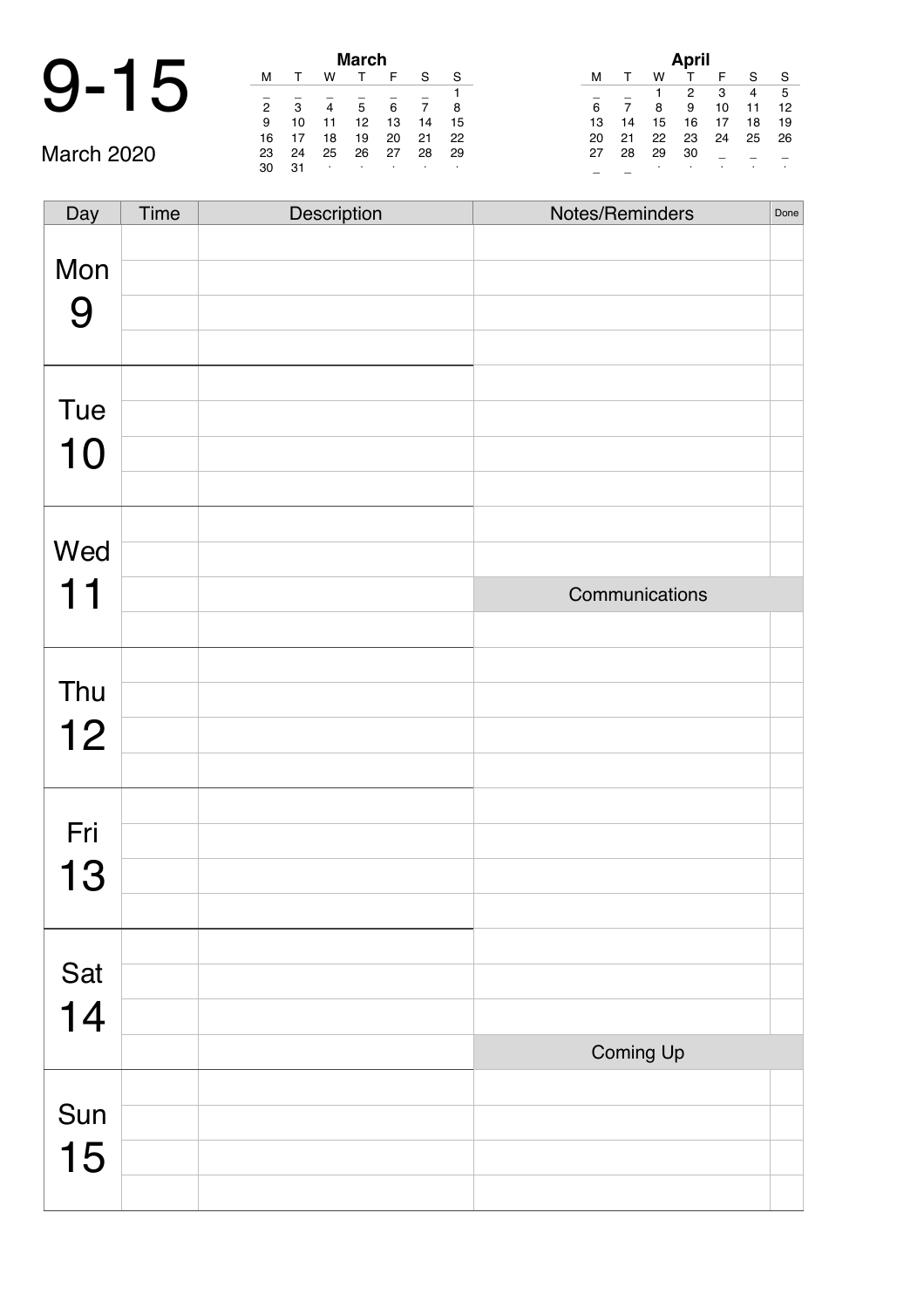# 9-15

March 2020

| March | | | | | | |
|---|---|---|---|---|---|---|
| M | T | W | T | F | S | S |
| _ | _ | _ | _ | _ | _ | 1 |
| 2 | 3 | 4 | 5 | 6 | 7 | 8 |
| 9 | 10 | 11 | 12 | 13 | 14 | 15 |
| 16 | 17 | 18 | 19 | 20 | 21 | 22 |
| 23 | 24 | 25 | 26 | 27 | 28 | 29 |
| 30 | 31 | · | · | · | · | · |

| April | | | | | | |
|---|---|---|---|---|---|---|
| M | T | W | T | F | S | S |
| _ | _ | 1 | 2 | 3 | 4 | 5 |
| 6 | 7 | 8 | 9 | 10 | 11 | 12 |
| 13 | 14 | 15 | 16 | 17 | 18 | 19 |
| 20 | 21 | 22 | 23 | 24 | 25 | 26 |
| 27 | 28 | 29 | 30 | _ | _ | _ |
| _ | _ | · | · | · | · | · |

| Day | Time | Description | Notes/Reminders | Done |
|---|---|---|---|---|
| Mon 9 | | | | |
| | | | | |
| | | | | |
| | | | | |
| Tue 10 | | | | |
| | | | | |
| | | | | |
| | | | | |
| Wed 11 | | | | |
| | | | | |
| | | | Communications | |
| | | | | |
| Thu 12 | | | | |
| | | | | |
| | | | | |
| | | | | |
| Fri 13 | | | | |
| | | | | |
| | | | | |
| | | | | |
| Sat 14 | | | | |
| | | | | |
| | | | | |
| | | | Coming Up | |
| Sun 15 | | | | |
| | | | | |
| | | | | |
| | | | | |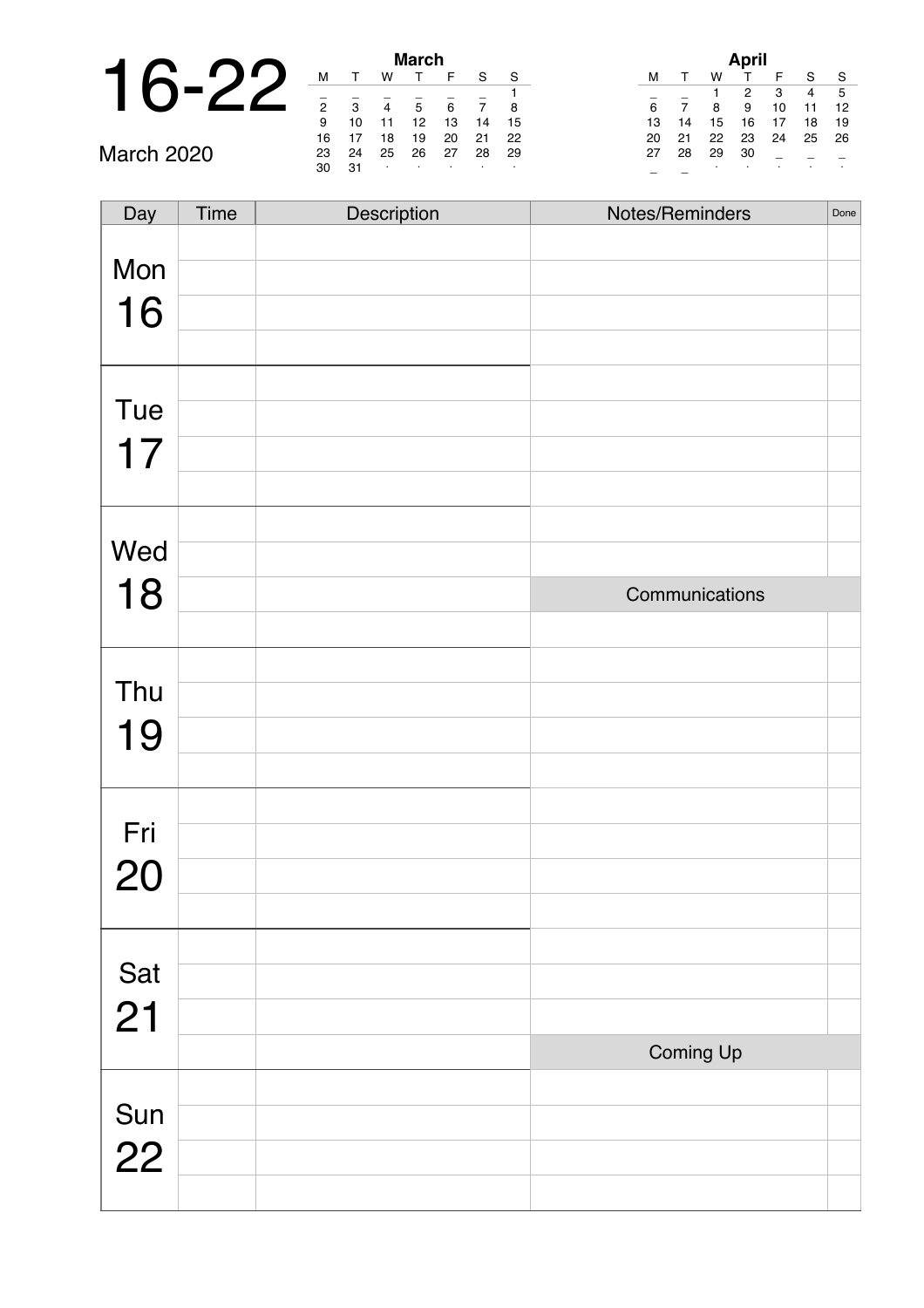# 16-22

March 2020

| March | | | | | | |
|---|---|---|---|---|---|---|
| M | T | W | T | F | S | S |
| _ | _ | _ | _ | _ | _ | 1 |
| 2 | 3 | 4 | 5 | 6 | 7 | 8 |
| 9 | 10 | 11 | 12 | 13 | 14 | 15 |
| 16 | 17 | 18 | 19 | 20 | 21 | 22 |
| 23 | 24 | 25 | 26 | 27 | 28 | 29 |
| 30 | 31 | · | · | · | · | · |

| April | | | | | | |
|---|---|---|---|---|---|---|
| M | T | W | T | F | S | S |
| _ | _ | 1 | 2 | 3 | 4 | 5 |
| 6 | 7 | 8 | 9 | 10 | 11 | 12 |
| 13 | 14 | 15 | 16 | 17 | 18 | 19 |
| 20 | 21 | 22 | 23 | 24 | 25 | 26 |
| 27 | 28 | 29 | 30 | _ | _ | _ |
| _ | _ | · | · | · | · | · |

| Day | Time | Description | Notes/Reminders | Done |
|---|---|---|---|---|
| Mon 16 | | | | |
| | | | | |
| | | | | |
| | | | | |
| Tue 17 | | | | |
| | | | | |
| | | | | |
| | | | | |
| Wed 18 | | | | |
| | | | | |
| | | | **Communications** | |
| | | | | |
| Thu 19 | | | | |
| | | | | |
| | | | | |
| | | | | |
| Fri 20 | | | | |
| | | | | |
| | | | | |
| | | | | |
| Sat 21 | | | | |
| | | | | |
| | | | | |
| | | | **Coming Up** | |
| Sun 22 | | | | |
| | | | | |
| | | | | |
| | | | | |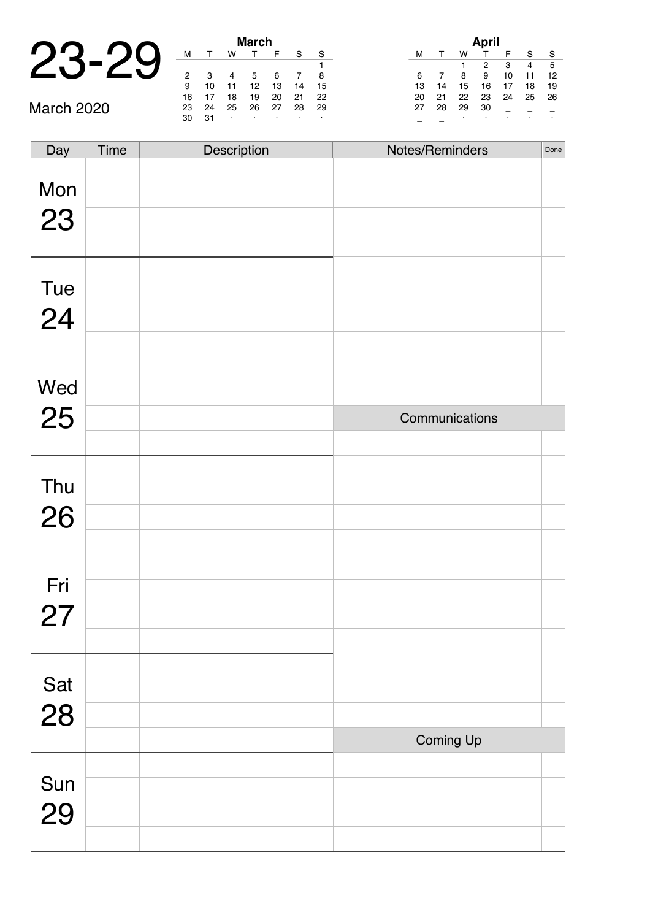# 23-29

March 2020

**March**

| M | T | W | T | F | S | S |
|---|---|---|---|---|---|---|
| _ | _ | _ | _ | _ | _ | 1 |
| 2 | 3 | 4 | 5 | 6 | 7 | 8 |
| 9 | 10 | 11 | 12 | 13 | 14 | 15 |
| 16 | 17 | 18 | 19 | 20 | 21 | 22 |
| 23 | 24 | 25 | 26 | 27 | 28 | 29 |
| 30 | 31 | · | · | · | · | · |

**April**

| M | T | W | T | F | S | S |
|---|---|---|---|---|---|---|
| _ | _ | 1 | 2 | 3 | 4 | 5 |
| 6 | 7 | 8 | 9 | 10 | 11 | 12 |
| 13 | 14 | 15 | 16 | 17 | 18 | 19 |
| 20 | 21 | 22 | 23 | 24 | 25 | 26 |
| 27 | 28 | 29 | 30 | _ | _ | _ |
| _ | _ | · | · | · | · | · |

| Day | Time | Description | Notes/Reminders | Done |
|---|---|---|---|---|
| Mon 23 | | | | |
| | | | | |
| | | | | |
| | | | | |
| Tue 24 | | | | |
| | | | | |
| | | | | |
| | | | | |
| Wed 25 | | | | |
| | | | | |
| | | | Communications | |
| | | | | |
| Thu 26 | | | | |
| | | | | |
| | | | | |
| | | | | |
| Fri 27 | | | | |
| | | | | |
| | | | | |
| | | | | |
| Sat 28 | | | | |
| | | | | |
| | | | | |
| | | | Coming Up | |
| Sun 29 | | | | |
| | | | | |
| | | | | |
| | | | | |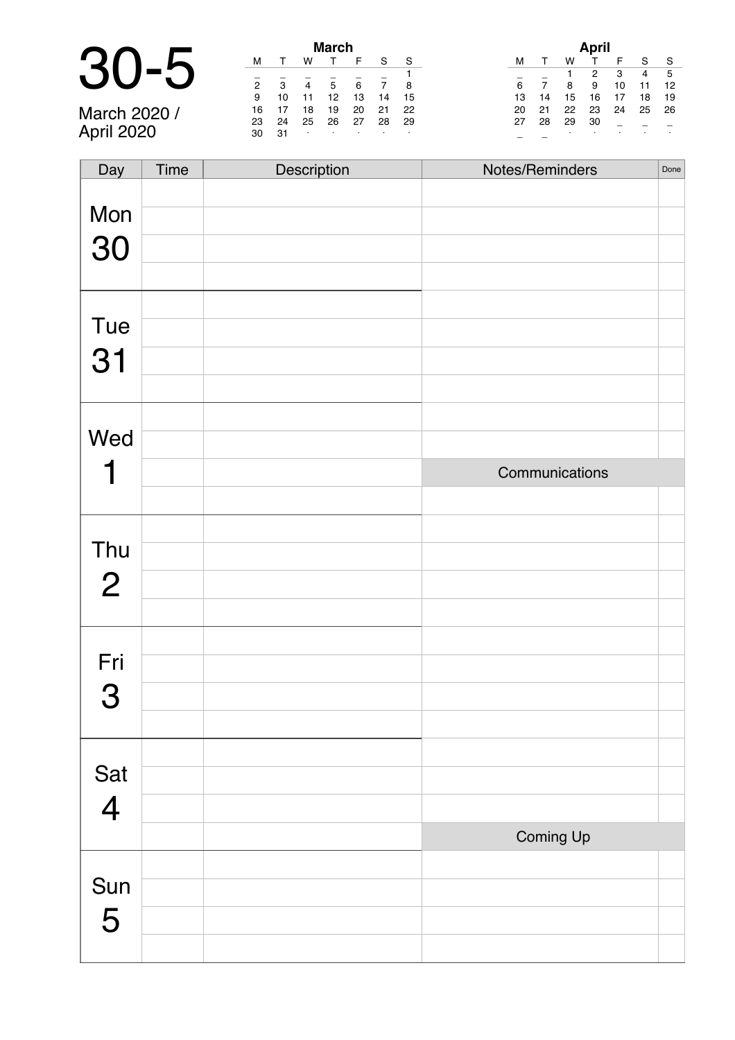# 30-5

March 2020 /
April 2020

**March**

| M | T | W | T | F | S | S |
|---|---|---|---|---|---|---|
| _ | _ | _ | _ | _ | _ | 1 |
| 2 | 3 | 4 | 5 | 6 | 7 | 8 |
| 9 | 10 | 11 | 12 | 13 | 14 | 15 |
| 16 | 17 | 18 | 19 | 20 | 21 | 22 |
| 23 | 24 | 25 | 26 | 27 | 28 | 29 |
| 30 | 31 | · | · | · | · | · |

**April**

| M | T | W | T | F | S | S |
|---|---|---|---|---|---|---|
| _ | _ | 1 | 2 | 3 | 4 | 5 |
| 6 | 7 | 8 | 9 | 10 | 11 | 12 |
| 13 | 14 | 15 | 16 | 17 | 18 | 19 |
| 20 | 21 | 22 | 23 | 24 | 25 | 26 |
| 27 | 28 | 29 | 30 | _ | _ | _ |
| _ | _ | · | · | · | · | · |

| Day | Time | Description | Notes/Reminders | Done |
|---|---|---|---|---|
| Mon 30 | | | | |
| | | | | |
| | | | | |
| | | | | |
| Tue 31 | | | | |
| | | | | |
| | | | | |
| | | | | |
| Wed 1 | | | | |
| | | | | |
| | | | Communications | |
| | | | | |
| Thu 2 | | | | |
| | | | | |
| | | | | |
| | | | | |
| Fri 3 | | | | |
| | | | | |
| | | | | |
| | | | | |
| Sat 4 | | | | |
| | | | | |
| | | | | |
| | | | Coming Up | |
| Sun 5 | | | | |
| | | | | |
| | | | | |
| | | | | |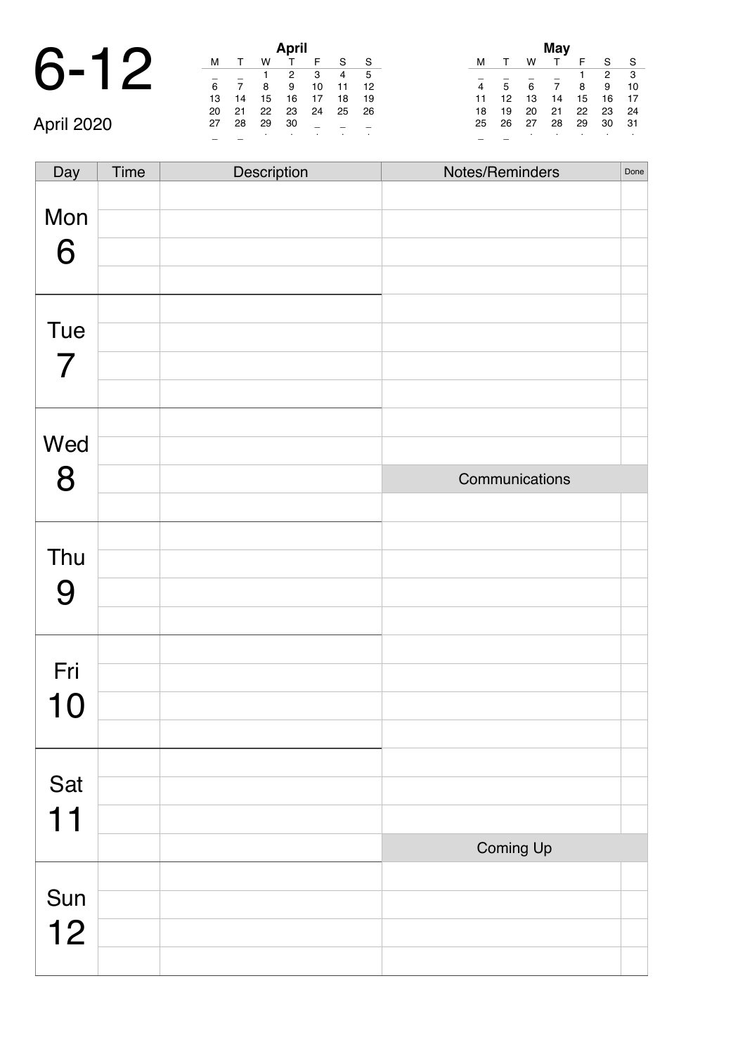# 6-12

April 2020

**April**

| M | T | W | T | F | S | S |
|---|---|---|---|---|---|---|
| _ | _ | 1 | 2 | 3 | 4 | 5 |
| 6 | 7 | 8 | 9 | 10 | 11 | 12 |
| 13 | 14 | 15 | 16 | 17 | 18 | 19 |
| 20 | 21 | 22 | 23 | 24 | 25 | 26 |
| 27 | 28 | 29 | 30 | _ | _ | _ |

**May**

| M | T | W | T | F | S | S |
|---|---|---|---|---|---|---|
| _ | _ | _ | _ | 1 | 2 | 3 |
| 4 | 5 | 6 | 7 | 8 | 9 | 10 |
| 11 | 12 | 13 | 14 | 15 | 16 | 17 |
| 18 | 19 | 20 | 21 | 22 | 23 | 24 |
| 25 | 26 | 27 | 28 | 29 | 30 | 31 |

| Day | Time | Description |
|---|---|---|
| Mon 6 | | |
| Tue 7 | | |
| Wed 8 | | |
| Thu 9 | | |
| Fri 10 | | |
| Sat 11 | | |
| Sun 12 | | |

| Notes/Reminders | Done |
|---|---|
| | |
| **Communications** | |
| | |
| **Coming Up** | |
| | |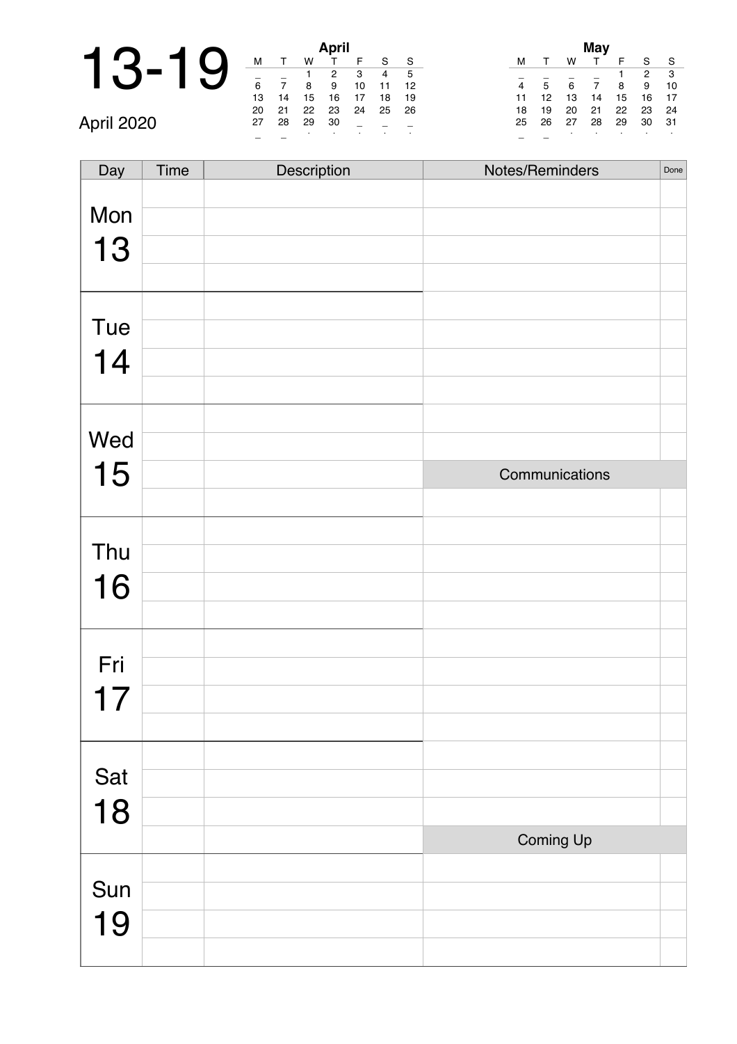# 13-19

April 2020

**April**

| M | T | W | T | F | S | S |
|---|---|---|---|---|---|---|
| _ | _ | 1 | 2 | 3 | 4 | 5 |
| 6 | 7 | 8 | 9 | 10 | 11 | 12 |
| 13 | 14 | 15 | 16 | 17 | 18 | 19 |
| 20 | 21 | 22 | 23 | 24 | 25 | 26 |
| 27 | 28 | 29 | 30 | _ | _ | _ |

**May**

| M | T | W | T | F | S | S |
|---|---|---|---|---|---|---|
| _ | _ | _ | _ | 1 | 2 | 3 |
| 4 | 5 | 6 | 7 | 8 | 9 | 10 |
| 11 | 12 | 13 | 14 | 15 | 16 | 17 |
| 18 | 19 | 20 | 21 | 22 | 23 | 24 |
| 25 | 26 | 27 | 28 | 29 | 30 | 31 |

| Day | Time | Description | Notes/Reminders | Done |
|---|---|---|---|---|
| Mon 13 | | | | |
| | | | | |
| | | | | |
| | | | | |
| Tue 14 | | | | |
| | | | | |
| | | | | |
| | | | | |
| Wed 15 | | | | |
| | | | | |
| | | | Communications | |
| | | | | |
| Thu 16 | | | | |
| | | | | |
| | | | | |
| | | | | |
| Fri 17 | | | | |
| | | | | |
| | | | | |
| | | | | |
| Sat 18 | | | | |
| | | | | |
| | | | | |
| | | | Coming Up | |
| Sun 19 | | | | |
| | | | | |
| | | | | |
| | | | | |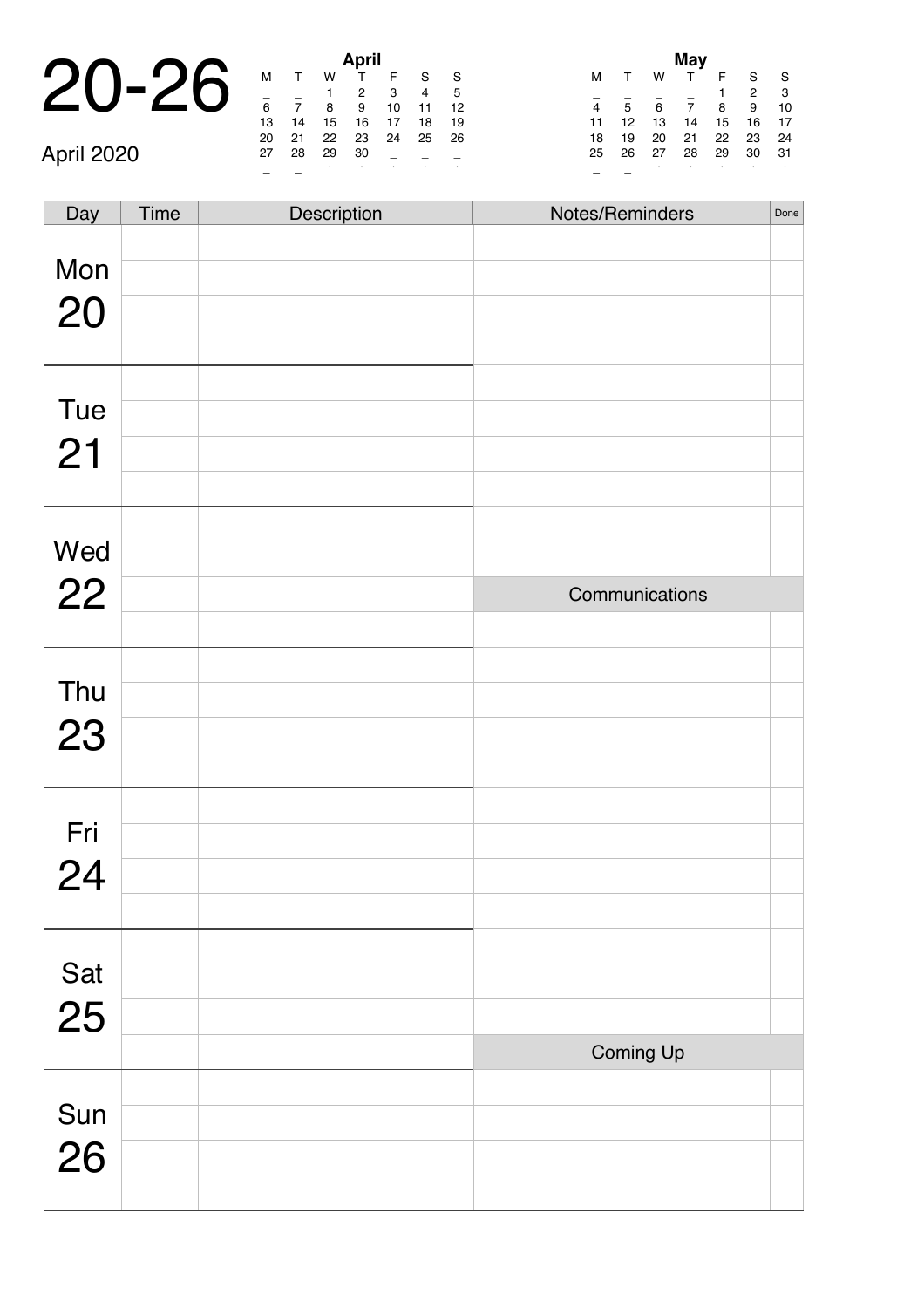# 20-26

April 2020

**April**

| M | T | W | T | F | S | S |
|---|---|---|---|---|---|---|
| _ | _ | 1 | 2 | 3 | 4 | 5 |
| 6 | 7 | 8 | 9 | 10 | 11 | 12 |
| 13 | 14 | 15 | 16 | 17 | 18 | 19 |
| 20 | 21 | 22 | 23 | 24 | 25 | 26 |
| 27 | 28 | 29 | 30 | _ | _ | _ |

**May**

| M | T | W | T | F | S | S |
|---|---|---|---|---|---|---|
| _ | _ | _ | _ | 1 | 2 | 3 |
| 4 | 5 | 6 | 7 | 8 | 9 | 10 |
| 11 | 12 | 13 | 14 | 15 | 16 | 17 |
| 18 | 19 | 20 | 21 | 22 | 23 | 24 |
| 25 | 26 | 27 | 28 | 29 | 30 | 31 |

| Day | Time | Description | Notes/Reminders | Done |
|---|---|---|---|---|
| Mon 20 | | | | |
| | | | | |
| | | | | |
| | | | | |
| Tue 21 | | | | |
| | | | | |
| | | | | |
| | | | | |
| Wed 22 | | | | |
| | | | | |
| | | | Communications | |
| | | | | |
| Thu 23 | | | | |
| | | | | |
| | | | | |
| | | | | |
| Fri 24 | | | | |
| | | | | |
| | | | | |
| | | | | |
| Sat 25 | | | | |
| | | | | |
| | | | | |
| | | | Coming Up | |
| Sun 26 | | | | |
| | | | | |
| | | | | |
| | | | | |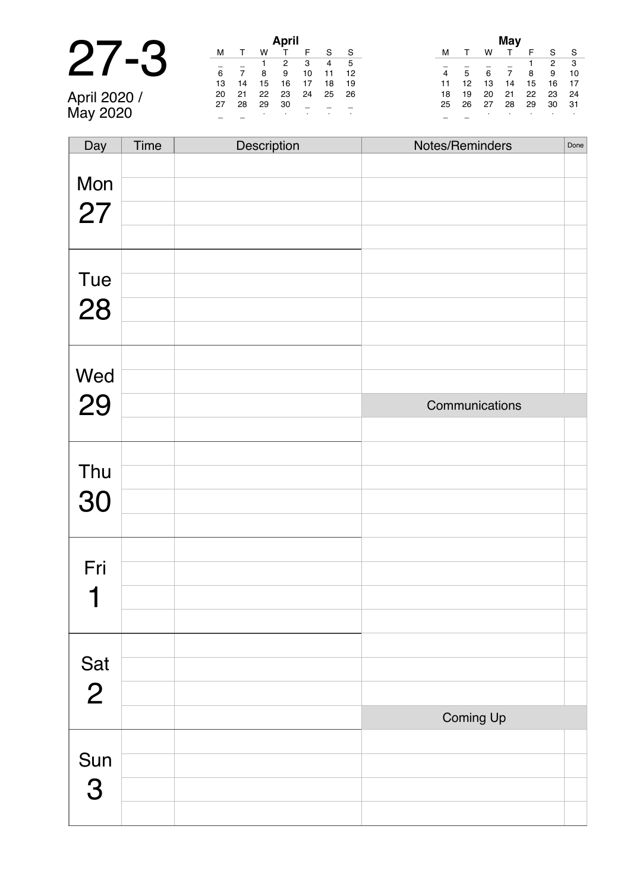# 27-3

April 2020 / May 2020

**April**

| M | T | W | T | F | S | S |
|---|---|---|---|---|---|---|
| _ | _ | 1 | 2 | 3 | 4 | 5 |
| 6 | 7 | 8 | 9 | 10 | 11 | 12 |
| 13 | 14 | 15 | 16 | 17 | 18 | 19 |
| 20 | 21 | 22 | 23 | 24 | 25 | 26 |
| 27 | 28 | 29 | 30 | _ | _ | _ |
| _ | _ | | | | | |

**May**

| M | T | W | T | F | S | S |
|---|---|---|---|---|---|---|
| _ | _ | _ | _ | 1 | 2 | 3 |
| 4 | 5 | 6 | 7 | 8 | 9 | 10 |
| 11 | 12 | 13 | 14 | 15 | 16 | 17 |
| 18 | 19 | 20 | 21 | 22 | 23 | 24 |
| 25 | 26 | 27 | 28 | 29 | 30 | 31 |
| _ | _ | | | | | |

| Day | Time | Description | Notes/Reminders | Done |
|---|---|---|---|---|
| Mon 27 | | | | |
| | | | | |
| | | | | |
| | | | | |
| Tue 28 | | | | |
| | | | | |
| | | | | |
| | | | | |
| Wed 29 | | | | |
| | | | | |
| | | | **Communications** | |
| | | | | |
| Thu 30 | | | | |
| | | | | |
| | | | | |
| | | | | |
| Fri 1 | | | | |
| | | | | |
| | | | | |
| | | | | |
| Sat 2 | | | | |
| | | | | |
| | | | | |
| | | | **Coming Up** | |
| Sun 3 | | | | |
| | | | | |
| | | | | |
| | | | | |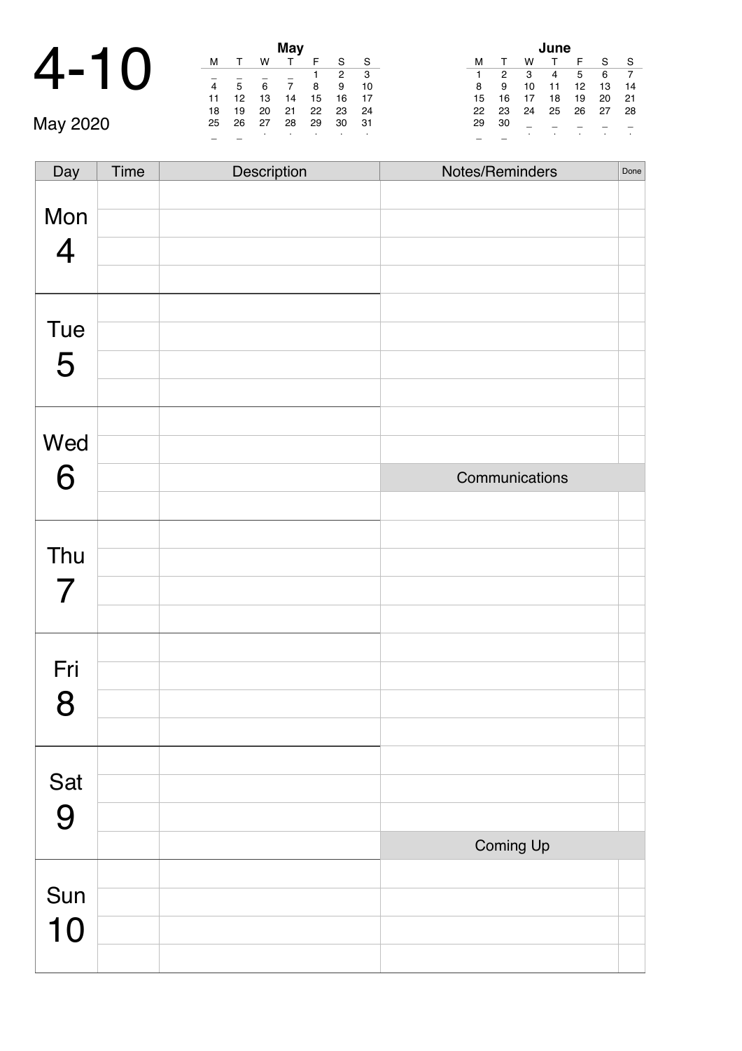# 4-10

May 2020

| May | | | | | | |
|---|---|---|---|---|---|---|
| M | T | W | T | F | S | S |
| _ | _ | _ | _ | 1 | 2 | 3 |
| 4 | 5 | 6 | 7 | 8 | 9 | 10 |
| 11 | 12 | 13 | 14 | 15 | 16 | 17 |
| 18 | 19 | 20 | 21 | 22 | 23 | 24 |
| 25 | 26 | 27 | 28 | 29 | 30 | 31 |

| June | | | | | | |
|---|---|---|---|---|---|---|
| M | T | W | T | F | S | S |
| 1 | 2 | 3 | 4 | 5 | 6 | 7 |
| 8 | 9 | 10 | 11 | 12 | 13 | 14 |
| 15 | 16 | 17 | 18 | 19 | 20 | 21 |
| 22 | 23 | 24 | 25 | 26 | 27 | 28 |
| 29 | 30 | _ | _ | _ | _ | _ |

| Day | Time | Description | Notes/Reminders | Done |
|---|---|---|---|---|
| Mon 4 | | | | |
| | | | | |
| | | | | |
| | | | | |
| Tue 5 | | | | |
| | | | | |
| | | | | |
| | | | | |
| Wed 6 | | | | |
| | | | | |
| | | | Communications | |
| | | | | |
| Thu 7 | | | | |
| | | | | |
| | | | | |
| | | | | |
| Fri 8 | | | | |
| | | | | |
| | | | | |
| | | | | |
| Sat 9 | | | | |
| | | | | |
| | | | | |
| | | | Coming Up | |
| Sun 10 | | | | |
| | | | | |
| | | | | |
| | | | | |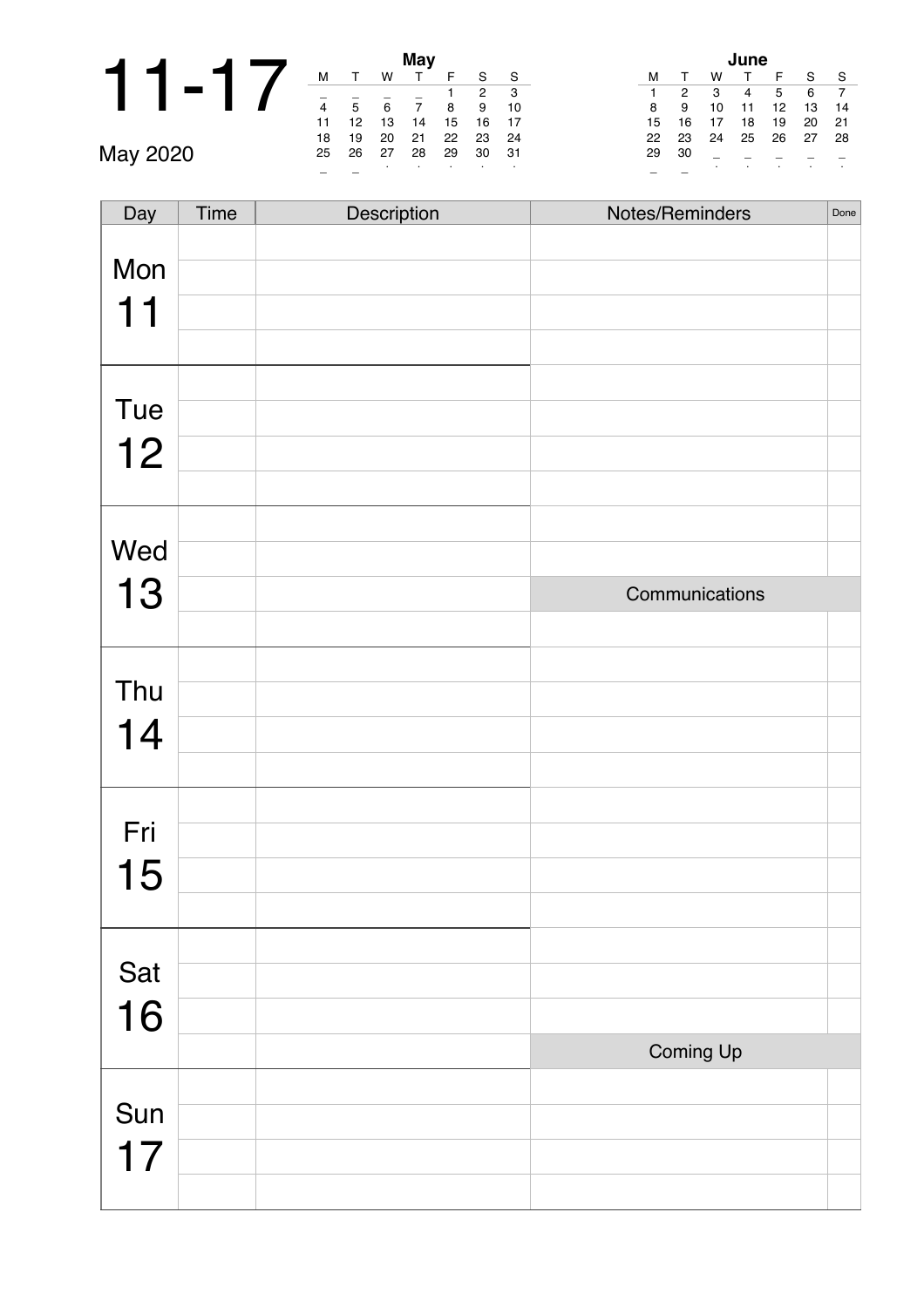# 11-17

May 2020

**May**

| M | T | W | T | F | S | S |
|---|---|---|---|---|---|---|
| _ | _ | _ | _ | 1 | 2 | 3 |
| 4 | 5 | 6 | 7 | 8 | 9 | 10 |
| 11 | 12 | 13 | 14 | 15 | 16 | 17 |
| 18 | 19 | 20 | 21 | 22 | 23 | 24 |
| 25 | 26 | 27 | 28 | 29 | 30 | 31 |

**June**

| M | T | W | T | F | S | S |
|---|---|---|---|---|---|---|
| 1 | 2 | 3 | 4 | 5 | 6 | 7 |
| 8 | 9 | 10 | 11 | 12 | 13 | 14 |
| 15 | 16 | 17 | 18 | 19 | 20 | 21 |
| 22 | 23 | 24 | 25 | 26 | 27 | 28 |
| 29 | 30 | _ | _ | _ | _ | _ |

| Day | Time | Description | Notes/Reminders | Done |
|---|---|---|---|---|
| Mon 11 | | | | |
| Tue 12 | | | | |
| Wed 13 | | | Communications | |
| Thu 14 | | | | |
| Fri 15 | | | | |
| Sat 16 | | | Coming Up | |
| Sun 17 | | | | |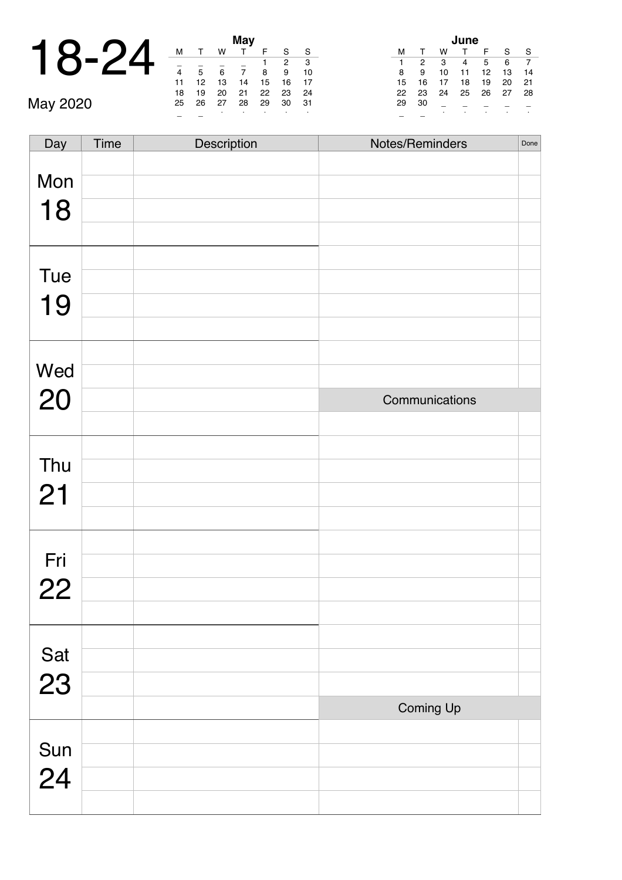# 18-24

May 2020

**May**

| M | T | W | T | F | S | S |
|---|---|---|---|---|---|---|
| _ | _ | _ | _ | 1 | 2 | 3 |
| 4 | 5 | 6 | 7 | 8 | 9 | 10 |
| 11 | 12 | 13 | 14 | 15 | 16 | 17 |
| 18 | 19 | 20 | 21 | 22 | 23 | 24 |
| 25 | 26 | 27 | 28 | 29 | 30 | 31 |
| _ | _ | . | . | . | . | . |

**June**

| M | T | W | T | F | S | S |
|---|---|---|---|---|---|---|
| 1 | 2 | 3 | 4 | 5 | 6 | 7 |
| 8 | 9 | 10 | 11 | 12 | 13 | 14 |
| 15 | 16 | 17 | 18 | 19 | 20 | 21 |
| 22 | 23 | 24 | 25 | 26 | 27 | 28 |
| 29 | 30 | _ | _ | _ | _ | _ |
| _ | _ | . | . | . | . | . |

| Day | Time | Description | Notes/Reminders | Done |
|---|---|---|---|---|
| Mon 18 | | | | |
| | | | | |
| | | | | |
| | | | | |
| Tue 19 | | | | |
| | | | | |
| | | | | |
| | | | | |
| Wed 20 | | | | |
| | | | | |
| | | | Communications | |
| | | | | |
| Thu 21 | | | | |
| | | | | |
| | | | | |
| | | | | |
| Fri 22 | | | | |
| | | | | |
| | | | | |
| | | | | |
| Sat 23 | | | | |
| | | | | |
| | | | | |
| | | | Coming Up | |
| Sun 24 | | | | |
| | | | | |
| | | | | |
| | | | | |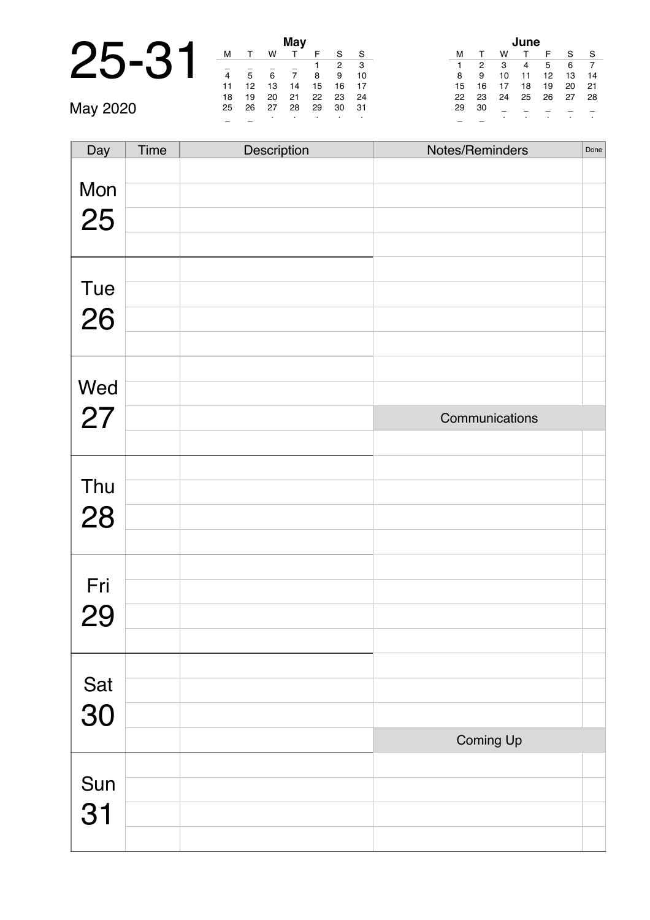# 25-31

May 2020

**May**

| M | T | W | T | F | S | S |
|---|---|---|---|---|---|---|
| _ | _ | _ | _ | 1 | 2 | 3 |
| 4 | 5 | 6 | 7 | 8 | 9 | 10 |
| 11 | 12 | 13 | 14 | 15 | 16 | 17 |
| 18 | 19 | 20 | 21 | 22 | 23 | 24 |
| 25 | 26 | 27 | 28 | 29 | 30 | 31 |
| _ | _ | . | . | . | . | . |

**June**

| M | T | W | T | F | S | S |
|---|---|---|---|---|---|---|
| 1 | 2 | 3 | 4 | 5 | 6 | 7 |
| 8 | 9 | 10 | 11 | 12 | 13 | 14 |
| 15 | 16 | 17 | 18 | 19 | 20 | 21 |
| 22 | 23 | 24 | 25 | 26 | 27 | 28 |
| 29 | 30 | _ | _ | _ | _ | _ |
| _ | _ | . | . | . | . | . |

| Day | Time | Description |
|---|---|---|
| Mon 25 | | |
| | | |
| | | |
| | | |
| Tue 26 | | |
| | | |
| | | |
| | | |
| Wed 27 | | |
| | | |
| | | |
| | | |
| Thu 28 | | |
| | | |
| | | |
| | | |
| Fri 29 | | |
| | | |
| | | |
| | | |
| Sat 30 | | |
| | | |
| | | |
| | | |
| Sun 31 | | |
| | | |
| | | |
| | | |

| Notes/Reminders | Done |
|---|---|
| | |
| | |
| | |
| | |
| | |
| | |
| | |
| | |
| | |
| | |
| **Communications** | |
| | |
| | |
| | |
| | |
| | |
| | |
| | |
| | |
| | |
| | |
| | |
| | |
| **Coming Up** | |
| | |
| | |
| | |
| | |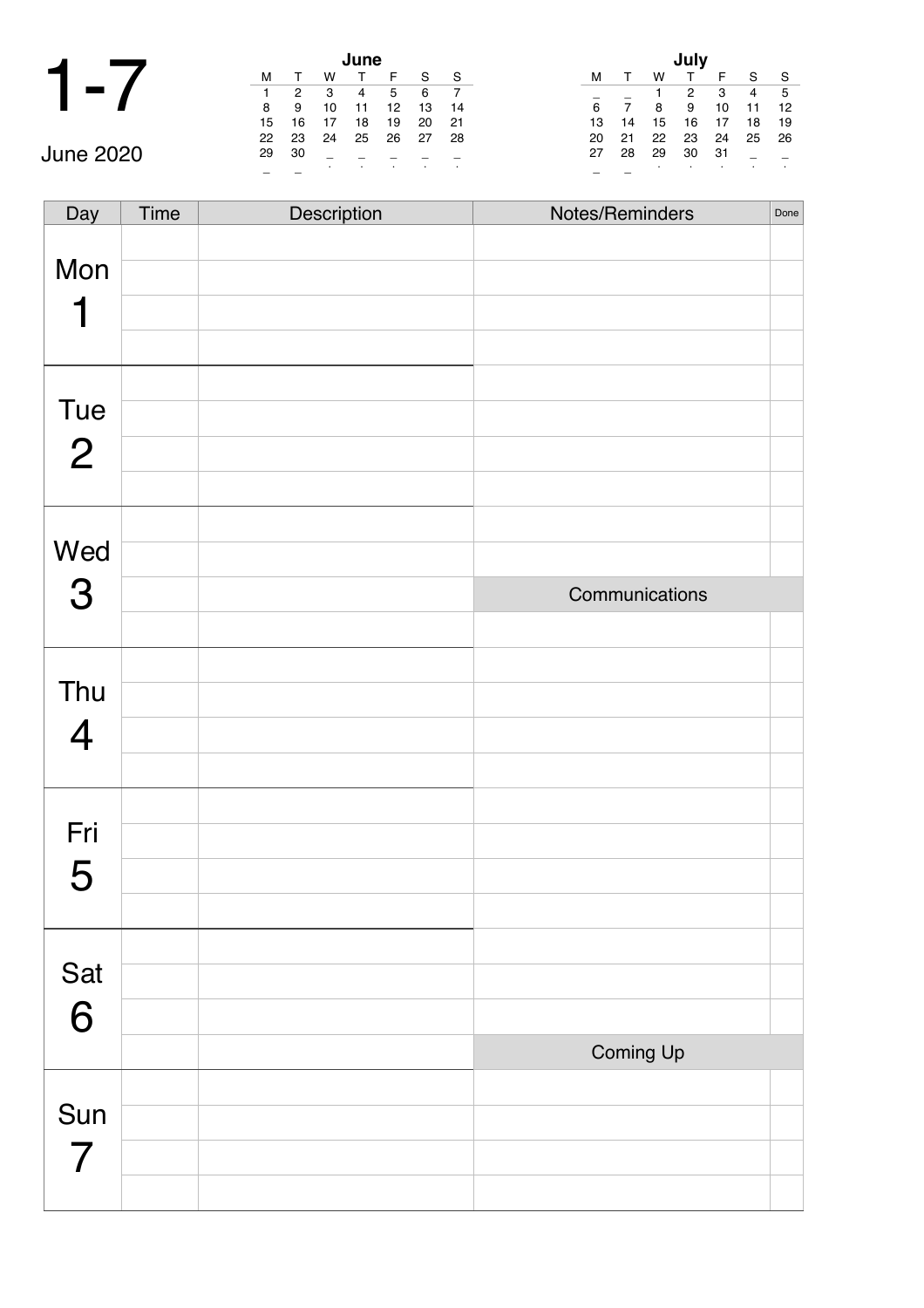# 1-7

June 2020

**June**

| M | T | W | T | F | S | S |
|---|---|---|---|---|---|---|
| 1 | 2 | 3 | 4 | 5 | 6 | 7 |
| 8 | 9 | 10 | 11 | 12 | 13 | 14 |
| 15 | 16 | 17 | 18 | 19 | 20 | 21 |
| 22 | 23 | 24 | 25 | 26 | 27 | 28 |
| 29 | 30 | | | | | |

**July**

| M | T | W | T | F | S | S |
|---|---|---|---|---|---|---|
| | | 1 | 2 | 3 | 4 | 5 |
| 6 | 7 | 8 | 9 | 10 | 11 | 12 |
| 13 | 14 | 15 | 16 | 17 | 18 | 19 |
| 20 | 21 | 22 | 23 | 24 | 25 | 26 |
| 27 | 28 | 29 | 30 | 31 | | |

| Day | Time | Description |
|---|---|---|
| Mon 1 | | |
| Tue 2 | | |
| Wed 3 | | |
| Thu 4 | | |
| Fri 5 | | |
| Sat 6 | | |
| Sun 7 | | |

| Notes/Reminders | Done |
|---|---|
| | |
| | |
| | |
| **Communications** | |
| | |
| | |
| **Coming Up** | |
| | |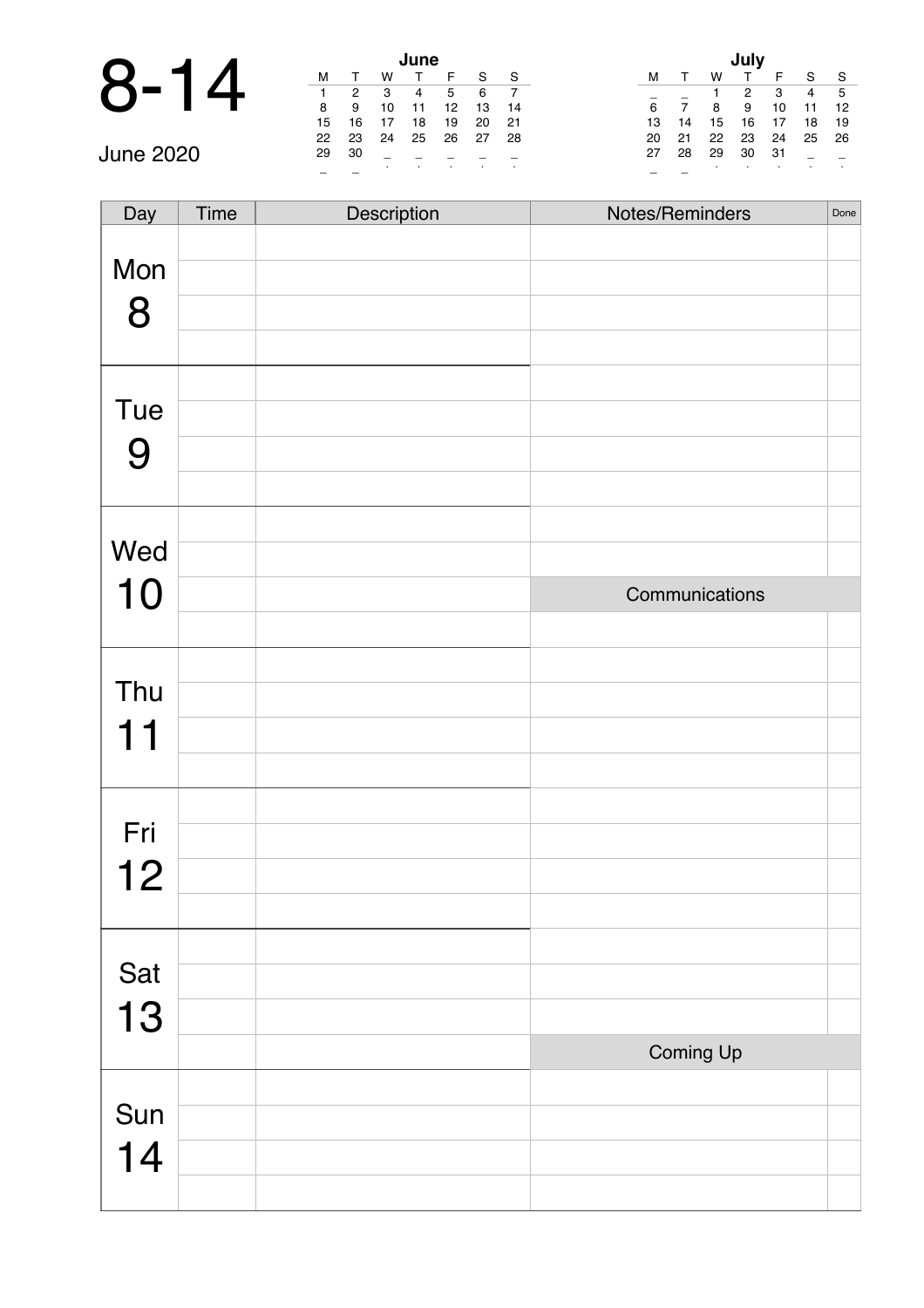# 8-14

June 2020

**June**

| M | T | W | T | F | S | S |
|---|---|---|---|---|---|---|
| 1 | 2 | 3 | 4 | 5 | 6 | 7 |
| 8 | 9 | 10 | 11 | 12 | 13 | 14 |
| 15 | 16 | 17 | 18 | 19 | 20 | 21 |
| 22 | 23 | 24 | 25 | 26 | 27 | 28 |
| 29 | 30 | _ | _ | _ | _ | _ |
| _ | _ | | | | | |

**July**

| M | T | W | T | F | S | S |
|---|---|---|---|---|---|---|
| _ | _ | 1 | 2 | 3 | 4 | 5 |
| 6 | 7 | 8 | 9 | 10 | 11 | 12 |
| 13 | 14 | 15 | 16 | 17 | 18 | 19 |
| 20 | 21 | 22 | 23 | 24 | 25 | 26 |
| 27 | 28 | 29 | 30 | 31 | _ | _ |
| _ | _ | | | | | |

| Day | Time | Description | Notes/Reminders | Done |
|---|---|---|---|---|
| Mon 8 | | | | |
| | | | | |
| | | | | |
| | | | | |
| Tue 9 | | | | |
| | | | | |
| | | | | |
| | | | | |
| Wed 10 | | | | |
| | | | | |
| | | | **Communications** | |
| | | | | |
| Thu 11 | | | | |
| | | | | |
| | | | | |
| | | | | |
| Fri 12 | | | | |
| | | | | |
| | | | | |
| | | | | |
| Sat 13 | | | | |
| | | | | |
| | | | | |
| | | | **Coming Up** | |
| Sun 14 | | | | |
| | | | | |
| | | | | |
| | | | | |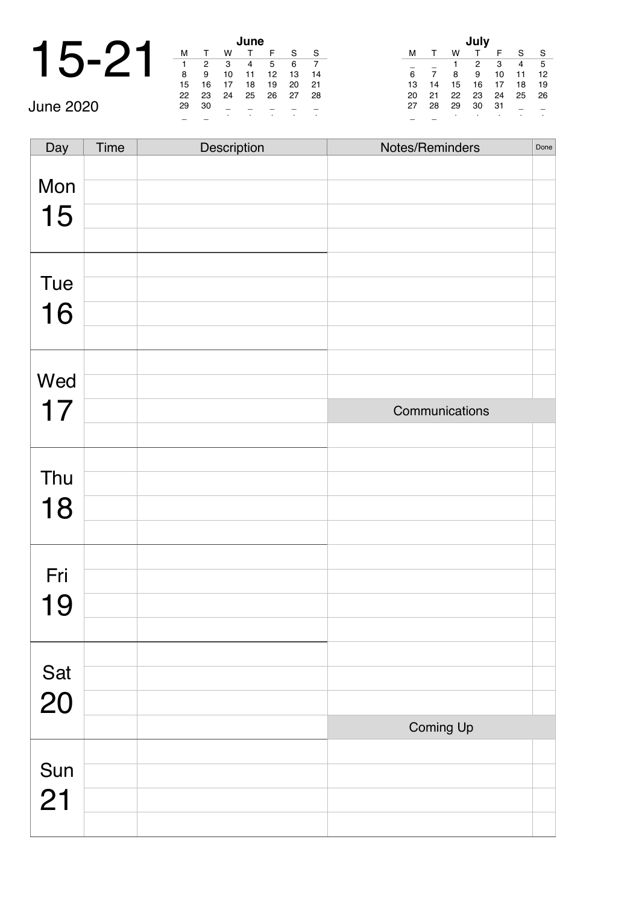# 15-21

June 2020

**June**

| M | T | W | T | F | S | S |
|---|---|---|---|---|---|---|
| 1 | 2 | 3 | 4 | 5 | 6 | 7 |
| 8 | 9 | 10 | 11 | 12 | 13 | 14 |
| 15 | 16 | 17 | 18 | 19 | 20 | 21 |
| 22 | 23 | 24 | 25 | 26 | 27 | 28 |
| 29 | 30 | | | | | |

**July**

| M | T | W | T | F | S | S |
|---|---|---|---|---|---|---|
| | | 1 | 2 | 3 | 4 | 5 |
| 6 | 7 | 8 | 9 | 10 | 11 | 12 |
| 13 | 14 | 15 | 16 | 17 | 18 | 19 |
| 20 | 21 | 22 | 23 | 24 | 25 | 26 |
| 27 | 28 | 29 | 30 | 31 | | |

| Day | Time | Description | Notes/Reminders | Done |
|---|---|---|---|---|
| Mon 15 | | | | |
| | | | | |
| | | | | |
| | | | | |
| Tue 16 | | | | |
| | | | | |
| | | | | |
| | | | | |
| Wed 17 | | | | |
| | | | | |
| | | | Communications | |
| | | | | |
| Thu 18 | | | | |
| | | | | |
| | | | | |
| | | | | |
| Fri 19 | | | | |
| | | | | |
| | | | | |
| | | | | |
| Sat 20 | | | | |
| | | | | |
| | | | | |
| | | | Coming Up | |
| Sun 21 | | | | |
| | | | | |
| | | | | |
| | | | | |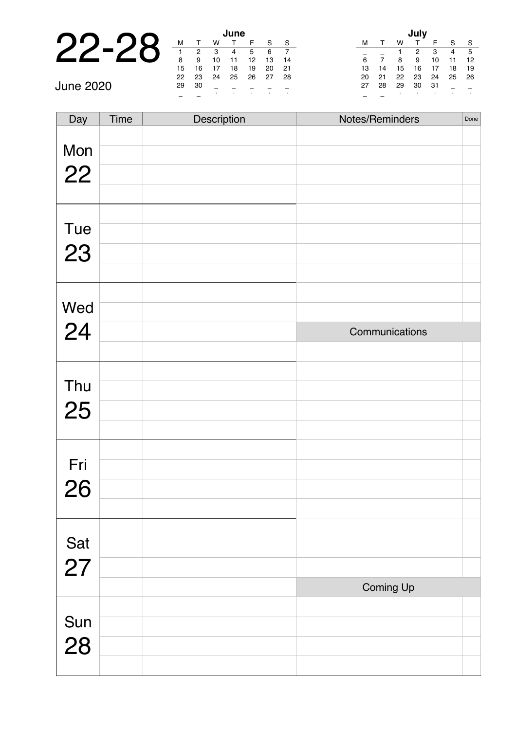# 22-28

June 2020

| June | | | | | | |
|---|---|---|---|---|---|---|
| M | T | W | T | F | S | S |
| 1 | 2 | 3 | 4 | 5 | 6 | 7 |
| 8 | 9 | 10 | 11 | 12 | 13 | 14 |
| 15 | 16 | 17 | 18 | 19 | 20 | 21 |
| 22 | 23 | 24 | 25 | 26 | 27 | 28 |
| 29 | 30 | | | | | |

| July | | | | | | |
|---|---|---|---|---|---|---|
| M | T | W | T | F | S | S |
| | | 1 | 2 | 3 | 4 | 5 |
| 6 | 7 | 8 | 9 | 10 | 11 | 12 |
| 13 | 14 | 15 | 16 | 17 | 18 | 19 |
| 20 | 21 | 22 | 23 | 24 | 25 | 26 |
| 27 | 28 | 29 | 30 | 31 | | |

| Day | Time | Description | Notes/Reminders | Done |
|---|---|---|---|---|
| Mon 22 | | | | |
| | | | | |
| | | | | |
| | | | | |
| Tue 23 | | | | |
| | | | | |
| | | | | |
| | | | | |
| Wed 24 | | | | |
| | | | | |
| | | | Communications | |
| | | | | |
| Thu 25 | | | | |
| | | | | |
| | | | | |
| | | | | |
| Fri 26 | | | | |
| | | | | |
| | | | | |
| | | | | |
| Sat 27 | | | | |
| | | | | |
| | | | | |
| | | | Coming Up | |
| Sun 28 | | | | |
| | | | | |
| | | | | |
| | | | | |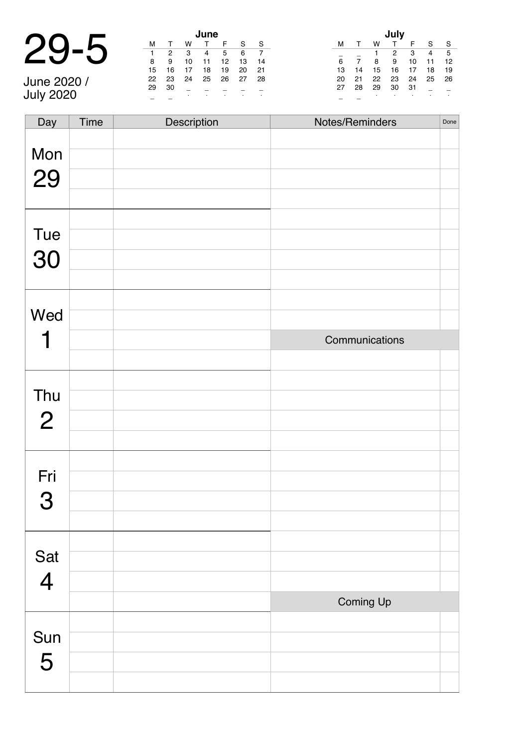# 29-5

June 2020 / July 2020

**June**

| M | T | W | T | F | S | S |
|---|---|---|---|---|---|---|
| 1 | 2 | 3 | 4 | 5 | 6 | 7 |
| 8 | 9 | 10 | 11 | 12 | 13 | 14 |
| 15 | 16 | 17 | 18 | 19 | 20 | 21 |
| 22 | 23 | 24 | 25 | 26 | 27 | 28 |
| 29 | 30 | | | | | |

**July**

| M | T | W | T | F | S | S |
|---|---|---|---|---|---|---|
| | | 1 | 2 | 3 | 4 | 5 |
| 6 | 7 | 8 | 9 | 10 | 11 | 12 |
| 13 | 14 | 15 | 16 | 17 | 18 | 19 |
| 20 | 21 | 22 | 23 | 24 | 25 | 26 |
| 27 | 28 | 29 | 30 | 31 | | |

| Day | Time | Description | Notes/Reminders | Done |
|---|---|---|---|---|
| Mon 29 | | | | |
| | | | | |
| | | | | |
| | | | | |
| Tue 30 | | | | |
| | | | | |
| | | | | |
| | | | | |
| Wed 1 | | | | |
| | | | | |
| | | | Communications | |
| | | | | |
| Thu 2 | | | | |
| | | | | |
| | | | | |
| | | | | |
| Fri 3 | | | | |
| | | | | |
| | | | | |
| | | | | |
| Sat 4 | | | | |
| | | | | |
| | | | | |
| | | | Coming Up | |
| Sun 5 | | | | |
| | | | | |
| | | | | |
| | | | | |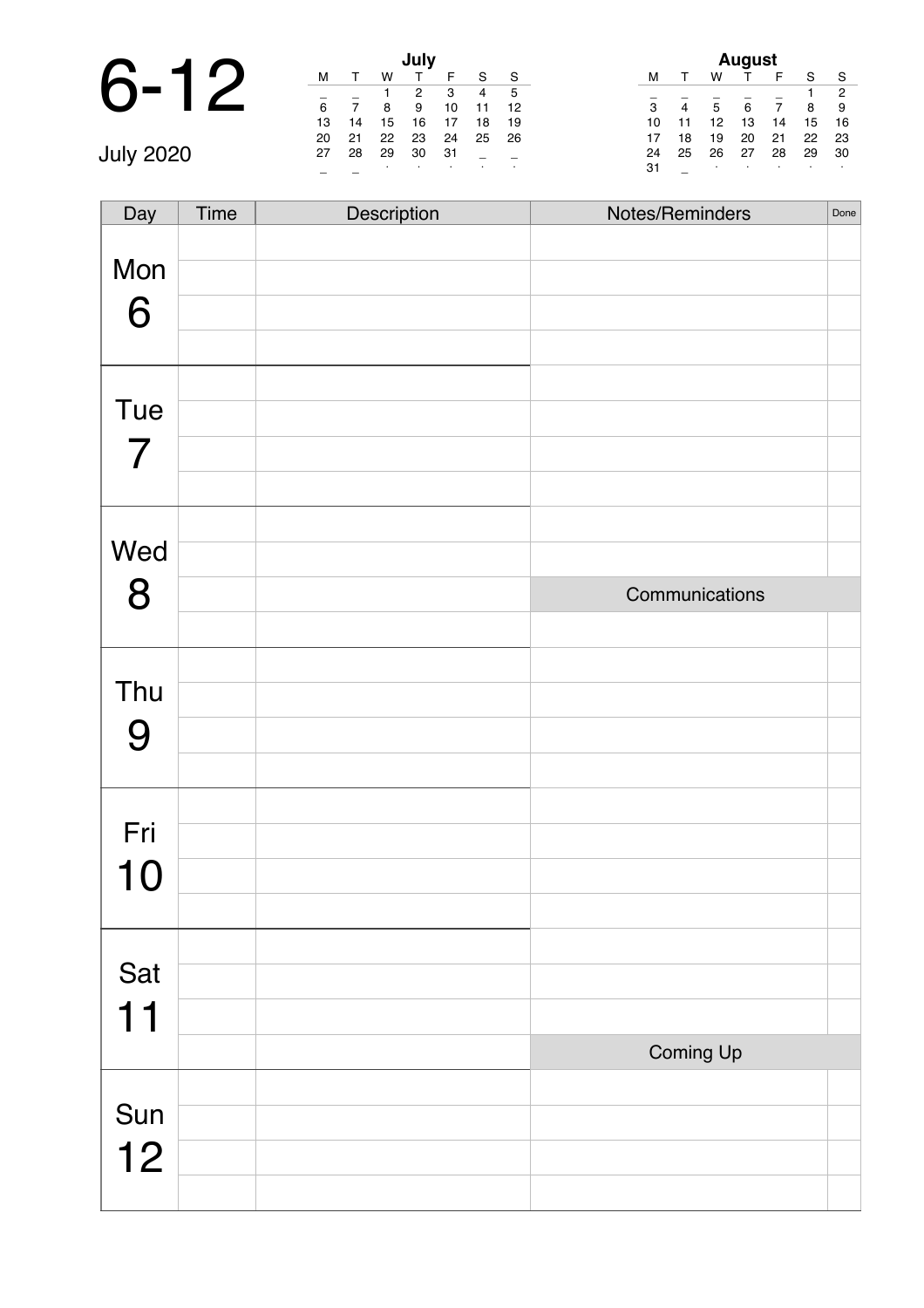# 6-12

July 2020

**July**

| M | T | W | T | F | S | S |
|---|---|---|---|---|---|---|
| _ | _ | 1 | 2 | 3 | 4 | 5 |
| 6 | 7 | 8 | 9 | 10 | 11 | 12 |
| 13 | 14 | 15 | 16 | 17 | 18 | 19 |
| 20 | 21 | 22 | 23 | 24 | 25 | 26 |
| 27 | 28 | 29 | 30 | 31 | _ | _ |
| _ | _ | . | . | . | . | . |

**August**

| M | T | W | T | F | S | S |
|---|---|---|---|---|---|---|
| _ | _ | _ | _ | _ | 1 | 2 |
| 3 | 4 | 5 | 6 | 7 | 8 | 9 |
| 10 | 11 | 12 | 13 | 14 | 15 | 16 |
| 17 | 18 | 19 | 20 | 21 | 22 | 23 |
| 24 | 25 | 26 | 27 | 28 | 29 | 30 |
| 31 | _ | . | . | . | . | . |

| Day | Time | Description | Notes/Reminders | Done |
|---|---|---|---|---|
| Mon 6 | | | | |
| | | | | |
| | | | | |
| | | | | |
| Tue 7 | | | | |
| | | | | |
| | | | | |
| | | | | |
| Wed 8 | | | | |
| | | | | |
| | | | Communications | |
| | | | | |
| Thu 9 | | | | |
| | | | | |
| | | | | |
| | | | | |
| Fri 10 | | | | |
| | | | | |
| | | | | |
| | | | | |
| Sat 11 | | | | |
| | | | | |
| | | | | |
| | | | Coming Up | |
| Sun 12 | | | | |
| | | | | |
| | | | | |
| | | | | |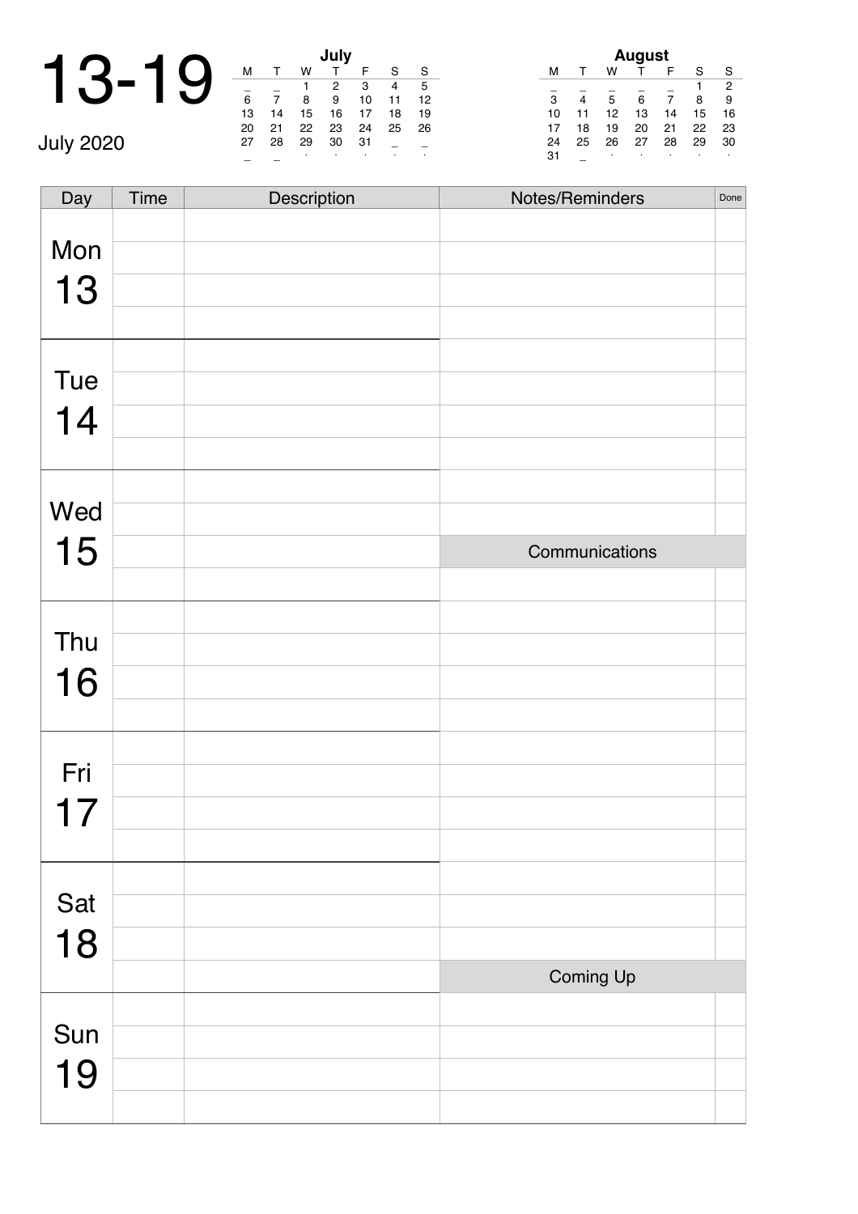# 13-19

July 2020

**July**

| M | T | W | T | F | S | S |
|---|---|---|---|---|---|---|
| _ | _ | 1 | 2 | 3 | 4 | 5 |
| 6 | 7 | 8 | 9 | 10 | 11 | 12 |
| 13 | 14 | 15 | 16 | 17 | 18 | 19 |
| 20 | 21 | 22 | 23 | 24 | 25 | 26 |
| 27 | 28 | 29 | 30 | 31 | _ | _ |
| _ | _ | . | . | . | . | . |

**August**

| M | T | W | T | F | S | S |
|---|---|---|---|---|---|---|
| _ | _ | _ | _ | _ | 1 | 2 |
| 3 | 4 | 5 | 6 | 7 | 8 | 9 |
| 10 | 11 | 12 | 13 | 14 | 15 | 16 |
| 17 | 18 | 19 | 20 | 21 | 22 | 23 |
| 24 | 25 | 26 | 27 | 28 | 29 | 30 |
| 31 | _ | . | . | . | . | . |

| Day | Time | Description | Notes/Reminders | Done |
|---|---|---|---|---|
| Mon 13 | | | | |
| | | | | |
| | | | | |
| | | | | |
| Tue 14 | | | | |
| | | | | |
| | | | | |
| | | | | |
| Wed 15 | | | | |
| | | | | |
| | | | Communications | |
| | | | | |
| Thu 16 | | | | |
| | | | | |
| | | | | |
| | | | | |
| Fri 17 | | | | |
| | | | | |
| | | | | |
| | | | | |
| Sat 18 | | | | |
| | | | | |
| | | | | |
| | | | Coming Up | |
| Sun 19 | | | | |
| | | | | |
| | | | | |
| | | | | |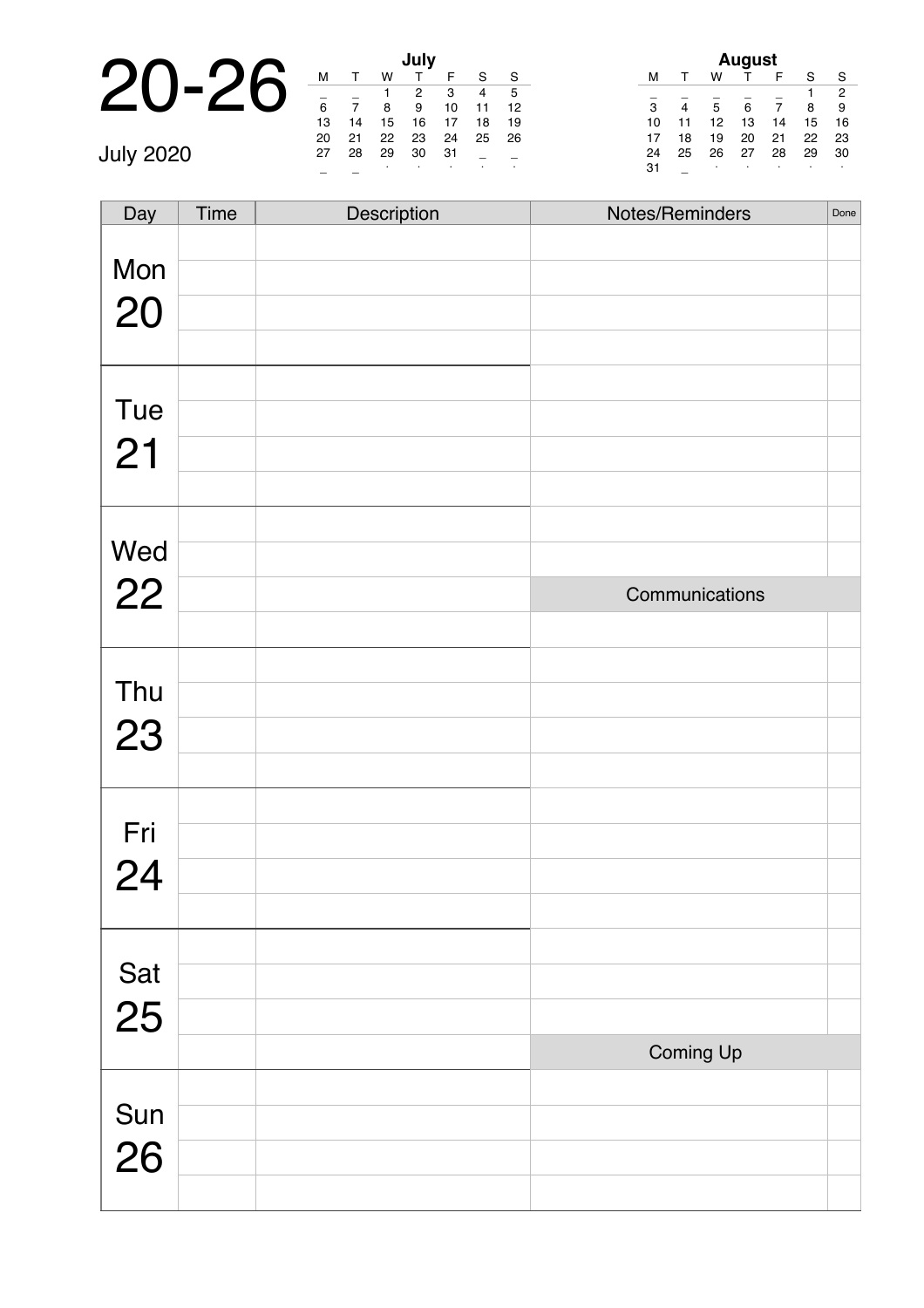# 20-26

July 2020

**July**

| M | T | W | T | F | S | S |
|---|---|---|---|---|---|---|
| _ | _ | 1 | 2 | 3 | 4 | 5 |
| 6 | 7 | 8 | 9 | 10 | 11 | 12 |
| 13 | 14 | 15 | 16 | 17 | 18 | 19 |
| 20 | 21 | 22 | 23 | 24 | 25 | 26 |
| 27 | 28 | 29 | 30 | 31 | _ | _ |
| _ | _ | . | . | . | . | . |

**August**

| M | T | W | T | F | S | S |
|---|---|---|---|---|---|---|
| _ | _ | _ | _ | _ | 1 | 2 |
| 3 | 4 | 5 | 6 | 7 | 8 | 9 |
| 10 | 11 | 12 | 13 | 14 | 15 | 16 |
| 17 | 18 | 19 | 20 | 21 | 22 | 23 |
| 24 | 25 | 26 | 27 | 28 | 29 | 30 |
| 31 | _ | . | . | . | . | . |

| Day | Time | Description | Notes/Reminders | Done |
|---|---|---|---|---|
| Mon 20 | | | | |
| | | | | |
| | | | | |
| | | | | |
| Tue 21 | | | | |
| | | | | |
| | | | | |
| | | | | |
| Wed 22 | | | | |
| | | | | |
| | | | Communications | |
| | | | | |
| Thu 23 | | | | |
| | | | | |
| | | | | |
| | | | | |
| Fri 24 | | | | |
| | | | | |
| | | | | |
| | | | | |
| Sat 25 | | | | |
| | | | | |
| | | | | |
| | | | Coming Up | |
| Sun 26 | | | | |
| | | | | |
| | | | | |
| | | | | |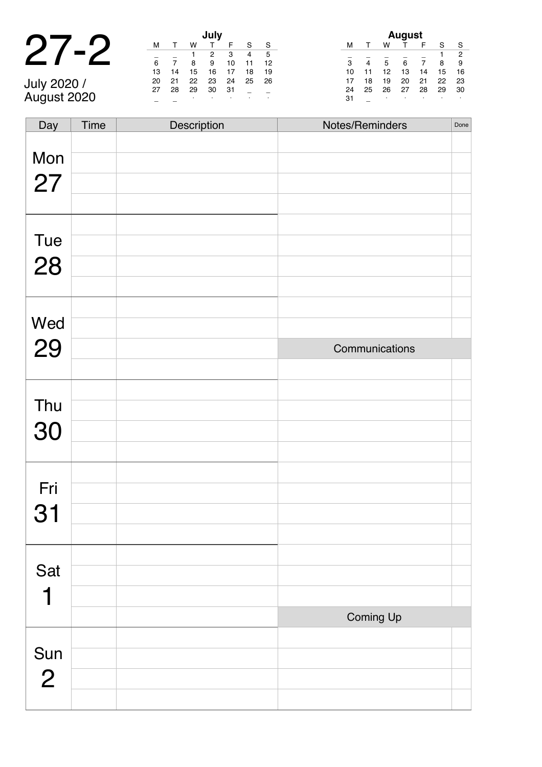# 27-2

July 2020 / August 2020

**July**

| M | T | W | T | F | S | S |
|---|---|---|---|---|---|---|
| _ | _ | 1 | 2 | 3 | 4 | 5 |
| 6 | 7 | 8 | 9 | 10 | 11 | 12 |
| 13 | 14 | 15 | 16 | 17 | 18 | 19 |
| 20 | 21 | 22 | 23 | 24 | 25 | 26 |
| 27 | 28 | 29 | 30 | 31 | _ | _ |
| _ | _ | . | . | . | . | . |

**August**

| M | T | W | T | F | S | S |
|---|---|---|---|---|---|---|
| _ | _ | _ | _ | _ | 1 | 2 |
| 3 | 4 | 5 | 6 | 7 | 8 | 9 |
| 10 | 11 | 12 | 13 | 14 | 15 | 16 |
| 17 | 18 | 19 | 20 | 21 | 22 | 23 |
| 24 | 25 | 26 | 27 | 28 | 29 | 30 |
| 31 | _ | . | . | . | . | . |

| Day | Time | Description |
|---|---|---|
| Mon 27 | | |
| | | |
| | | |
| | | |
| Tue 28 | | |
| | | |
| | | |
| | | |
| Wed 29 | | |
| | | |
| | | |
| | | |
| Thu 30 | | |
| | | |
| | | |
| | | |
| Fri 31 | | |
| | | |
| | | |
| | | |
| Sat 1 | | |
| | | |
| | | |
| | | |
| Sun 2 | | |
| | | |
| | | |
| | | |

| Notes/Reminders | Done |
|---|---|
| | |
| | |
| | |
| | |
| | |
| | |
| | |
| | |
| | |
| | |

**Communications**

| | |
|---|---|
| | |
| | |
| | |
| | |
| | |
| | |
| | |
| | |
| | |
| | |
| | |
| | |

**Coming Up**

| | |
|---|---|
| | |
| | |
| | |
| | |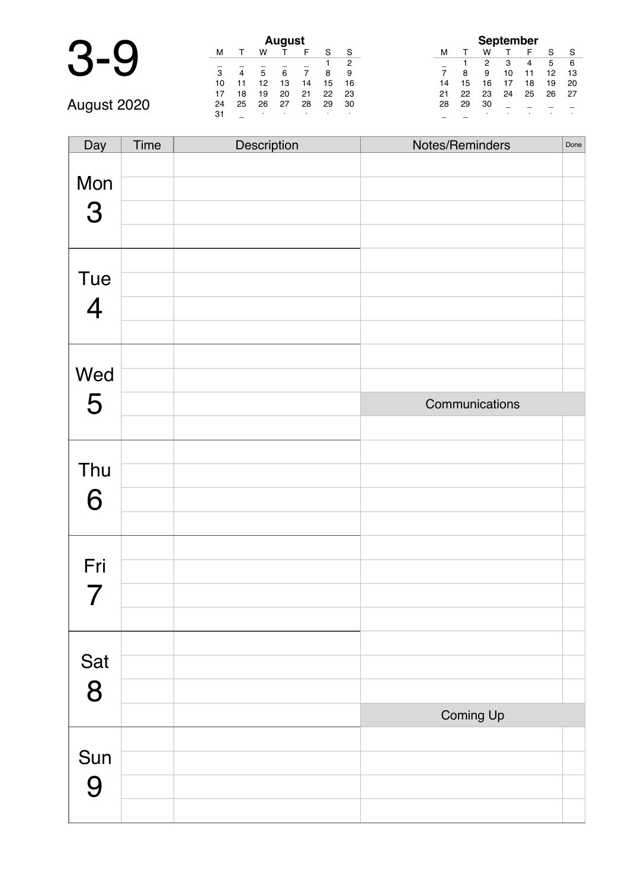# 3-9

August 2020

**August**

| M | T | W | T | F | S | S |
|---|---|---|---|---|---|---|
| _ | _ | _ | _ | _ | 1 | 2 |
| 3 | 4 | 5 | 6 | 7 | 8 | 9 |
| 10 | 11 | 12 | 13 | 14 | 15 | 16 |
| 17 | 18 | 19 | 20 | 21 | 22 | 23 |
| 24 | 25 | 26 | 27 | 28 | 29 | 30 |
| 31 | _ | . | . | . | . | . |

**September**

| M | T | W | T | F | S | S |
|---|---|---|---|---|---|---|
| _ | 1 | 2 | 3 | 4 | 5 | 6 |
| 7 | 8 | 9 | 10 | 11 | 12 | 13 |
| 14 | 15 | 16 | 17 | 18 | 19 | 20 |
| 21 | 22 | 23 | 24 | 25 | 26 | 27 |
| 28 | 29 | 30 | _ | _ | _ | _ |
| _ | _ | . | . | . | . | . |

| Day | Time | Description | Notes/Reminders | Done |
|---|---|---|---|---|
| Mon 3 | | | | |
| | | | | |
| | | | | |
| | | | | |
| Tue 4 | | | | |
| | | | | |
| | | | | |
| | | | | |
| Wed 5 | | | | |
| | | | | |
| | | | Communications | |
| | | | | |
| Thu 6 | | | | |
| | | | | |
| | | | | |
| | | | | |
| Fri 7 | | | | |
| | | | | |
| | | | | |
| | | | | |
| Sat 8 | | | | |
| | | | | |
| | | | | |
| | | | Coming Up | |
| Sun 9 | | | | |
| | | | | |
| | | | | |
| | | | | |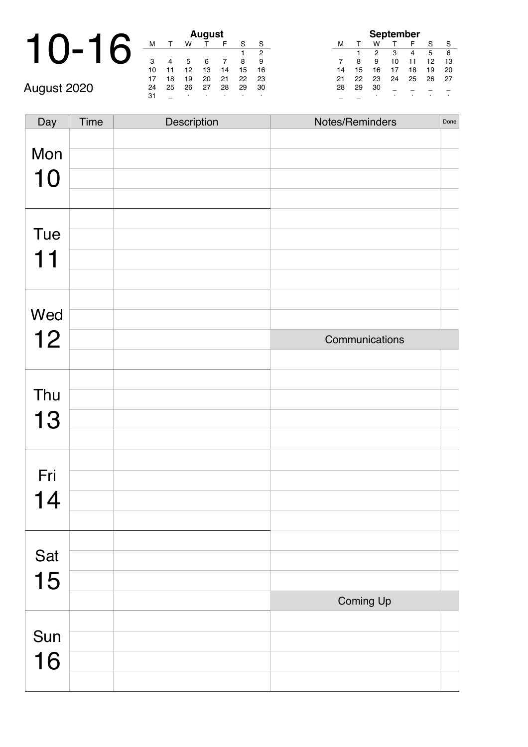# 10-16

August 2020

**August**

| M | T | W | T | F | S | S |
|---|---|---|---|---|---|---|
| _ | _ | _ | _ | _ | 1 | 2 |
| 3 | 4 | 5 | 6 | 7 | 8 | 9 |
| 10 | 11 | 12 | 13 | 14 | 15 | 16 |
| 17 | 18 | 19 | 20 | 21 | 22 | 23 |
| 24 | 25 | 26 | 27 | 28 | 29 | 30 |
| 31 | _ | . | . | . | . | . |

**September**

| M | T | W | T | F | S | S |
|---|---|---|---|---|---|---|
| _ | 1 | 2 | 3 | 4 | 5 | 6 |
| 7 | 8 | 9 | 10 | 11 | 12 | 13 |
| 14 | 15 | 16 | 17 | 18 | 19 | 20 |
| 21 | 22 | 23 | 24 | 25 | 26 | 27 |
| 28 | 29 | 30 | _ | _ | _ | _ |
| _ | _ | . | . | . | . | . |

| Day | Time | Description | Notes/Reminders | Done |
|---|---|---|---|---|
| Mon 10 | | | | |
| | | | | |
| | | | | |
| | | | | |
| Tue 11 | | | | |
| | | | | |
| | | | | |
| | | | | |
| Wed 12 | | | | |
| | | | | |
| | | | Communications | |
| | | | | |
| Thu 13 | | | | |
| | | | | |
| | | | | |
| | | | | |
| Fri 14 | | | | |
| | | | | |
| | | | | |
| | | | | |
| Sat 15 | | | | |
| | | | | |
| | | | | |
| | | | Coming Up | |
| Sun 16 | | | | |
| | | | | |
| | | | | |
| | | | | |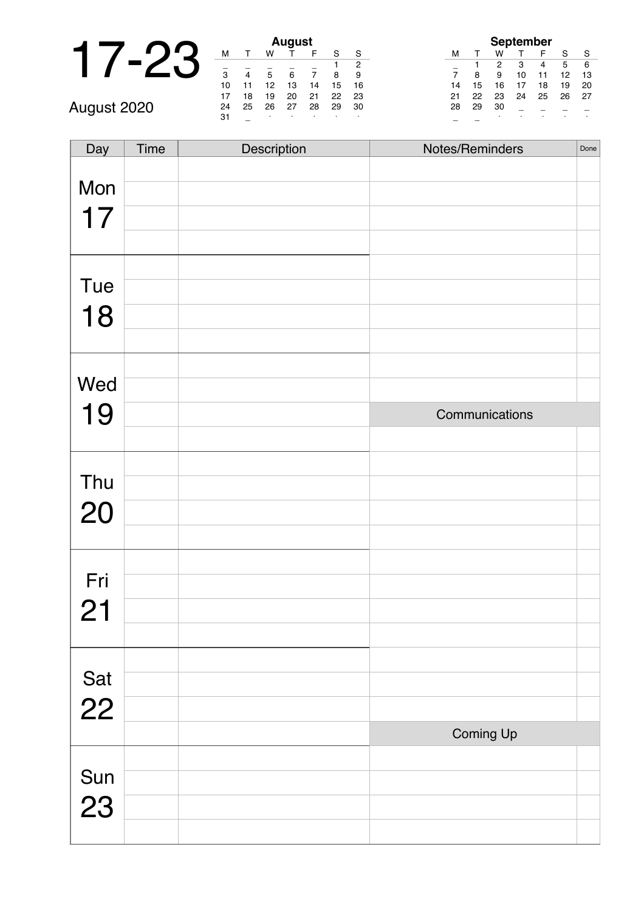# 17-23

August 2020

**August**

| M | T | W | T | F | S | S |
|---|---|---|---|---|---|---|
| _ | _ | _ | _ | _ | 1 | 2 |
| 3 | 4 | 5 | 6 | 7 | 8 | 9 |
| 10 | 11 | 12 | 13 | 14 | 15 | 16 |
| 17 | 18 | 19 | 20 | 21 | 22 | 23 |
| 24 | 25 | 26 | 27 | 28 | 29 | 30 |
| 31 | _ | . | . | . | . | . |

**September**

| M | T | W | T | F | S | S |
|---|---|---|---|---|---|---|
| _ | 1 | 2 | 3 | 4 | 5 | 6 |
| 7 | 8 | 9 | 10 | 11 | 12 | 13 |
| 14 | 15 | 16 | 17 | 18 | 19 | 20 |
| 21 | 22 | 23 | 24 | 25 | 26 | 27 |
| 28 | 29 | 30 | _ | _ | _ | _ |
| _ | _ | . | . | . | . | . |

| Day | Time | Description | Notes/Reminders | Done |
|---|---|---|---|---|
| Mon 17 | | | | |
| | | | | |
| | | | | |
| | | | | |
| Tue 18 | | | | |
| | | | | |
| | | | | |
| | | | | |
| Wed 19 | | | | |
| | | | | |
| | | | Communications | |
| | | | | |
| Thu 20 | | | | |
| | | | | |
| | | | | |
| | | | | |
| Fri 21 | | | | |
| | | | | |
| | | | | |
| | | | | |
| Sat 22 | | | | |
| | | | | |
| | | | | |
| | | | Coming Up | |
| Sun 23 | | | | |
| | | | | |
| | | | | |
| | | | | |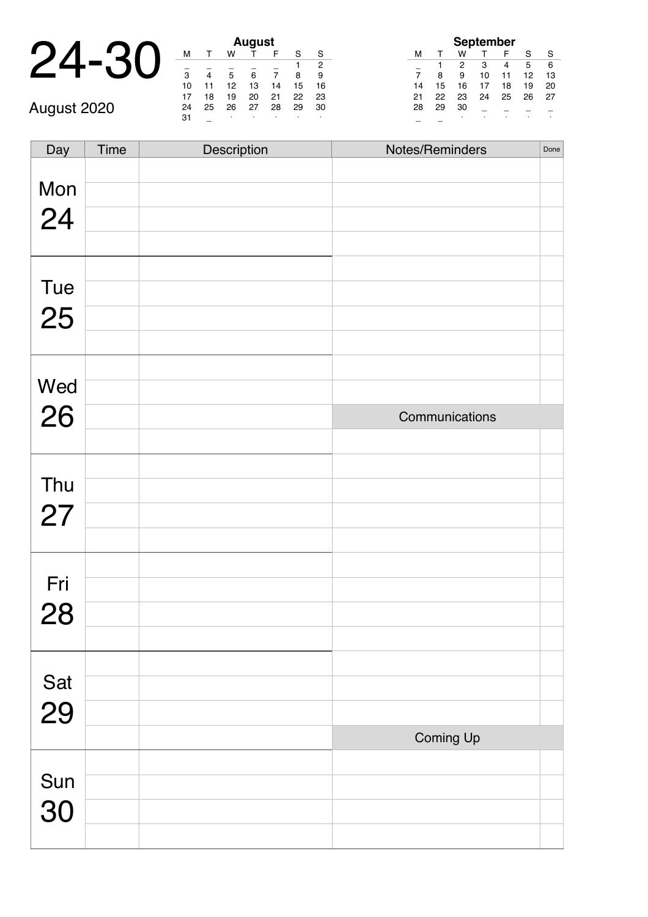# 24-30

August 2020

**August**

| M | T | W | T | F | S | S |
|---|---|---|---|---|---|---|
| _ | _ | _ | _ | _ | 1 | 2 |
| 3 | 4 | 5 | 6 | 7 | 8 | 9 |
| 10 | 11 | 12 | 13 | 14 | 15 | 16 |
| 17 | 18 | 19 | 20 | 21 | 22 | 23 |
| 24 | 25 | 26 | 27 | 28 | 29 | 30 |
| 31 | _ | . | . | . | . | . |

**September**

| M | T | W | T | F | S | S |
|---|---|---|---|---|---|---|
| _ | 1 | 2 | 3 | 4 | 5 | 6 |
| 7 | 8 | 9 | 10 | 11 | 12 | 13 |
| 14 | 15 | 16 | 17 | 18 | 19 | 20 |
| 21 | 22 | 23 | 24 | 25 | 26 | 27 |
| 28 | 29 | 30 | _ | _ | _ | _ |
| _ | _ | . | . | . | . | . |

| Day | Time | Description | Notes/Reminders | Done |
|---|---|---|---|---|
| Mon 24 | | | | |
| | | | | |
| | | | | |
| | | | | |
| Tue 25 | | | | |
| | | | | |
| | | | | |
| | | | | |
| Wed 26 | | | | |
| | | | | |
| | | | Communications | |
| | | | | |
| Thu 27 | | | | |
| | | | | |
| | | | | |
| | | | | |
| Fri 28 | | | | |
| | | | | |
| | | | | |
| | | | | |
| Sat 29 | | | | |
| | | | | |
| | | | | |
| | | | Coming Up | |
| Sun 30 | | | | |
| | | | | |
| | | | | |
| | | | | |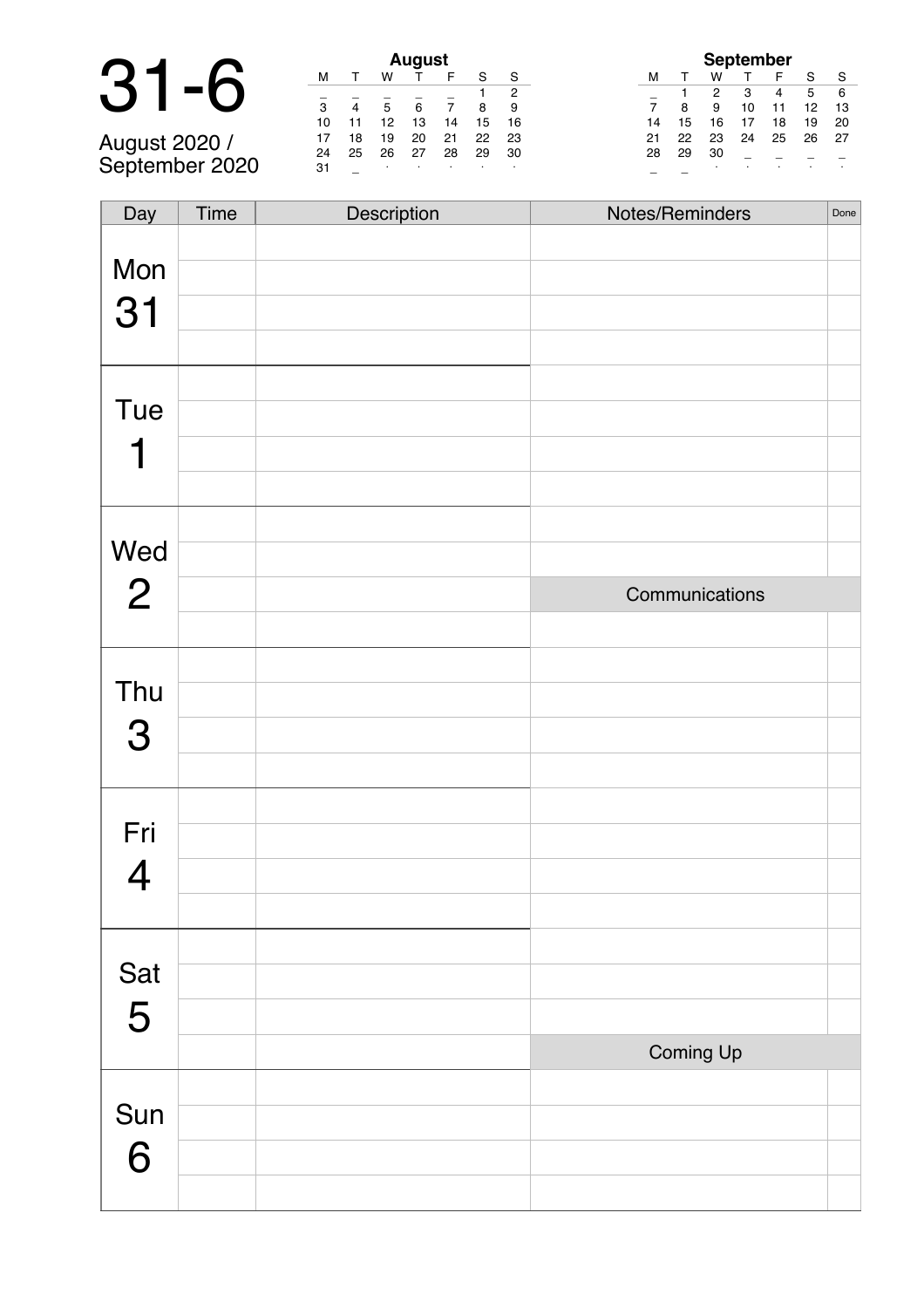# 31-6

August 2020 / September 2020

**August**

| M | T | W | T | F | S | S |
|---|---|---|---|---|---|---|
| _ | _ | _ | _ | _ | 1 | 2 |
| 3 | 4 | 5 | 6 | 7 | 8 | 9 |
| 10 | 11 | 12 | 13 | 14 | 15 | 16 |
| 17 | 18 | 19 | 20 | 21 | 22 | 23 |
| 24 | 25 | 26 | 27 | 28 | 29 | 30 |
| 31 | _ | . | . | . | . | . |

**September**

| M | T | W | T | F | S | S |
|---|---|---|---|---|---|---|
| _ | 1 | 2 | 3 | 4 | 5 | 6 |
| 7 | 8 | 9 | 10 | 11 | 12 | 13 |
| 14 | 15 | 16 | 17 | 18 | 19 | 20 |
| 21 | 22 | 23 | 24 | 25 | 26 | 27 |
| 28 | 29 | 30 | _ | _ | _ | _ |
| _ | _ | . | . | . | . | . |

| Day | Time | Description | Notes/Reminders | Done |
|---|---|---|---|---|
| Mon 31 | | | | |
| | | | | |
| | | | | |
| | | | | |
| Tue 1 | | | | |
| | | | | |
| | | | | |
| | | | | |
| Wed 2 | | | | |
| | | | | |
| | | | Communications | |
| | | | | |
| Thu 3 | | | | |
| | | | | |
| | | | | |
| | | | | |
| Fri 4 | | | | |
| | | | | |
| | | | | |
| | | | | |
| Sat 5 | | | | |
| | | | | |
| | | | | |
| | | | Coming Up | |
| Sun 6 | | | | |
| | | | | |
| | | | | |
| | | | | |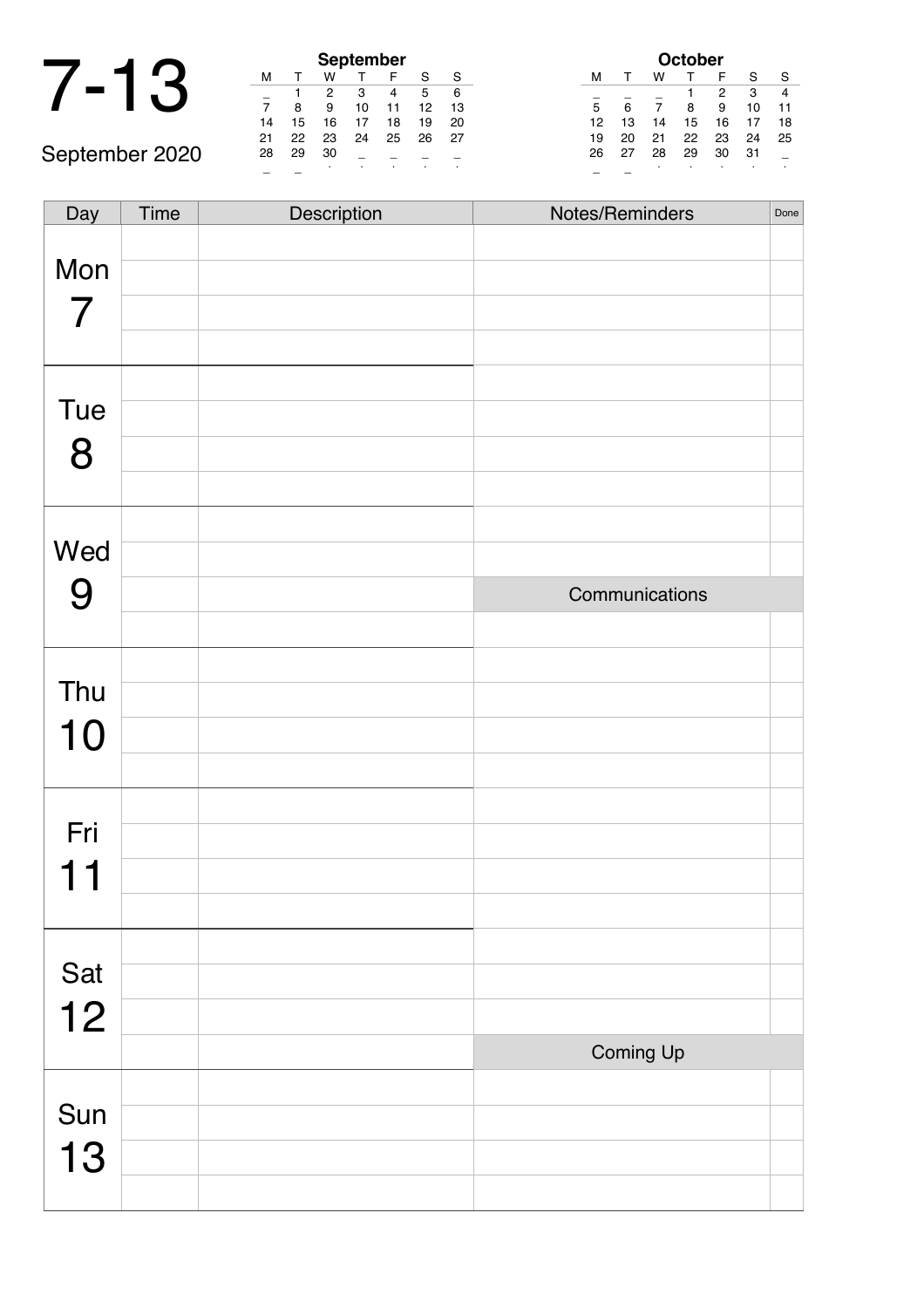# 7-13

September 2020

**September**

| M | T | W | T | F | S | S |
|---|---|---|---|---|---|---|
| _ | 1 | 2 | 3 | 4 | 5 | 6 |
| 7 | 8 | 9 | 10 | 11 | 12 | 13 |
| 14 | 15 | 16 | 17 | 18 | 19 | 20 |
| 21 | 22 | 23 | 24 | 25 | 26 | 27 |
| 28 | 29 | 30 | _ | _ | _ | _ |
| _ | _ | . | . | . | . | . |

**October**

| M | T | W | T | F | S | S |
|---|---|---|---|---|---|---|
| _ | _ | _ | 1 | 2 | 3 | 4 |
| 5 | 6 | 7 | 8 | 9 | 10 | 11 |
| 12 | 13 | 14 | 15 | 16 | 17 | 18 |
| 19 | 20 | 21 | 22 | 23 | 24 | 25 |
| 26 | 27 | 28 | 29 | 30 | 31 | _ |
| _ | _ | . | . | . | . | . |

| Day | Time | Description |
|---|---|---|
| Mon 7 | | |
| | | |
| | | |
| | | |
| Tue 8 | | |
| | | |
| | | |
| | | |
| Wed 9 | | |
| | | |
| | | |
| | | |
| Thu 10 | | |
| | | |
| | | |
| | | |
| Fri 11 | | |
| | | |
| | | |
| | | |
| Sat 12 | | |
| | | |
| | | |
| | | |
| Sun 13 | | |
| | | |
| | | |
| | | |

| Notes/Reminders | Done |
|---|---|
| | |
| | |
| | |
| | |
| | |
| | |
| | |
| | |
| | |
| | |
| **Communications** | |
| | |
| | |
| | |
| | |
| | |
| | |
| | |
| | |
| | |
| | |
| | |
| | |
| **Coming Up** | |
| | |
| | |
| | |
| | |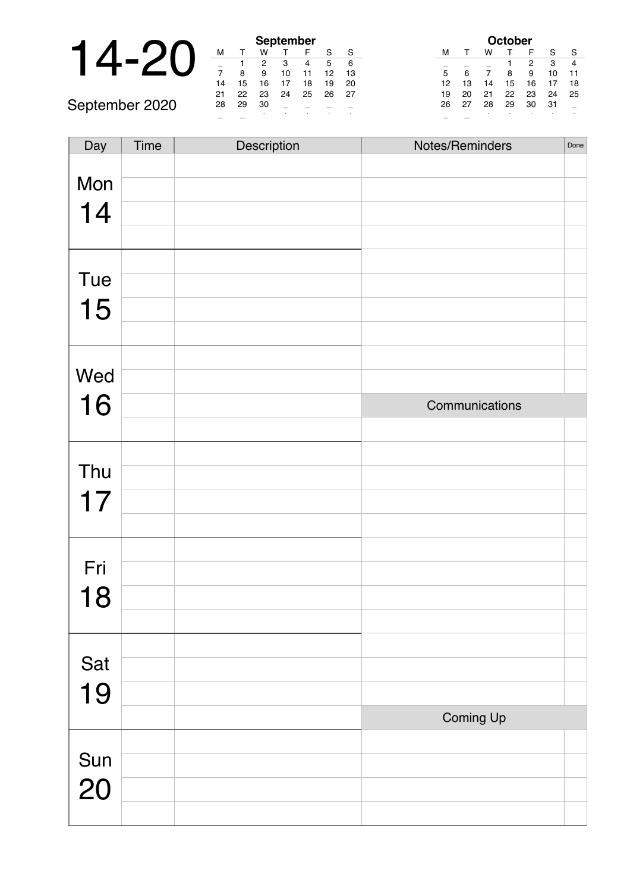# 14-20

September 2020

**September**

| M | T | W | T | F | S | S |
|---|---|---|---|---|---|---|
| _ | 1 | 2 | 3 | 4 | 5 | 6 |
| 7 | 8 | 9 | 10 | 11 | 12 | 13 |
| 14 | 15 | 16 | 17 | 18 | 19 | 20 |
| 21 | 22 | 23 | 24 | 25 | 26 | 27 |
| 28 | 29 | 30 | _ | _ | _ | _ |

**October**

| M | T | W | T | F | S | S |
|---|---|---|---|---|---|---|
| _ | _ | _ | 1 | 2 | 3 | 4 |
| 5 | 6 | 7 | 8 | 9 | 10 | 11 |
| 12 | 13 | 14 | 15 | 16 | 17 | 18 |
| 19 | 20 | 21 | 22 | 23 | 24 | 25 |
| 26 | 27 | 28 | 29 | 30 | 31 | _ |

| Day | Time | Description | Notes/Reminders | Done |
|---|---|---|---|---|
| Mon 14 | | | | |
| | | | | |
| | | | | |
| | | | | |
| Tue 15 | | | | |
| | | | | |
| | | | | |
| | | | | |
| Wed 16 | | | | |
| | | | | |
| | | | Communications | |
| | | | | |
| Thu 17 | | | | |
| | | | | |
| | | | | |
| | | | | |
| Fri 18 | | | | |
| | | | | |
| | | | | |
| | | | | |
| Sat 19 | | | | |
| | | | | |
| | | | | |
| | | | Coming Up | |
| Sun 20 | | | | |
| | | | | |
| | | | | |
| | | | | |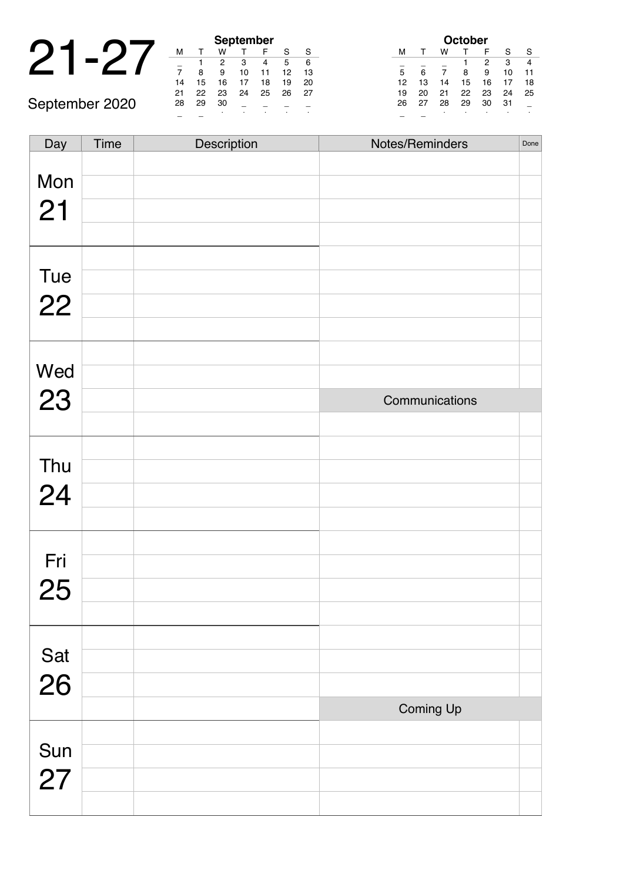# 21-27

September 2020

**September**

| M | T | W | T | F | S | S |
|---|---|---|---|---|---|---|
| _ | 1 | 2 | 3 | 4 | 5 | 6 |
| 7 | 8 | 9 | 10 | 11 | 12 | 13 |
| 14 | 15 | 16 | 17 | 18 | 19 | 20 |
| 21 | 22 | 23 | 24 | 25 | 26 | 27 |
| 28 | 29 | 30 | _ | _ | _ | _ |

**October**

| M | T | W | T | F | S | S |
|---|---|---|---|---|---|---|
| _ | _ | _ | 1 | 2 | 3 | 4 |
| 5 | 6 | 7 | 8 | 9 | 10 | 11 |
| 12 | 13 | 14 | 15 | 16 | 17 | 18 |
| 19 | 20 | 21 | 22 | 23 | 24 | 25 |
| 26 | 27 | 28 | 29 | 30 | 31 | _ |

| Day | Time | Description | Notes/Reminders | Done |
|---|---|---|---|---|
| Mon 21 | | | | |
| | | | | |
| | | | | |
| | | | | |
| Tue 22 | | | | |
| | | | | |
| | | | | |
| | | | | |
| Wed 23 | | | | |
| | | | | |
| | | | Communications | |
| | | | | |
| Thu 24 | | | | |
| | | | | |
| | | | | |
| | | | | |
| Fri 25 | | | | |
| | | | | |
| | | | | |
| | | | | |
| Sat 26 | | | | |
| | | | | |
| | | | | |
| | | | Coming Up | |
| Sun 27 | | | | |
| | | | | |
| | | | | |
| | | | | |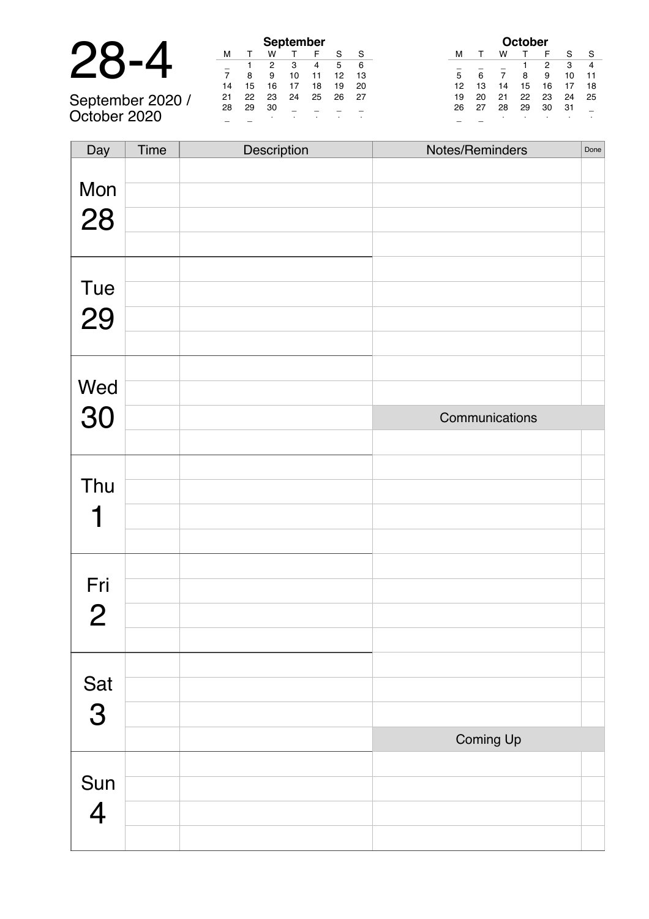# 28-4

September 2020 / October 2020

**September**

| M | T | W | T | F | S | S |
|---|---|---|---|---|---|---|
| _ | 1 | 2 | 3 | 4 | 5 | 6 |
| 7 | 8 | 9 | 10 | 11 | 12 | 13 |
| 14 | 15 | 16 | 17 | 18 | 19 | 20 |
| 21 | 22 | 23 | 24 | 25 | 26 | 27 |
| 28 | 29 | 30 | _ | _ | _ | _ |
| _ | _ | . | . | . | . | . |

**October**

| M | T | W | T | F | S | S |
|---|---|---|---|---|---|---|
| _ | _ | _ | 1 | 2 | 3 | 4 |
| 5 | 6 | 7 | 8 | 9 | 10 | 11 |
| 12 | 13 | 14 | 15 | 16 | 17 | 18 |
| 19 | 20 | 21 | 22 | 23 | 24 | 25 |
| 26 | 27 | 28 | 29 | 30 | 31 | _ |
| _ | _ | . | . | . | . | . |

| Day | Time | Description | Notes/Reminders | Done |
|---|---|---|---|---|
| Mon 28 | | | | |
| | | | | |
| | | | | |
| | | | | |
| Tue 29 | | | | |
| | | | | |
| | | | | |
| | | | | |
| Wed 30 | | | | |
| | | | | |
| | | | Communications | |
| | | | | |
| Thu 1 | | | | |
| | | | | |
| | | | | |
| | | | | |
| Fri 2 | | | | |
| | | | | |
| | | | | |
| | | | | |
| Sat 3 | | | | |
| | | | | |
| | | | | |
| | | | Coming Up | |
| Sun 4 | | | | |
| | | | | |
| | | | | |
| | | | | |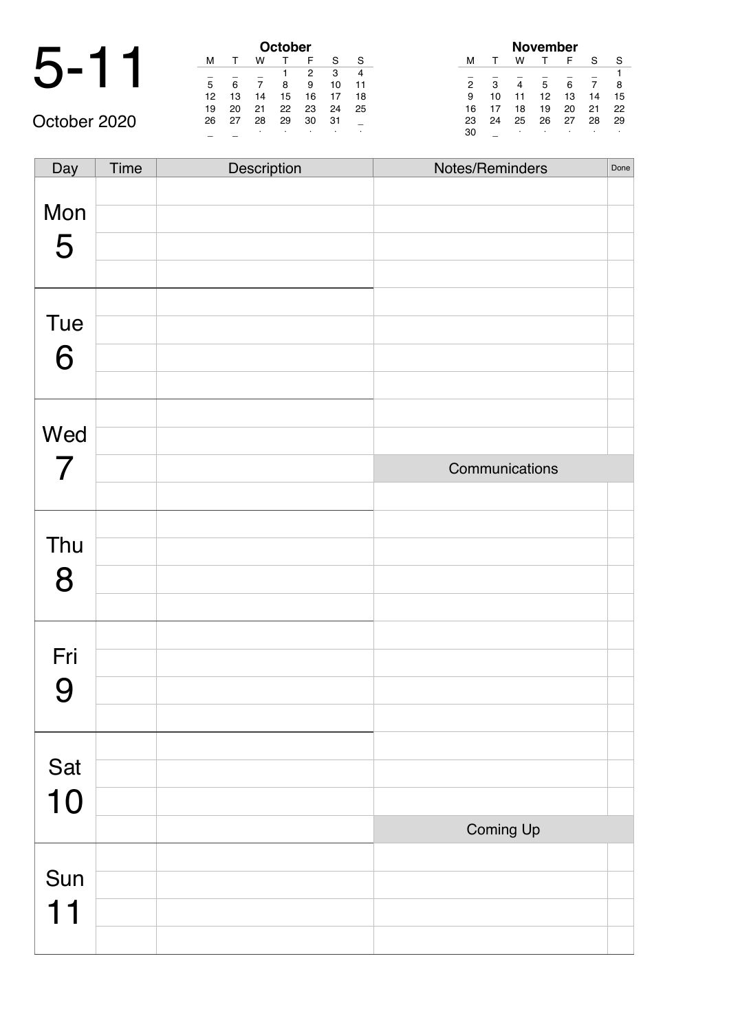# 5-11

October 2020

**October**

| M | T | W | T | F | S | S |
|---|---|---|---|---|---|---|
| _ | _ | _ | 1 | 2 | 3 | 4 |
| 5 | 6 | 7 | 8 | 9 | 10 | 11 |
| 12 | 13 | 14 | 15 | 16 | 17 | 18 |
| 19 | 20 | 21 | 22 | 23 | 24 | 25 |
| 26 | 27 | 28 | 29 | 30 | 31 | _ |
| _ | _ | . | . | . | . | . |

**November**

| M | T | W | T | F | S | S |
|---|---|---|---|---|---|---|
| _ | _ | _ | _ | _ | _ | 1 |
| 2 | 3 | 4 | 5 | 6 | 7 | 8 |
| 9 | 10 | 11 | 12 | 13 | 14 | 15 |
| 16 | 17 | 18 | 19 | 20 | 21 | 22 |
| 23 | 24 | 25 | 26 | 27 | 28 | 29 |
| 30 | _ | . | . | . | . | . |

| Day | Time | Description | Notes/Reminders | Done |
|---|---|---|---|---|
| Mon 5 | | | | |
| | | | | |
| | | | | |
| | | | | |
| Tue 6 | | | | |
| | | | | |
| | | | | |
| | | | | |
| Wed 7 | | | | |
| | | | | |
| | | | Communications | |
| | | | | |
| Thu 8 | | | | |
| | | | | |
| | | | | |
| | | | | |
| Fri 9 | | | | |
| | | | | |
| | | | | |
| | | | | |
| Sat 10 | | | | |
| | | | | |
| | | | | |
| | | | Coming Up | |
| Sun 11 | | | | |
| | | | | |
| | | | | |
| | | | | |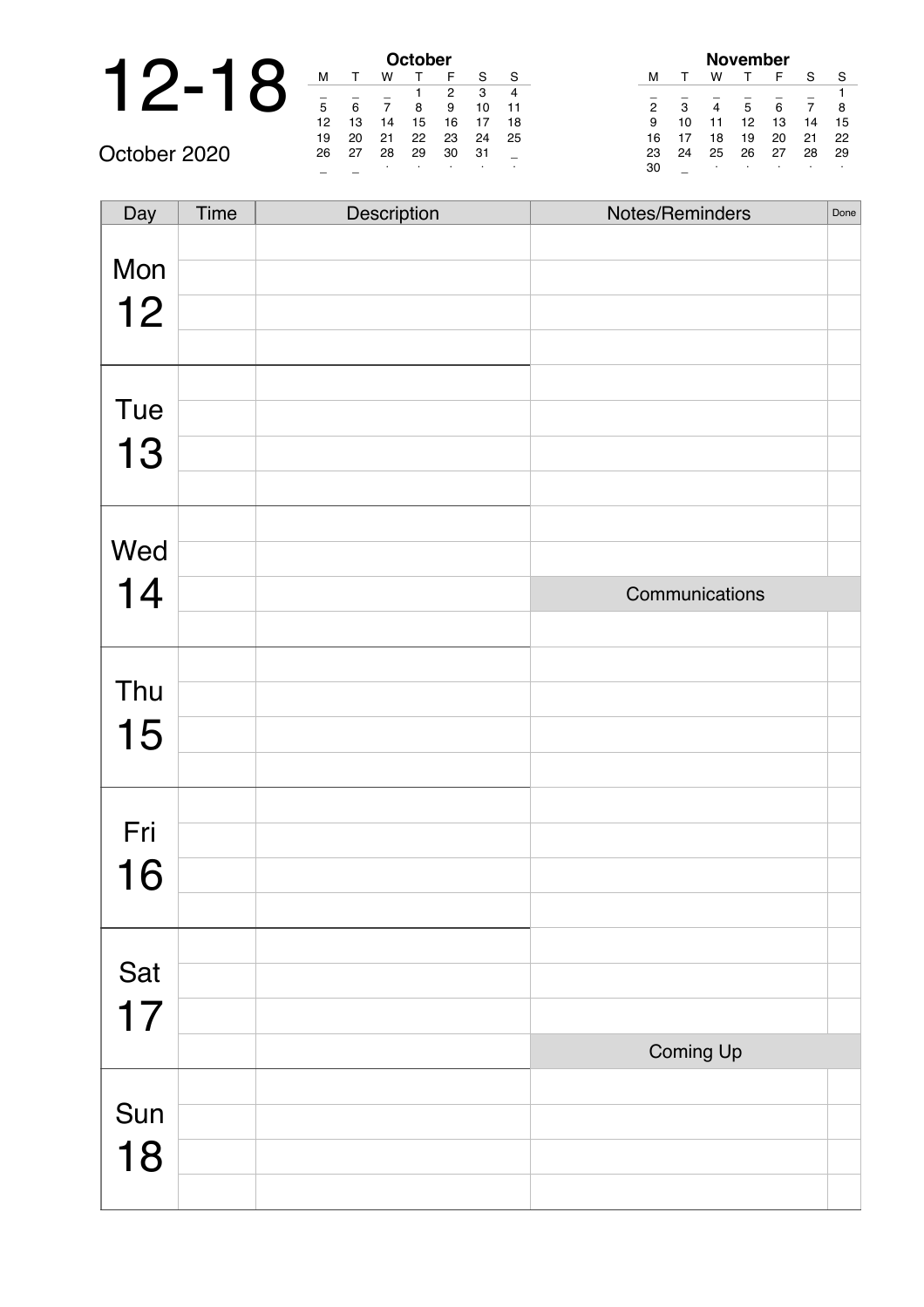# 12-18

October 2020

| | | | October | | | |
|---|---|---|---|---|---|---|
| M | T | W | T | F | S | S |
| _ | _ | _ | 1 | 2 | 3 | 4 |
| 5 | 6 | 7 | 8 | 9 | 10 | 11 |
| 12 | 13 | 14 | 15 | 16 | 17 | 18 |
| 19 | 20 | 21 | 22 | 23 | 24 | 25 |
| 26 | 27 | 28 | 29 | 30 | 31 | _ |
| _ | _ | . | . | . | . | . |

| | | | November | | | |
|---|---|---|---|---|---|---|
| M | T | W | T | F | S | S |
| _ | _ | _ | _ | _ | _ | 1 |
| 2 | 3 | 4 | 5 | 6 | 7 | 8 |
| 9 | 10 | 11 | 12 | 13 | 14 | 15 |
| 16 | 17 | 18 | 19 | 20 | 21 | 22 |
| 23 | 24 | 25 | 26 | 27 | 28 | 29 |
| 30 | _ | . | . | . | . | . |

| Day | Time | Description | Notes/Reminders | Done |
|---|---|---|---|---|
| Mon 12 | | | | |
| | | | | |
| | | | | |
| | | | | |
| Tue 13 | | | | |
| | | | | |
| | | | | |
| | | | | |
| Wed 14 | | | | |
| | | | | |
| | | | Communications | |
| | | | | |
| Thu 15 | | | | |
| | | | | |
| | | | | |
| | | | | |
| Fri 16 | | | | |
| | | | | |
| | | | | |
| | | | | |
| Sat 17 | | | | |
| | | | | |
| | | | | |
| | | | Coming Up | |
| Sun 18 | | | | |
| | | | | |
| | | | | |
| | | | | |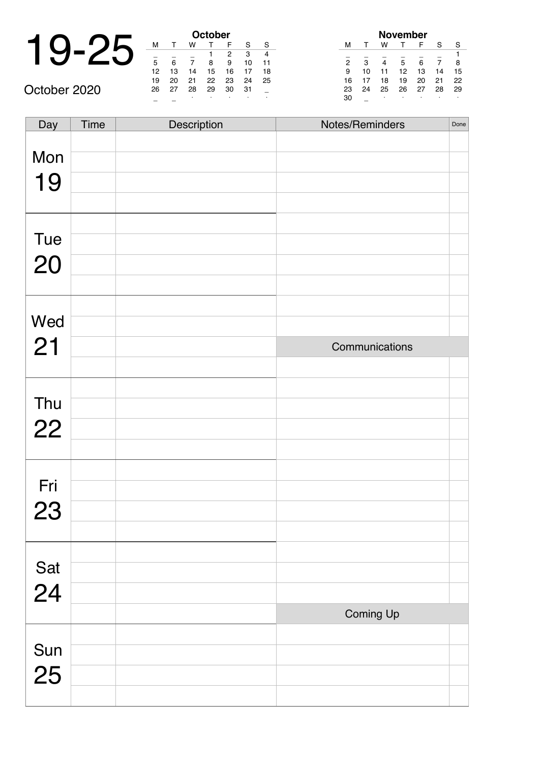# 19-25

October 2020

**October**

| M | T | W | T | F | S | S |
|---|---|---|---|---|---|---|
| _ | _ | _ | 1 | 2 | 3 | 4 |
| 5 | 6 | 7 | 8 | 9 | 10 | 11 |
| 12 | 13 | 14 | 15 | 16 | 17 | 18 |
| 19 | 20 | 21 | 22 | 23 | 24 | 25 |
| 26 | 27 | 28 | 29 | 30 | 31 | _ |
| _ | _ | . | . | . | . | . |

**November**

| M | T | W | T | F | S | S |
|---|---|---|---|---|---|---|
| _ | _ | _ | _ | _ | _ | 1 |
| 2 | 3 | 4 | 5 | 6 | 7 | 8 |
| 9 | 10 | 11 | 12 | 13 | 14 | 15 |
| 16 | 17 | 18 | 19 | 20 | 21 | 22 |
| 23 | 24 | 25 | 26 | 27 | 28 | 29 |
| 30 | _ | . | . | . | . | . |

| Day | Time | Description |
|---|---|---|
| Mon 19 | | |
| | | |
| | | |
| | | |
| Tue 20 | | |
| | | |
| | | |
| | | |
| Wed 21 | | |
| | | |
| | | |
| | | |
| Thu 22 | | |
| | | |
| | | |
| | | |
| Fri 23 | | |
| | | |
| | | |
| | | |
| Sat 24 | | |
| | | |
| | | |
| | | |
| Sun 25 | | |
| | | |
| | | |
| | | |

| Notes/Reminders | Done |
|---|---|
| | |
| | |
| | |
| | |
| | |
| | |
| | |
| | |
| | |
| | |

| Communications | |
|---|---|
| | |
| | |
| | |
| | |
| | |
| | |
| | |
| | |
| | |
| | |
| | |
| | |

| Coming Up | |
|---|---|
| | |
| | |
| | |
| | |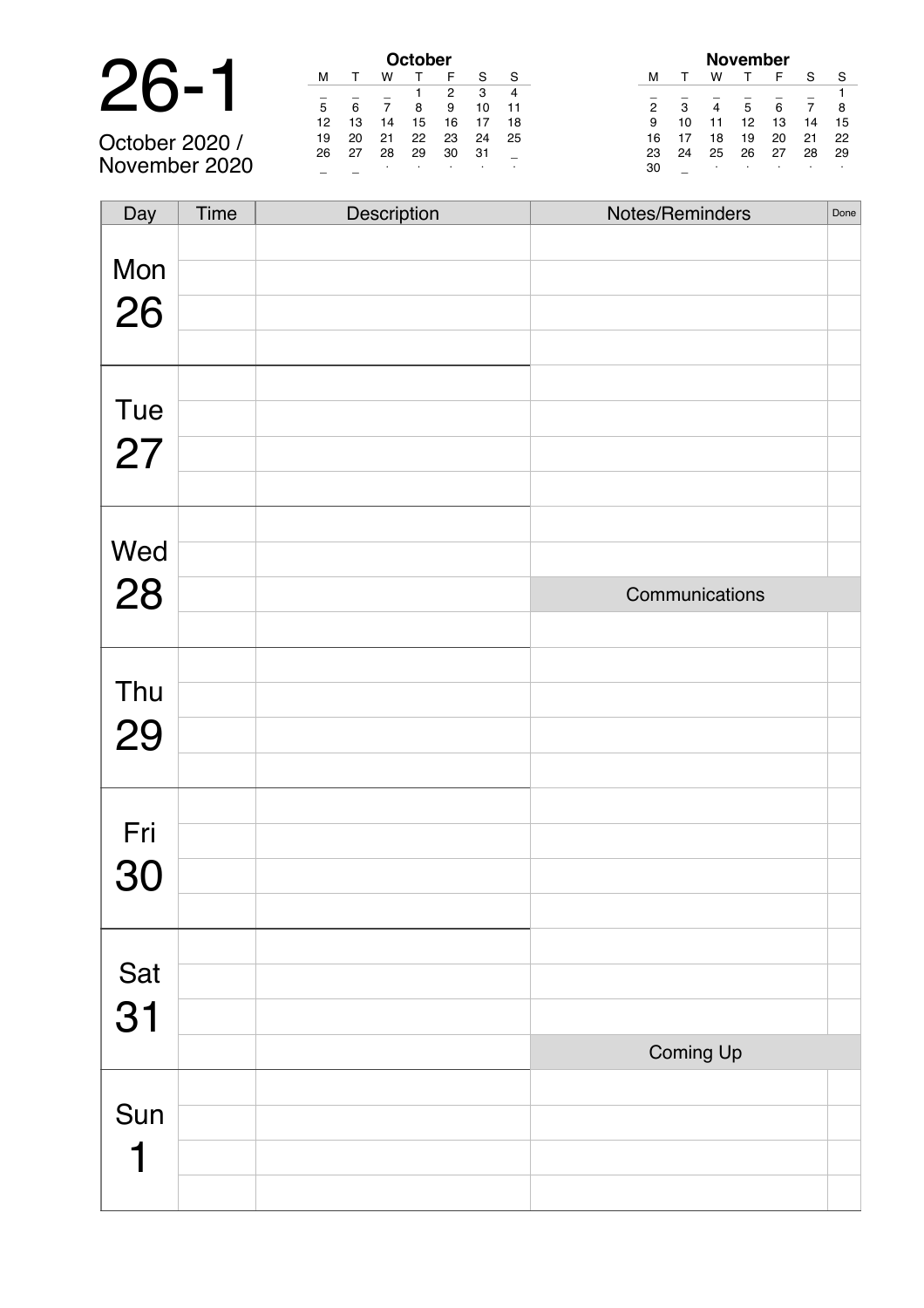# 26-1

October 2020 /
November 2020

**October**

| M | T | W | T | F | S | S |
|---|---|---|---|---|---|---|
| _ | _ | _ | 1 | 2 | 3 | 4 |
| 5 | 6 | 7 | 8 | 9 | 10 | 11 |
| 12 | 13 | 14 | 15 | 16 | 17 | 18 |
| 19 | 20 | 21 | 22 | 23 | 24 | 25 |
| 26 | 27 | 28 | 29 | 30 | 31 | _ |
| _ | _ | . | . | . | . | . |

**November**

| M | T | W | T | F | S | S |
|---|---|---|---|---|---|---|
| _ | _ | _ | _ | _ | _ | 1 |
| 2 | 3 | 4 | 5 | 6 | 7 | 8 |
| 9 | 10 | 11 | 12 | 13 | 14 | 15 |
| 16 | 17 | 18 | 19 | 20 | 21 | 22 |
| 23 | 24 | 25 | 26 | 27 | 28 | 29 |
| 30 | _ | . | . | . | . | . |

| Day | Time | Description | Notes/Reminders | Done |
|---|---|---|---|---|
| Mon 26 | | | | |
| | | | | |
| | | | | |
| | | | | |
| Tue 27 | | | | |
| | | | | |
| | | | | |
| | | | | |
| Wed 28 | | | | |
| | | | | |
| | | | Communications | |
| | | | | |
| Thu 29 | | | | |
| | | | | |
| | | | | |
| | | | | |
| Fri 30 | | | | |
| | | | | |
| | | | | |
| | | | | |
| Sat 31 | | | | |
| | | | | |
| | | | | |
| | | | Coming Up | |
| Sun 1 | | | | |
| | | | | |
| | | | | |
| | | | | |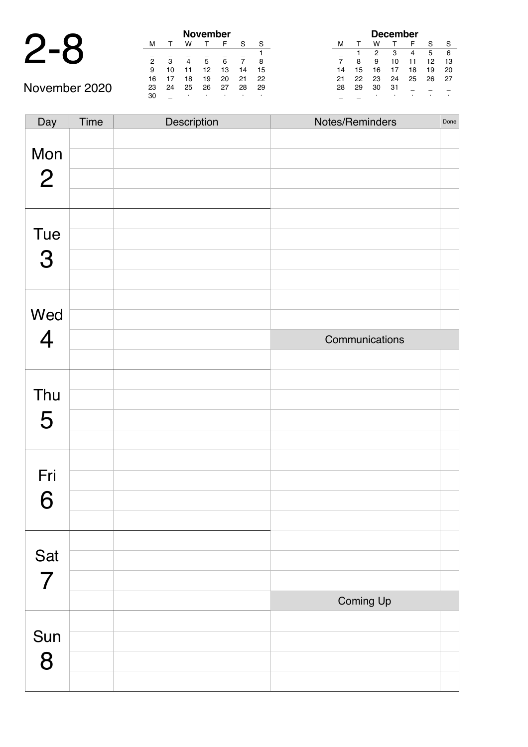# 2-8

November 2020

**November**

| M | T | W | T | F | S | S |
|---|---|---|---|---|---|---|
| _ | _ | _ | _ | _ | _ | 1 |
| 2 | 3 | 4 | 5 | 6 | 7 | 8 |
| 9 | 10 | 11 | 12 | 13 | 14 | 15 |
| 16 | 17 | 18 | 19 | 20 | 21 | 22 |
| 23 | 24 | 25 | 26 | 27 | 28 | 29 |
| 30 | _ | . | . | . | . | . |

**December**

| M | T | W | T | F | S | S |
|---|---|---|---|---|---|---|
| _ | 1 | 2 | 3 | 4 | 5 | 6 |
| 7 | 8 | 9 | 10 | 11 | 12 | 13 |
| 14 | 15 | 16 | 17 | 18 | 19 | 20 |
| 21 | 22 | 23 | 24 | 25 | 26 | 27 |
| 28 | 29 | 30 | 31 | _ | _ | _ |
| _ | _ | . | . | . | . | . |

| Day | Time | Description |
|---|---|---|
| Mon 2 | | |
| | | |
| | | |
| | | |
| Tue 3 | | |
| | | |
| | | |
| | | |
| Wed 4 | | |
| | | |
| | | |
| | | |
| Thu 5 | | |
| | | |
| | | |
| | | |
| Fri 6 | | |
| | | |
| | | |
| | | |
| Sat 7 | | |
| | | |
| | | |
| | | |
| Sun 8 | | |
| | | |
| | | |
| | | |

| Notes/Reminders | Done |
|---|---|
| | |
| | |
| | |
| | |
| | |
| | |
| | |
| | |
| | |
| | |
| **Communications** | |
| | |
| | |
| | |
| | |
| | |
| | |
| | |
| | |
| | |
| | |
| | |
| | |
| **Coming Up** | |
| | |
| | |
| | |
| | |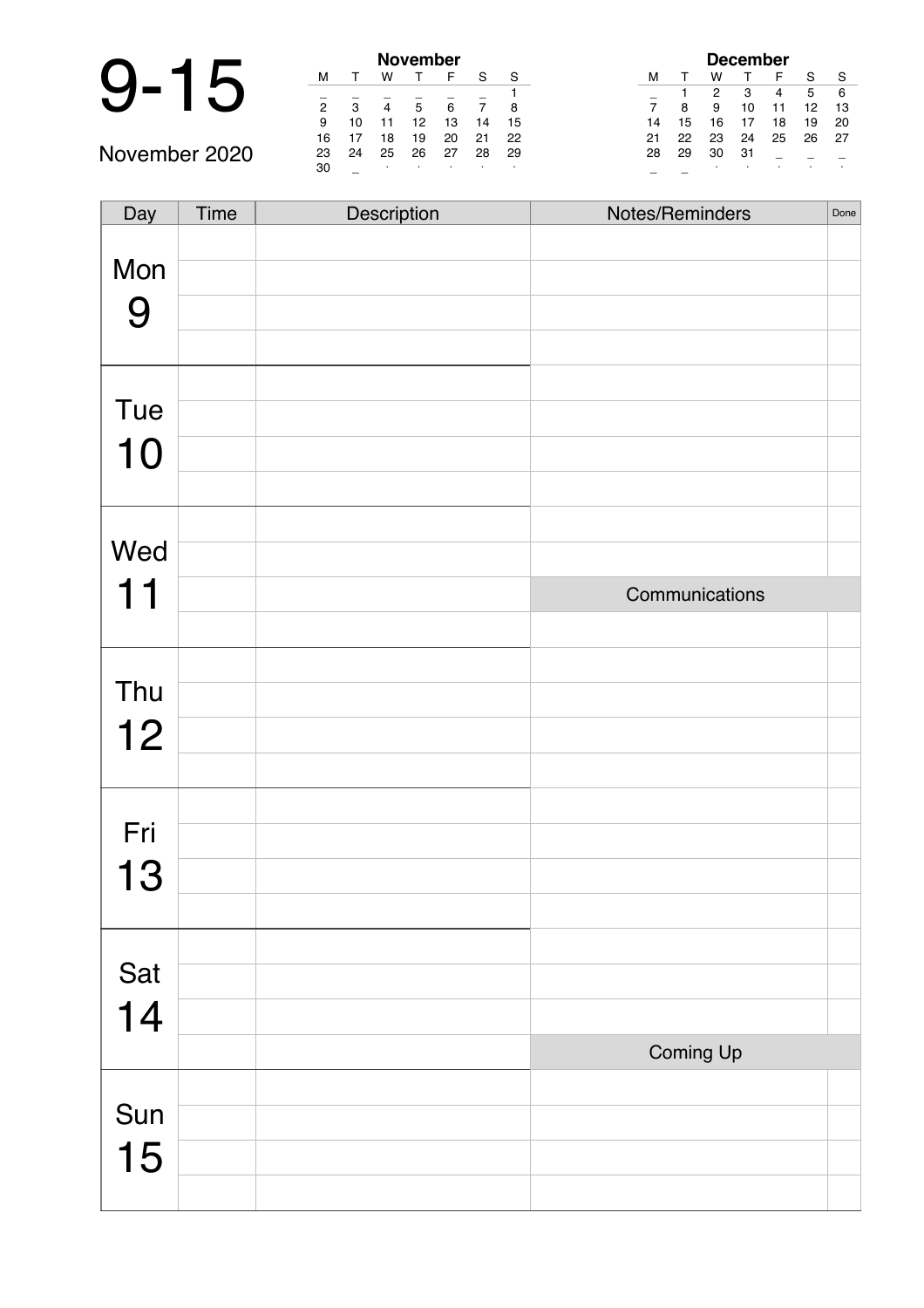# 9-15

November 2020

**November**

| M | T | W | T | F | S | S |
|---|---|---|---|---|---|---|
| _ | _ | _ | _ | _ | _ | 1 |
| 2 | 3 | 4 | 5 | 6 | 7 | 8 |
| 9 | 10 | 11 | 12 | 13 | 14 | 15 |
| 16 | 17 | 18 | 19 | 20 | 21 | 22 |
| 23 | 24 | 25 | 26 | 27 | 28 | 29 |
| 30 | _ | . | . | . | . | . |

**December**

| M | T | W | T | F | S | S |
|---|---|---|---|---|---|---|
| _ | 1 | 2 | 3 | 4 | 5 | 6 |
| 7 | 8 | 9 | 10 | 11 | 12 | 13 |
| 14 | 15 | 16 | 17 | 18 | 19 | 20 |
| 21 | 22 | 23 | 24 | 25 | 26 | 27 |
| 28 | 29 | 30 | 31 | _ | _ | _ |
| _ | _ | . | . | . | . | . |

| Day | Time | Description | Notes/Reminders | Done |
|---|---|---|---|---|
| Mon 9 | | | | |
| | | | | |
| | | | | |
| | | | | |
| Tue 10 | | | | |
| | | | | |
| | | | | |
| | | | | |
| Wed 11 | | | | |
| | | | | |
| | | | Communications | |
| | | | | |
| Thu 12 | | | | |
| | | | | |
| | | | | |
| | | | | |
| Fri 13 | | | | |
| | | | | |
| | | | | |
| | | | | |
| Sat 14 | | | | |
| | | | | |
| | | | | |
| | | | Coming Up | |
| Sun 15 | | | | |
| | | | | |
| | | | | |
| | | | | |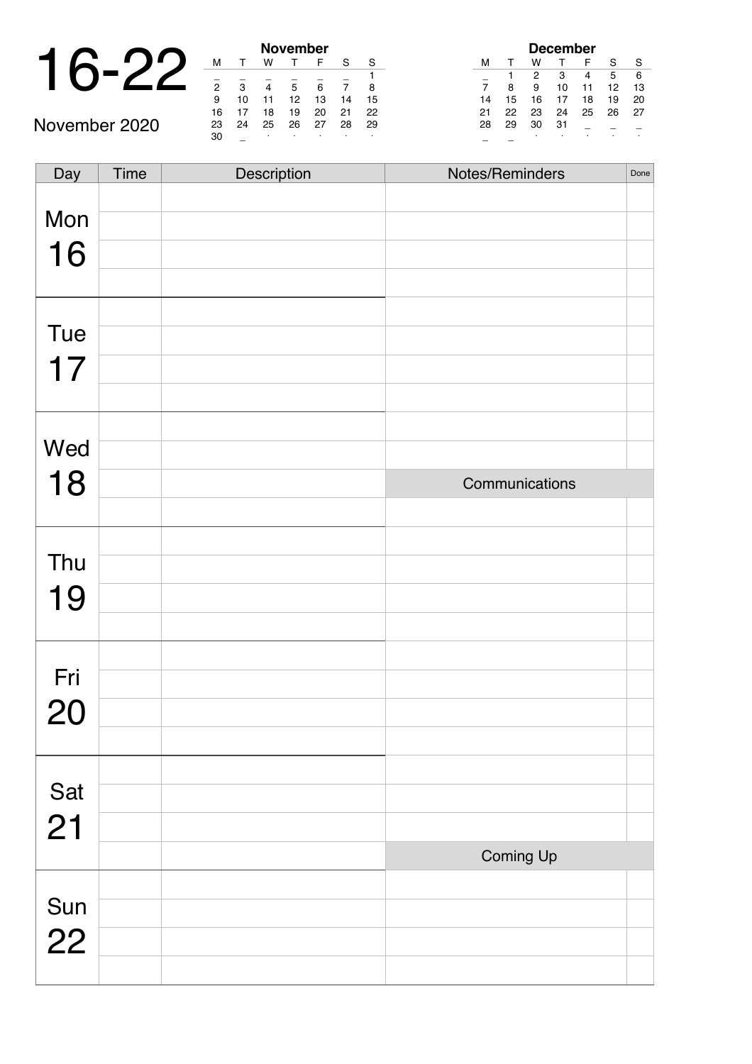# 16-22

November 2020

**November**

| M | T | W | T | F | S | S |
|---|---|---|---|---|---|---|
| _ | _ | _ | _ | _ | _ | 1 |
| 2 | 3 | 4 | 5 | 6 | 7 | 8 |
| 9 | 10 | 11 | 12 | 13 | 14 | 15 |
| 16 | 17 | 18 | 19 | 20 | 21 | 22 |
| 23 | 24 | 25 | 26 | 27 | 28 | 29 |
| 30 | _ | . | . | . | . | . |

**December**

| M | T | W | T | F | S | S |
|---|---|---|---|---|---|---|
| _ | 1 | 2 | 3 | 4 | 5 | 6 |
| 7 | 8 | 9 | 10 | 11 | 12 | 13 |
| 14 | 15 | 16 | 17 | 18 | 19 | 20 |
| 21 | 22 | 23 | 24 | 25 | 26 | 27 |
| 28 | 29 | 30 | 31 | _ | _ | _ |
| _ | _ | . | . | . | . | . |

| Day | Time | Description | Notes/Reminders | Done |
|---|---|---|---|---|
| Mon 16 | | | | |
| | | | | |
| | | | | |
| | | | | |
| Tue 17 | | | | |
| | | | | |
| | | | | |
| | | | | |
| Wed 18 | | | | |
| | | | | |
| | | | Communications | |
| | | | | |
| Thu 19 | | | | |
| | | | | |
| | | | | |
| | | | | |
| Fri 20 | | | | |
| | | | | |
| | | | | |
| | | | | |
| Sat 21 | | | | |
| | | | | |
| | | | | |
| | | | Coming Up | |
| Sun 22 | | | | |
| | | | | |
| | | | | |
| | | | | |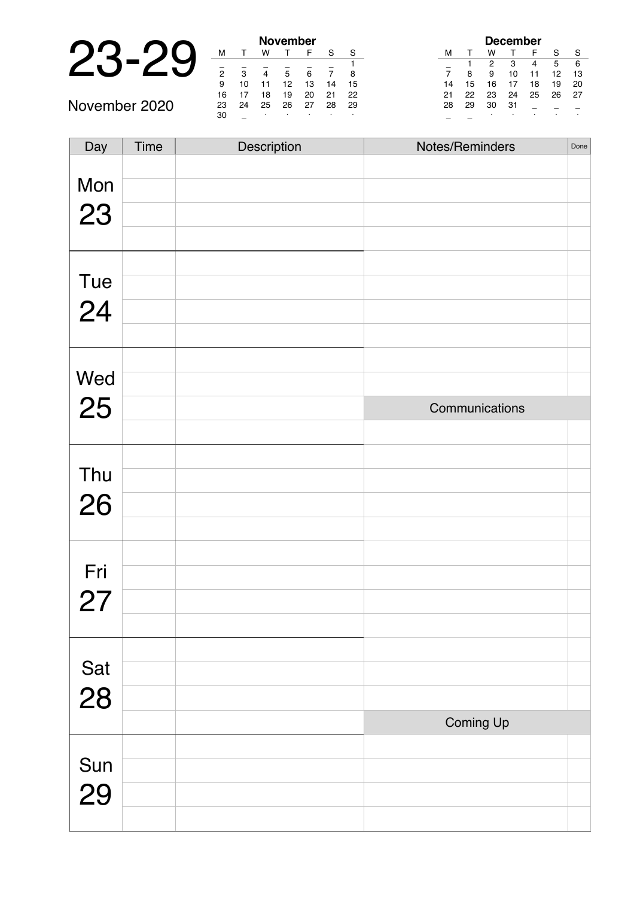# 23-29

November 2020

**November**

| M | T | W | T | F | S | S |
|---|---|---|---|---|---|---|
| _ | _ | _ | _ | _ | _ | 1 |
| 2 | 3 | 4 | 5 | 6 | 7 | 8 |
| 9 | 10 | 11 | 12 | 13 | 14 | 15 |
| 16 | 17 | 18 | 19 | 20 | 21 | 22 |
| 23 | 24 | 25 | 26 | 27 | 28 | 29 |
| 30 | _ | . | . | . | . | . |

**December**

| M | T | W | T | F | S | S |
|---|---|---|---|---|---|---|
| _ | 1 | 2 | 3 | 4 | 5 | 6 |
| 7 | 8 | 9 | 10 | 11 | 12 | 13 |
| 14 | 15 | 16 | 17 | 18 | 19 | 20 |
| 21 | 22 | 23 | 24 | 25 | 26 | 27 |
| 28 | 29 | 30 | 31 | _ | _ | _ |
| _ | _ | . | . | . | . | . |

| Day | Time | Description | Notes/Reminders | Done |
|---|---|---|---|---|
| Mon 23 | | | | |
| | | | | |
| | | | | |
| | | | | |
| Tue 24 | | | | |
| | | | | |
| | | | | |
| | | | | |
| Wed 25 | | | | |
| | | | | |
| | | | Communications | |
| | | | | |
| Thu 26 | | | | |
| | | | | |
| | | | | |
| | | | | |
| Fri 27 | | | | |
| | | | | |
| | | | | |
| | | | | |
| Sat 28 | | | | |
| | | | | |
| | | | | |
| | | | Coming Up | |
| Sun 29 | | | | |
| | | | | |
| | | | | |
| | | | | |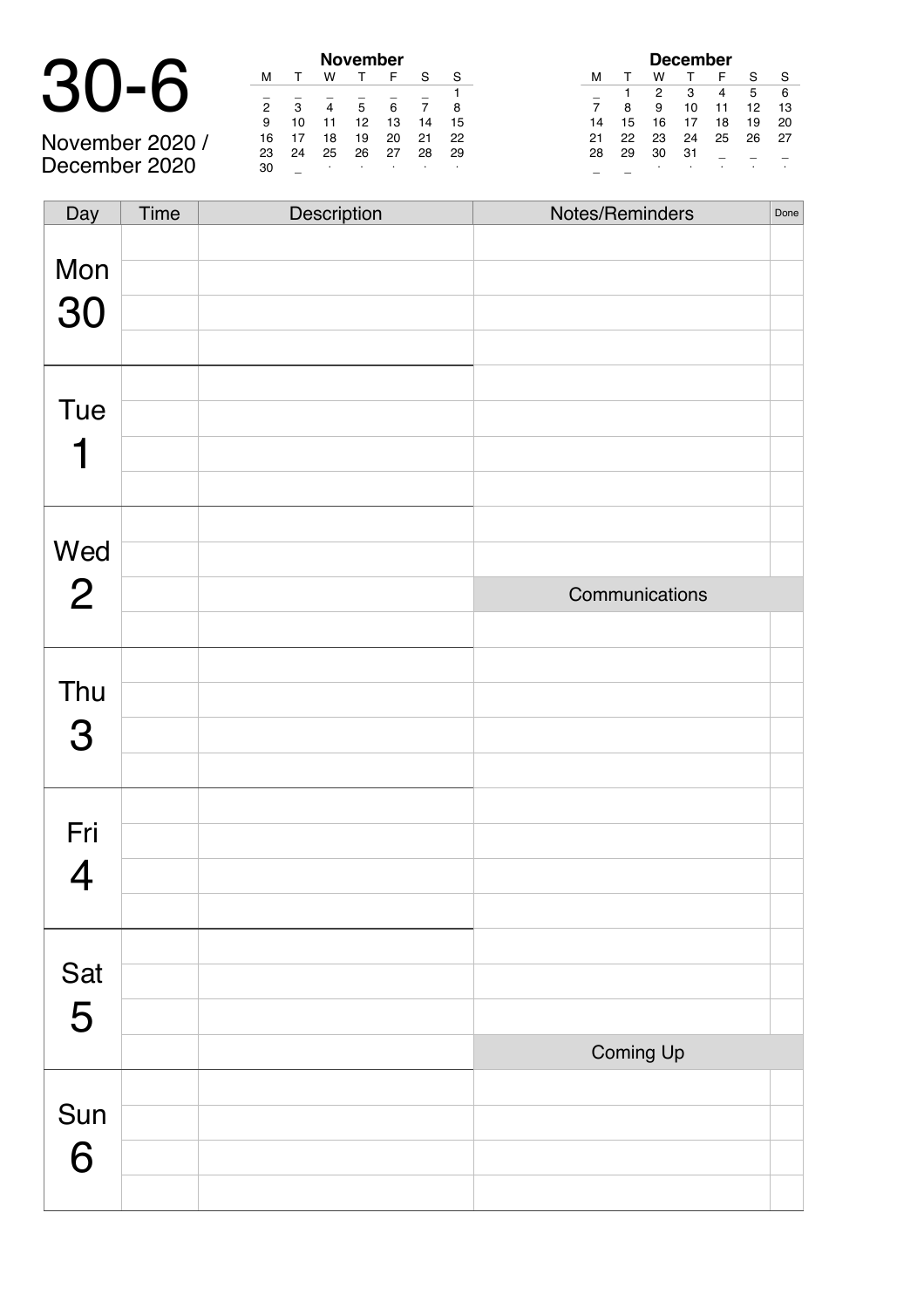# 30-6

November 2020 / December 2020

**November**

| M | T | W | T | F | S | S |
|---|---|---|---|---|---|---|
| _ | _ | _ | _ | _ | _ | 1 |
| 2 | 3 | 4 | 5 | 6 | 7 | 8 |
| 9 | 10 | 11 | 12 | 13 | 14 | 15 |
| 16 | 17 | 18 | 19 | 20 | 21 | 22 |
| 23 | 24 | 25 | 26 | 27 | 28 | 29 |
| 30 | _ | . | . | . | . | . |

**December**

| M | T | W | T | F | S | S |
|---|---|---|---|---|---|---|
| _ | 1 | 2 | 3 | 4 | 5 | 6 |
| 7 | 8 | 9 | 10 | 11 | 12 | 13 |
| 14 | 15 | 16 | 17 | 18 | 19 | 20 |
| 21 | 22 | 23 | 24 | 25 | 26 | 27 |
| 28 | 29 | 30 | 31 | _ | _ | _ |
| _ | _ | . | . | . | . | . |

| Day | Time | Description |
|---|---|---|
| Mon 30 | | |
| | | |
| | | |
| | | |
| Tue 1 | | |
| | | |
| | | |
| | | |
| Wed 2 | | |
| | | |
| | | |
| | | |
| Thu 3 | | |
| | | |
| | | |
| | | |
| Fri 4 | | |
| | | |
| | | |
| | | |
| Sat 5 | | |
| | | |
| | | |
| | | |
| Sun 6 | | |
| | | |
| | | |
| | | |

| Notes/Reminders | Done |
|---|---|
| | |
| | |
| | |
| | |
| | |
| | |
| | |
| | |
| | |
| | |
| **Communications** | |
| | |
| | |
| | |
| | |
| | |
| | |
| | |
| | |
| | |
| | |
| | |
| | |
| **Coming Up** | |
| | |
| | |
| | |
| | |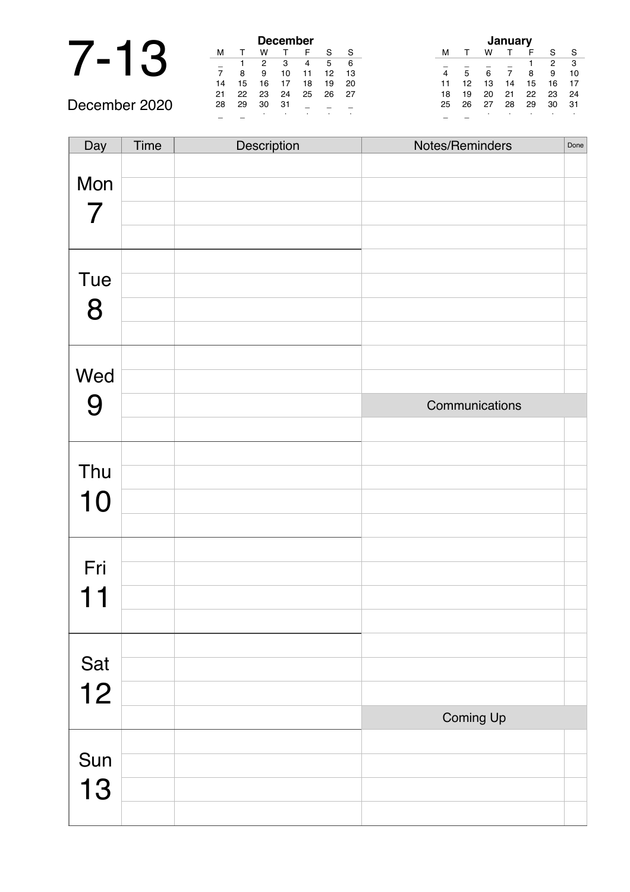# 7-13

December 2020

**December**

| M | T | W | T | F | S | S |
|---|---|---|---|---|---|---|
| _ | 1 | 2 | 3 | 4 | 5 | 6 |
| 7 | 8 | 9 | 10 | 11 | 12 | 13 |
| 14 | 15 | 16 | 17 | 18 | 19 | 20 |
| 21 | 22 | 23 | 24 | 25 | 26 | 27 |
| 28 | 29 | 30 | 31 | _ | _ | _ |

**January**

| M | T | W | T | F | S | S |
|---|---|---|---|---|---|---|
| _ | _ | _ | _ | 1 | 2 | 3 |
| 4 | 5 | 6 | 7 | 8 | 9 | 10 |
| 11 | 12 | 13 | 14 | 15 | 16 | 17 |
| 18 | 19 | 20 | 21 | 22 | 23 | 24 |
| 25 | 26 | 27 | 28 | 29 | 30 | 31 |

| Day | Time | Description | Notes/Reminders | Done |
|---|---|---|---|---|
| Mon 7 | | | | |
| | | | | |
| | | | | |
| | | | | |
| Tue 8 | | | | |
| | | | | |
| | | | | |
| | | | | |
| Wed 9 | | | | |
| | | | | |
| | | | Communications | |
| | | | | |
| Thu 10 | | | | |
| | | | | |
| | | | | |
| | | | | |
| Fri 11 | | | | |
| | | | | |
| | | | | |
| | | | | |
| Sat 12 | | | | |
| | | | | |
| | | | | |
| | | | Coming Up | |
| Sun 13 | | | | |
| | | | | |
| | | | | |
| | | | | |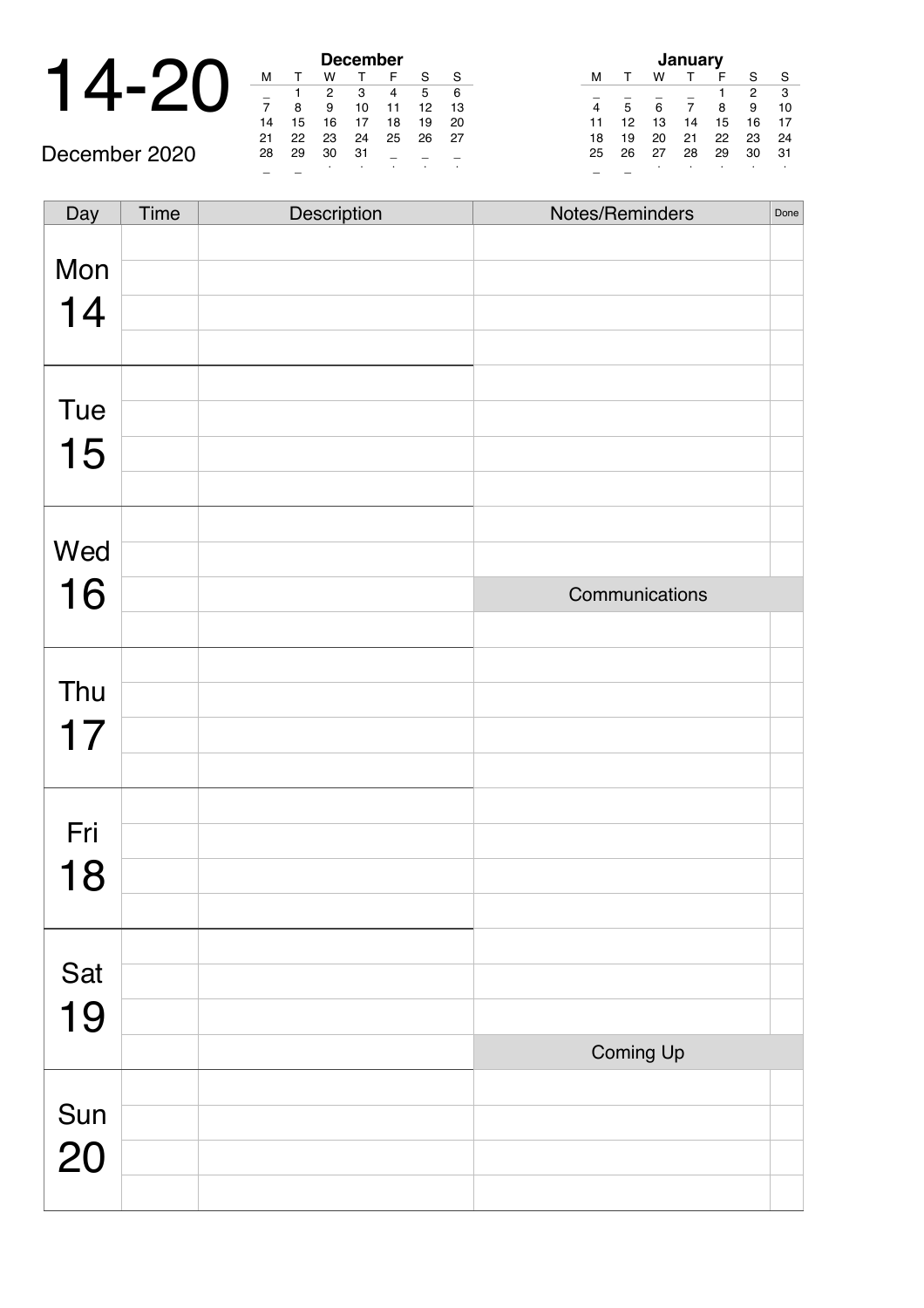# 14-20

December 2020

**December**

| M | T | W | T | F | S | S |
|---|---|---|---|---|---|---|
| _ | 1 | 2 | 3 | 4 | 5 | 6 |
| 7 | 8 | 9 | 10 | 11 | 12 | 13 |
| 14 | 15 | 16 | 17 | 18 | 19 | 20 |
| 21 | 22 | 23 | 24 | 25 | 26 | 27 |
| 28 | 29 | 30 | 31 | _ | _ | _ |

**January**

| M | T | W | T | F | S | S |
|---|---|---|---|---|---|---|
| _ | _ | _ | _ | 1 | 2 | 3 |
| 4 | 5 | 6 | 7 | 8 | 9 | 10 |
| 11 | 12 | 13 | 14 | 15 | 16 | 17 |
| 18 | 19 | 20 | 21 | 22 | 23 | 24 |
| 25 | 26 | 27 | 28 | 29 | 30 | 31 |

| Day | Time | Description | Notes/Reminders | Done |
|---|---|---|---|---|
| Mon 14 | | | | |
| | | | | |
| | | | | |
| | | | | |
| Tue 15 | | | | |
| | | | | |
| | | | | |
| | | | | |
| Wed 16 | | | | |
| | | | | |
| | | | Communications | |
| | | | | |
| Thu 17 | | | | |
| | | | | |
| | | | | |
| | | | | |
| Fri 18 | | | | |
| | | | | |
| | | | | |
| | | | | |
| Sat 19 | | | | |
| | | | | |
| | | | | |
| | | | Coming Up | |
| Sun 20 | | | | |
| | | | | |
| | | | | |
| | | | | |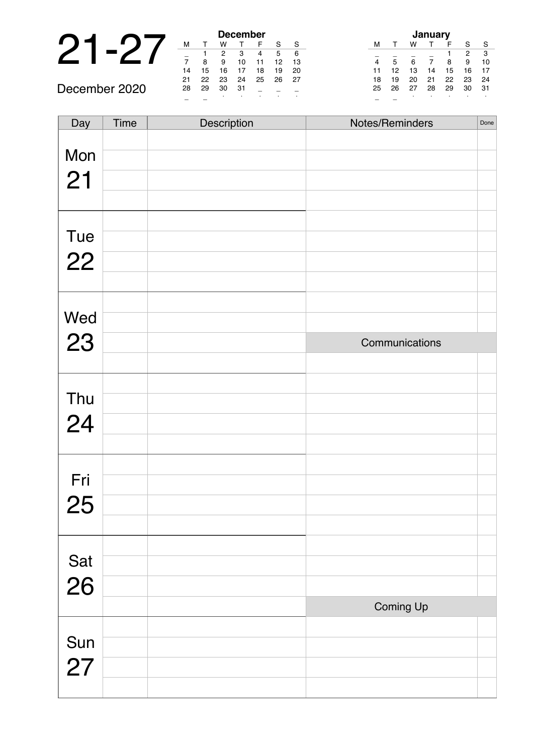# 21-27

December 2020

**December**

| M | T | W | T | F | S | S |
|---|---|---|---|---|---|---|
| _ | 1 | 2 | 3 | 4 | 5 | 6 |
| 7 | 8 | 9 | 10 | 11 | 12 | 13 |
| 14 | 15 | 16 | 17 | 18 | 19 | 20 |
| 21 | 22 | 23 | 24 | 25 | 26 | 27 |
| 28 | 29 | 30 | 31 | _ | _ | _ |

**January**

| M | T | W | T | F | S | S |
|---|---|---|---|---|---|---|
| _ | _ | _ | _ | 1 | 2 | 3 |
| 4 | 5 | 6 | 7 | 8 | 9 | 10 |
| 11 | 12 | 13 | 14 | 15 | 16 | 17 |
| 18 | 19 | 20 | 21 | 22 | 23 | 24 |
| 25 | 26 | 27 | 28 | 29 | 30 | 31 |

| Day | Time | Description | Notes/Reminders | Done |
|---|---|---|---|---|
| Mon 21 | | | | |
| | | | | |
| | | | | |
| | | | | |
| Tue 22 | | | | |
| | | | | |
| | | | | |
| | | | | |
| Wed 23 | | | | |
| | | | | |
| | | | Communications | |
| | | | | |
| Thu 24 | | | | |
| | | | | |
| | | | | |
| | | | | |
| Fri 25 | | | | |
| | | | | |
| | | | | |
| | | | | |
| Sat 26 | | | | |
| | | | | |
| | | | | |
| | | | Coming Up | |
| Sun 27 | | | | |
| | | | | |
| | | | | |
| | | | | |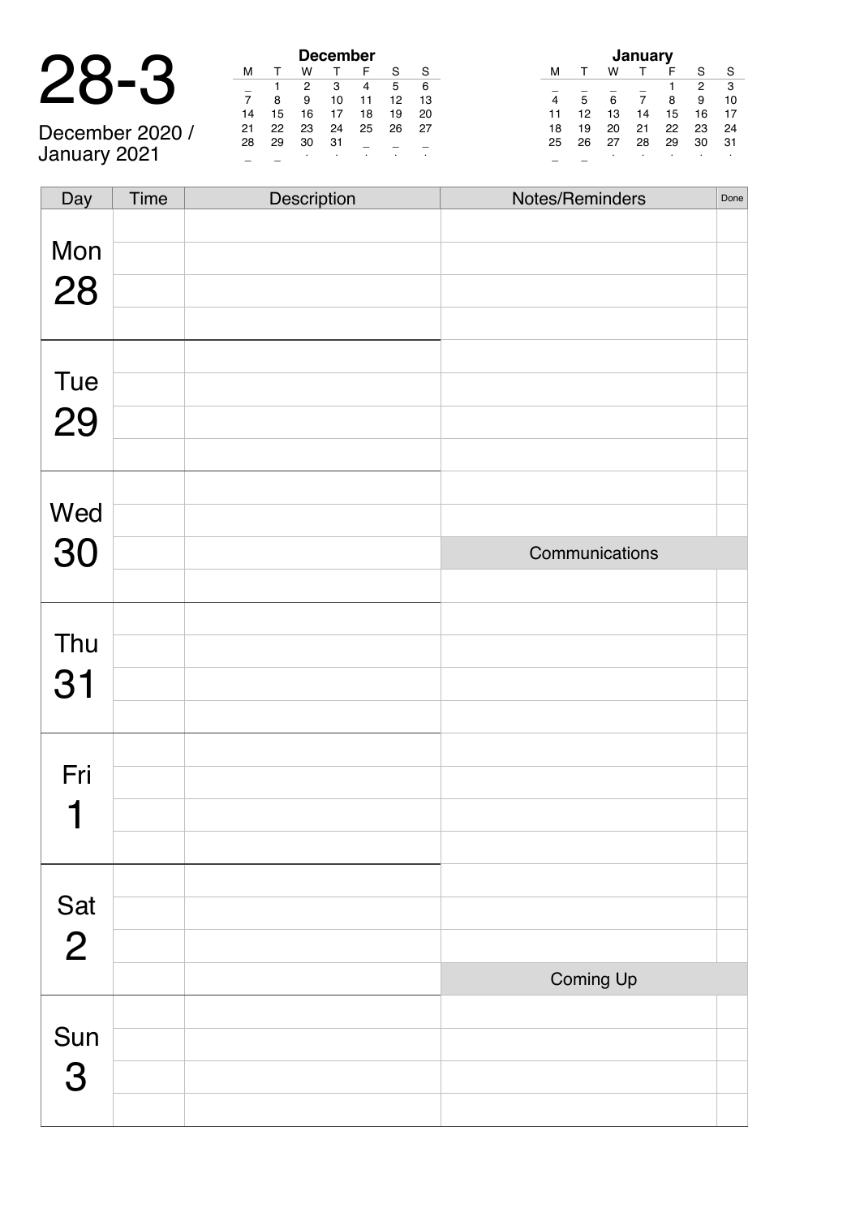# 28-3

December 2020 / January 2021

**December**

| M | T | W | T | F | S | S |
|---|---|---|---|---|---|---|
| _ | 1 | 2 | 3 | 4 | 5 | 6 |
| 7 | 8 | 9 | 10 | 11 | 12 | 13 |
| 14 | 15 | 16 | 17 | 18 | 19 | 20 |
| 21 | 22 | 23 | 24 | 25 | 26 | 27 |
| 28 | 29 | 30 | 31 | _ | _ | _ |

**January**

| M | T | W | T | F | S | S |
|---|---|---|---|---|---|---|
| _ | _ | _ | _ | 1 | 2 | 3 |
| 4 | 5 | 6 | 7 | 8 | 9 | 10 |
| 11 | 12 | 13 | 14 | 15 | 16 | 17 |
| 18 | 19 | 20 | 21 | 22 | 23 | 24 |
| 25 | 26 | 27 | 28 | 29 | 30 | 31 |

| Day | Time | Description | Notes/Reminders | Done |
|---|---|---|---|---|
| Mon 28 | | | | |
| Tue 29 | | | | |
| Wed 30 | | | Communications | |
| Thu 31 | | | | |
| Fri 1 | | | | |
| Sat 2 | | | Coming Up | |
| Sun 3 | | | | |